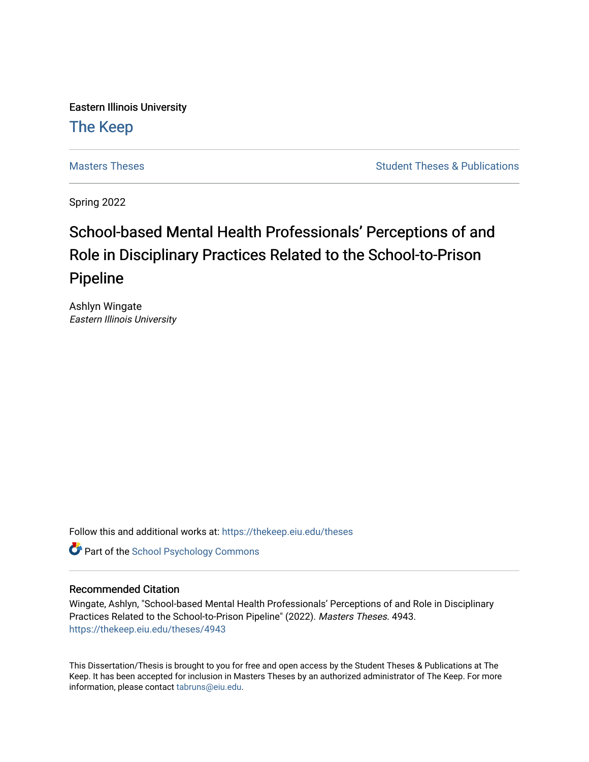Eastern Illinois University

# The Keep

Masters Theses | Student Theses & Publications

Spring 2022

# School-based Mental Health Professionals' Perceptions of and Role in Disciplinary Practices Related to the School-to-Prison Pipeline

Ashlyn Wingate
*Eastern Illinois University*

Follow this and additional works at: https://thekeep.eiu.edu/theses

Part of the School Psychology Commons

## Recommended Citation

Wingate, Ashlyn, "School-based Mental Health Professionals' Perceptions of and Role in Disciplinary Practices Related to the School-to-Prison Pipeline" (2022). *Masters Theses*. 4943.
https://thekeep.eiu.edu/theses/4943

This Dissertation/Thesis is brought to you for free and open access by the Student Theses & Publications at The Keep. It has been accepted for inclusion in Masters Theses by an authorized administrator of The Keep. For more information, please contact tabruns@eiu.edu.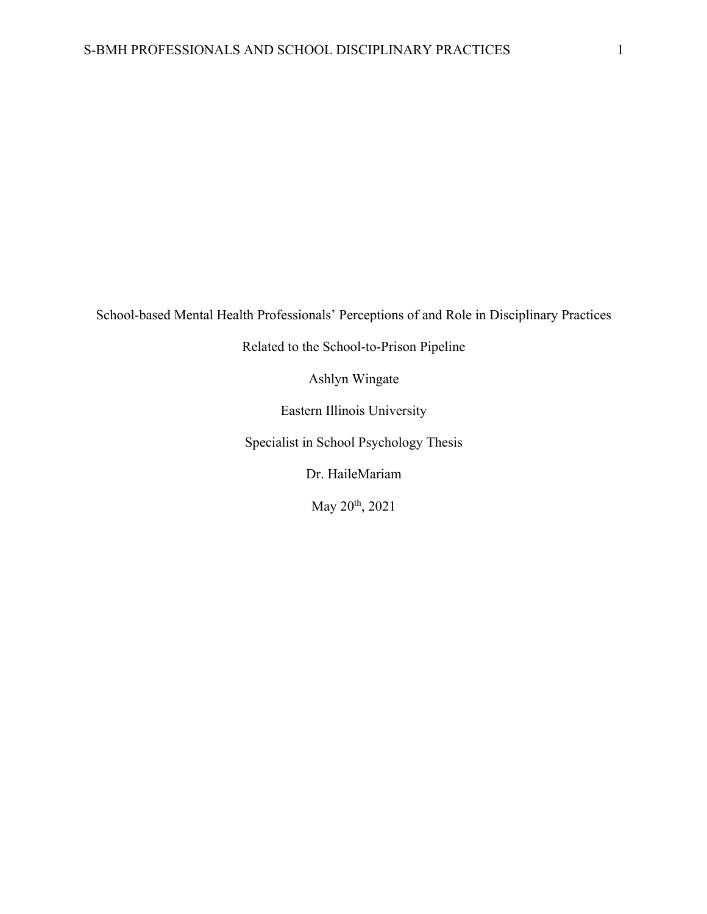School-based Mental Health Professionals' Perceptions of and Role in Disciplinary Practices

Related to the School-to-Prison Pipeline

Ashlyn Wingate

Eastern Illinois University

Specialist in School Psychology Thesis

Dr. HaileMariam

May 20th, 2021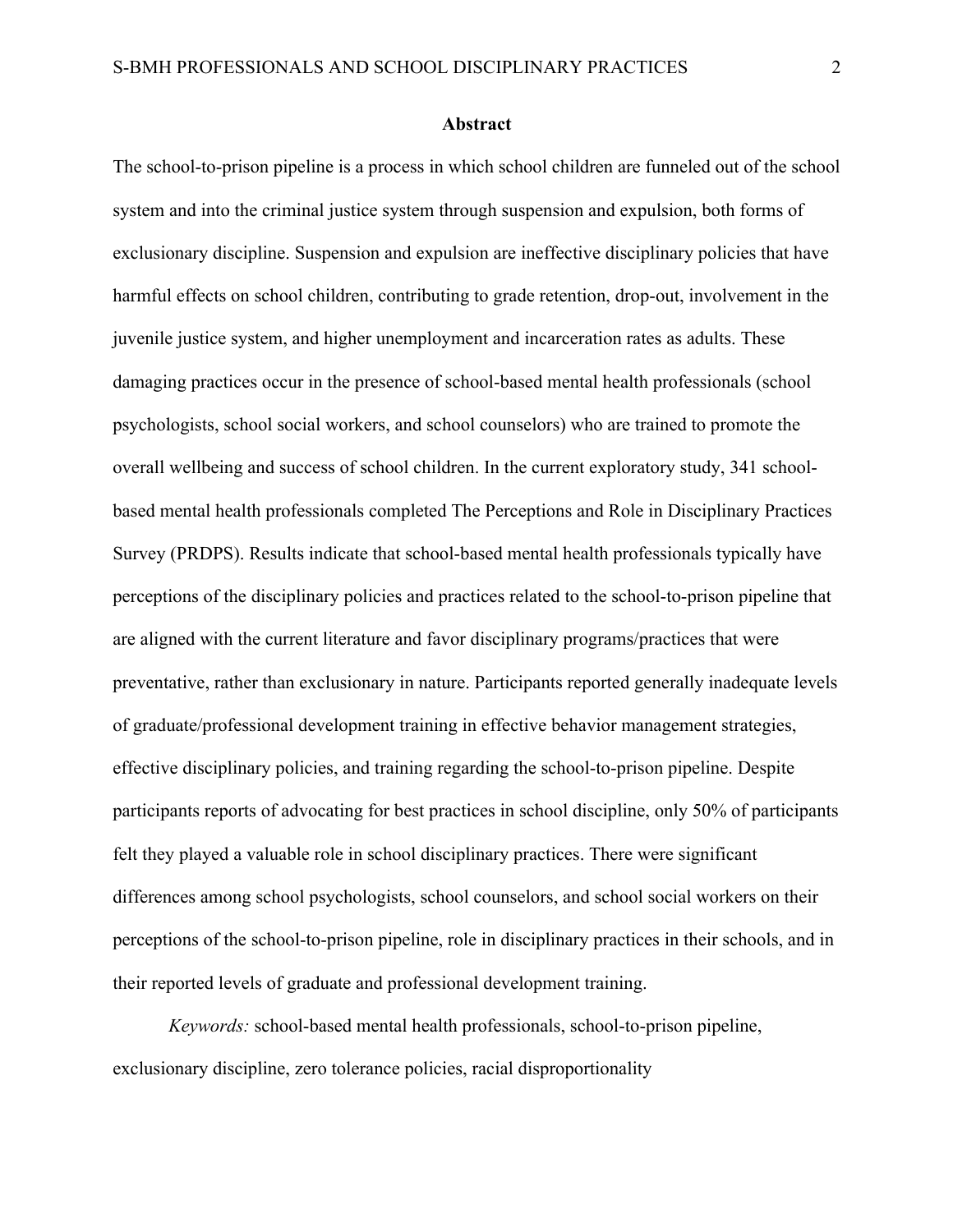## Abstract

The school-to-prison pipeline is a process in which school children are funneled out of the school system and into the criminal justice system through suspension and expulsion, both forms of exclusionary discipline. Suspension and expulsion are ineffective disciplinary policies that have harmful effects on school children, contributing to grade retention, drop-out, involvement in the juvenile justice system, and higher unemployment and incarceration rates as adults. These damaging practices occur in the presence of school-based mental health professionals (school psychologists, school social workers, and school counselors) who are trained to promote the overall wellbeing and success of school children. In the current exploratory study, 341 school-based mental health professionals completed The Perceptions and Role in Disciplinary Practices Survey (PRDPS). Results indicate that school-based mental health professionals typically have perceptions of the disciplinary policies and practices related to the school-to-prison pipeline that are aligned with the current literature and favor disciplinary programs/practices that were preventative, rather than exclusionary in nature. Participants reported generally inadequate levels of graduate/professional development training in effective behavior management strategies, effective disciplinary policies, and training regarding the school-to-prison pipeline. Despite participants reports of advocating for best practices in school discipline, only 50% of participants felt they played a valuable role in school disciplinary practices. There were significant differences among school psychologists, school counselors, and school social workers on their perceptions of the school-to-prison pipeline, role in disciplinary practices in their schools, and in their reported levels of graduate and professional development training.

*Keywords:* school-based mental health professionals, school-to-prison pipeline, exclusionary discipline, zero tolerance policies, racial disproportionality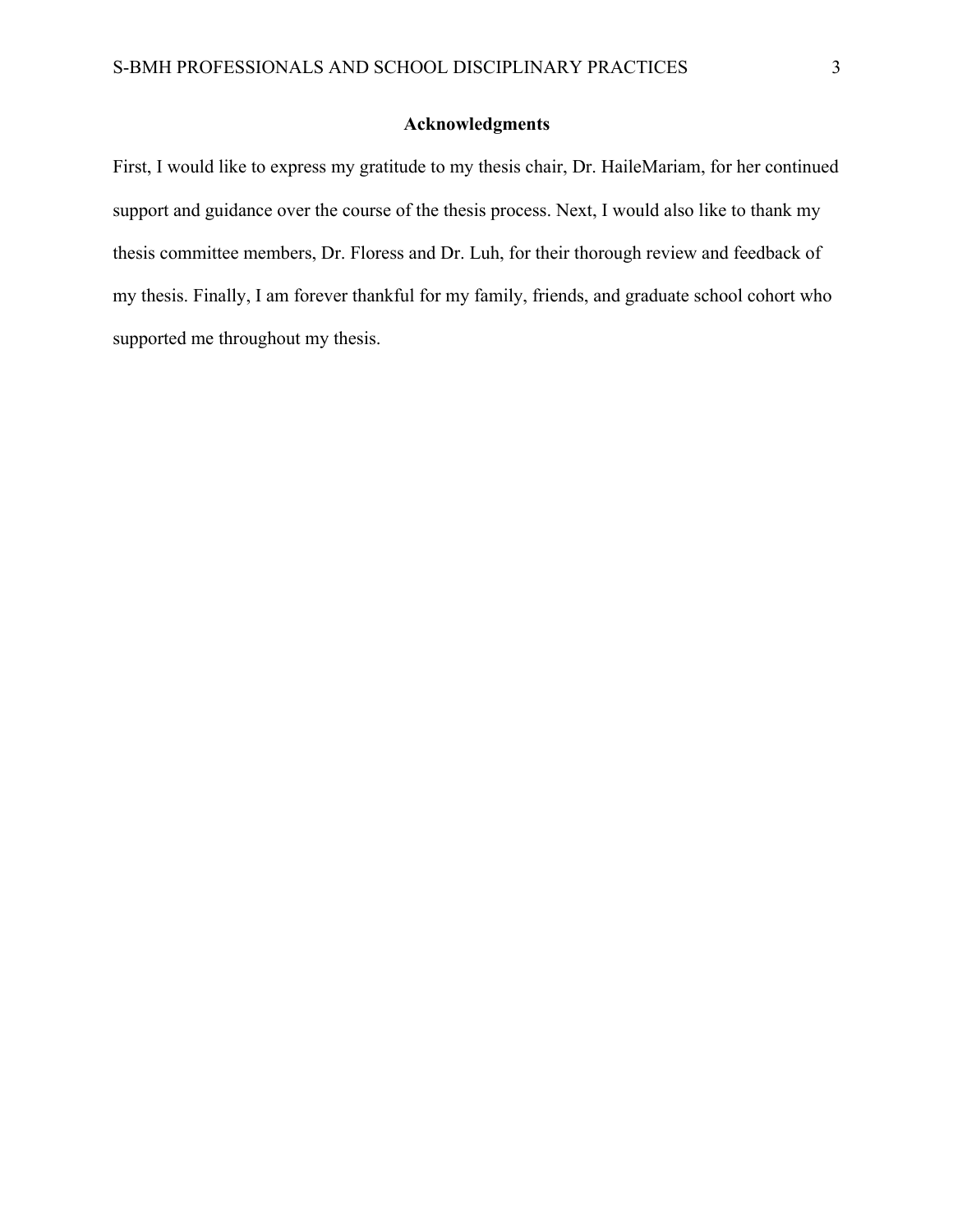## Acknowledgments

First, I would like to express my gratitude to my thesis chair, Dr. HaileMariam, for her continued support and guidance over the course of the thesis process. Next, I would also like to thank my thesis committee members, Dr. Floress and Dr. Luh, for their thorough review and feedback of my thesis. Finally, I am forever thankful for my family, friends, and graduate school cohort who supported me throughout my thesis.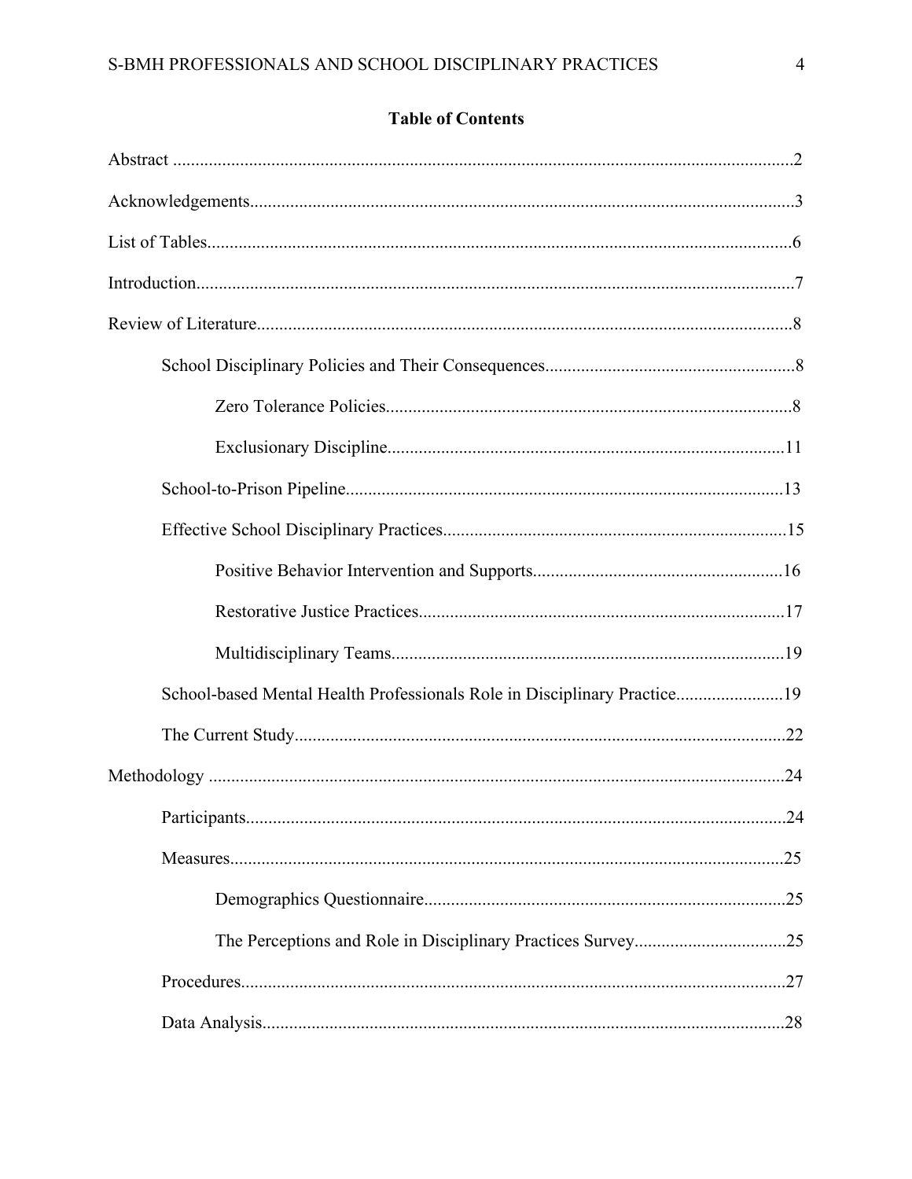## Table of Contents

Abstract ..........................................................................................................................2

Acknowledgements.........................................................................................................3

List of Tables...................................................................................................................6

Introduction......................................................................................................................7

Review of Literature........................................................................................................8

- School Disciplinary Policies and Their Consequences........................................................8
  - Zero Tolerance Policies...........................................................................................8
  - Exclusionary Discipline.........................................................................................11
- School-to-Prison Pipeline..................................................................................................13
- Effective School Disciplinary Practices.............................................................................15
  - Positive Behavior Intervention and Supports........................................................16
  - Restorative Justice Practices..................................................................................17
  - Multidisciplinary Teams........................................................................................19
- School-based Mental Health Professionals Role in Disciplinary Practice........................19
- The Current Study.............................................................................................................22

Methodology ..................................................................................................................24

- Participants.........................................................................................................................24
- Measures............................................................................................................................25
  - Demographics Questionnaire.................................................................................25
  - The Perceptions and Role in Disciplinary Practices Survey..................................25
- Procedures..........................................................................................................................27
- Data Analysis.....................................................................................................................28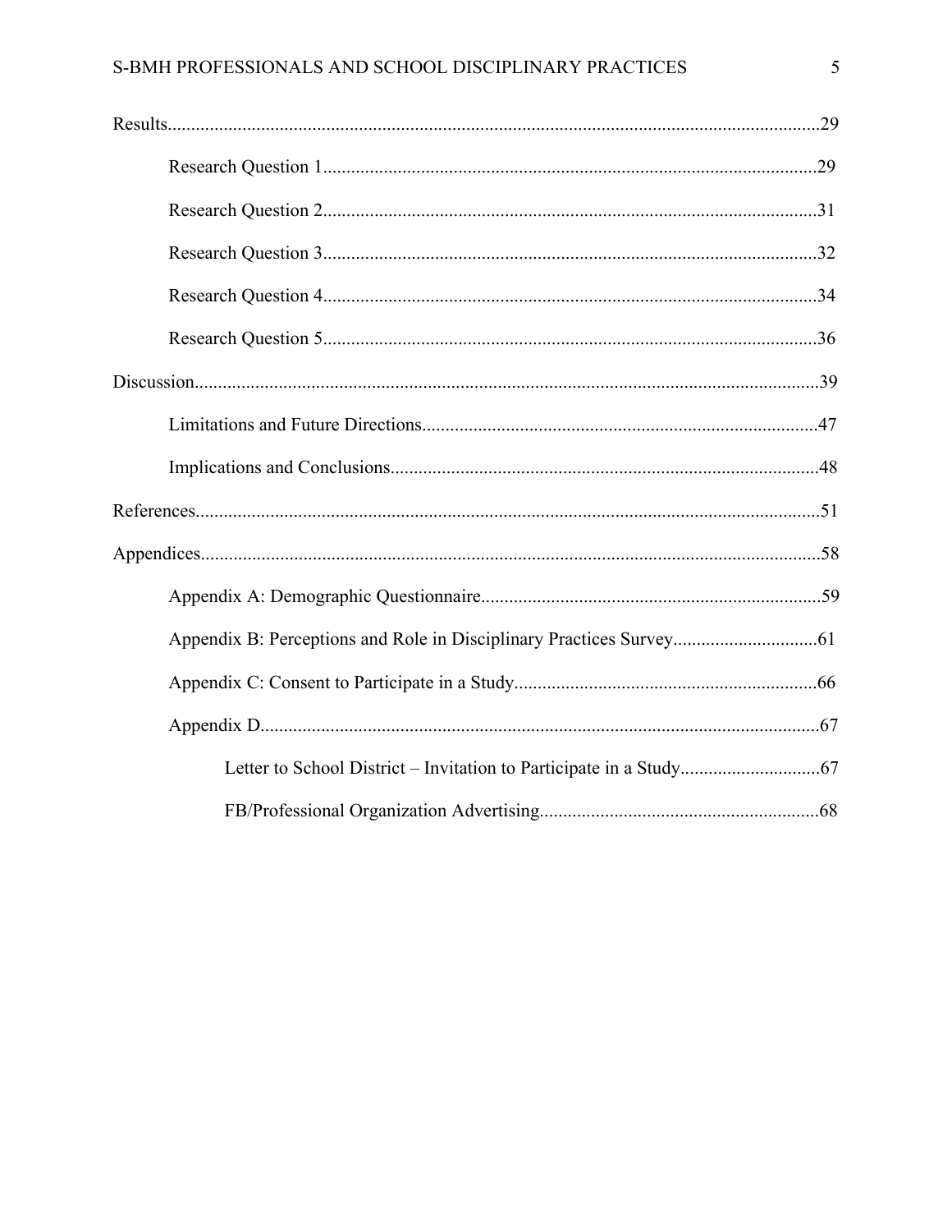Results......................................................................................................................................29

Research Question 1.........................................................................................................29

Research Question 2.........................................................................................................31

Research Question 3.........................................................................................................32

Research Question 4.........................................................................................................34

Research Question 5.........................................................................................................36

Discussion..................................................................................................................................39

Limitations and Future Directions....................................................................................47

Implications and Conclusions...........................................................................................48

References..................................................................................................................................51

Appendices................................................................................................................................58

Appendix A: Demographic Questionnaire........................................................................59

Appendix B: Perceptions and Role in Disciplinary Practices Survey...............................61

Appendix C: Consent to Participate in a Study................................................................66

Appendix D.......................................................................................................................67

Letter to School District – Invitation to Participate in a Study.............................67

FB/Professional Organization Advertising...........................................................68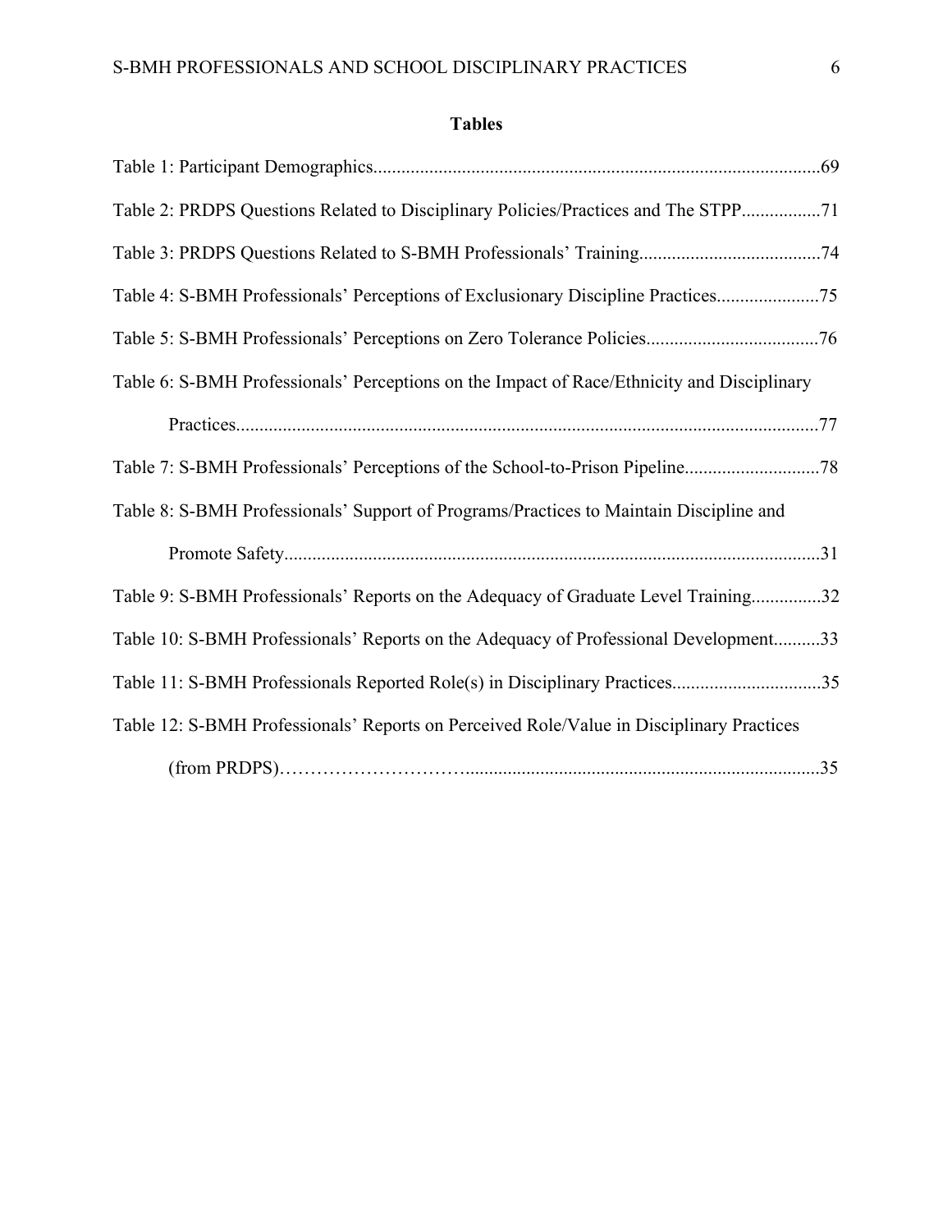## Tables

Table 1: Participant Demographics................................................................................................69

Table 2: PRDPS Questions Related to Disciplinary Policies/Practices and The STPP.................71

Table 3: PRDPS Questions Related to S-BMH Professionals' Training.......................................74

Table 4: S-BMH Professionals' Perceptions of Exclusionary Discipline Practices.....................75

Table 5: S-BMH Professionals' Perceptions on Zero Tolerance Policies....................................76

Table 6: S-BMH Professionals' Perceptions on the Impact of Race/Ethnicity and Disciplinary Practices............................................................................................................................77

Table 7: S-BMH Professionals' Perceptions of the School-to-Prison Pipeline............................78

Table 8: S-BMH Professionals' Support of Programs/Practices to Maintain Discipline and Promote Safety..................................................................................................................31

Table 9: S-BMH Professionals' Reports on the Adequacy of Graduate Level Training...............32

Table 10: S-BMH Professionals' Reports on the Adequacy of Professional Development..........33

Table 11: S-BMH Professionals Reported Role(s) in Disciplinary Practices................................35

Table 12: S-BMH Professionals' Reports on Perceived Role/Value in Disciplinary Practices (from PRDPS)………………………..........................................................................35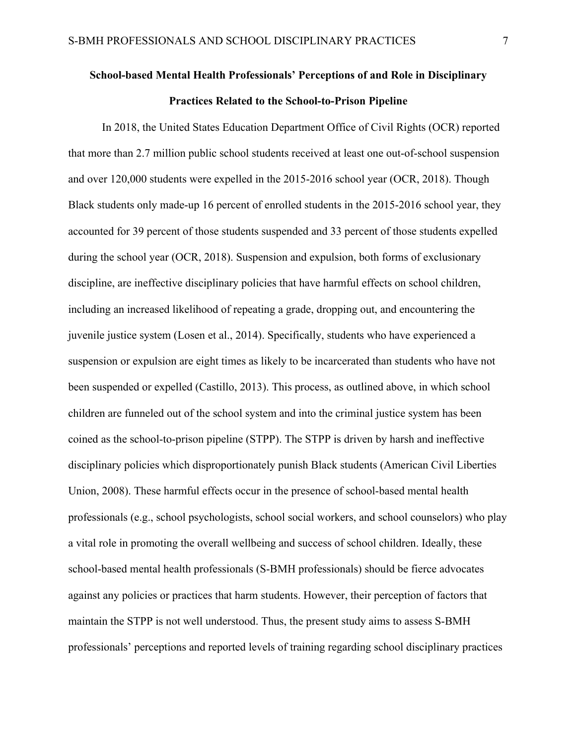## School-based Mental Health Professionals' Perceptions of and Role in Disciplinary Practices Related to the School-to-Prison Pipeline

In 2018, the United States Education Department Office of Civil Rights (OCR) reported that more than 2.7 million public school students received at least one out-of-school suspension and over 120,000 students were expelled in the 2015-2016 school year (OCR, 2018). Though Black students only made-up 16 percent of enrolled students in the 2015-2016 school year, they accounted for 39 percent of those students suspended and 33 percent of those students expelled during the school year (OCR, 2018). Suspension and expulsion, both forms of exclusionary discipline, are ineffective disciplinary policies that have harmful effects on school children, including an increased likelihood of repeating a grade, dropping out, and encountering the juvenile justice system (Losen et al., 2014). Specifically, students who have experienced a suspension or expulsion are eight times as likely to be incarcerated than students who have not been suspended or expelled (Castillo, 2013). This process, as outlined above, in which school children are funneled out of the school system and into the criminal justice system has been coined as the school-to-prison pipeline (STPP). The STPP is driven by harsh and ineffective disciplinary policies which disproportionately punish Black students (American Civil Liberties Union, 2008). These harmful effects occur in the presence of school-based mental health professionals (e.g., school psychologists, school social workers, and school counselors) who play a vital role in promoting the overall wellbeing and success of school children. Ideally, these school-based mental health professionals (S-BMH professionals) should be fierce advocates against any policies or practices that harm students. However, their perception of factors that maintain the STPP is not well understood. Thus, the present study aims to assess S-BMH professionals' perceptions and reported levels of training regarding school disciplinary practices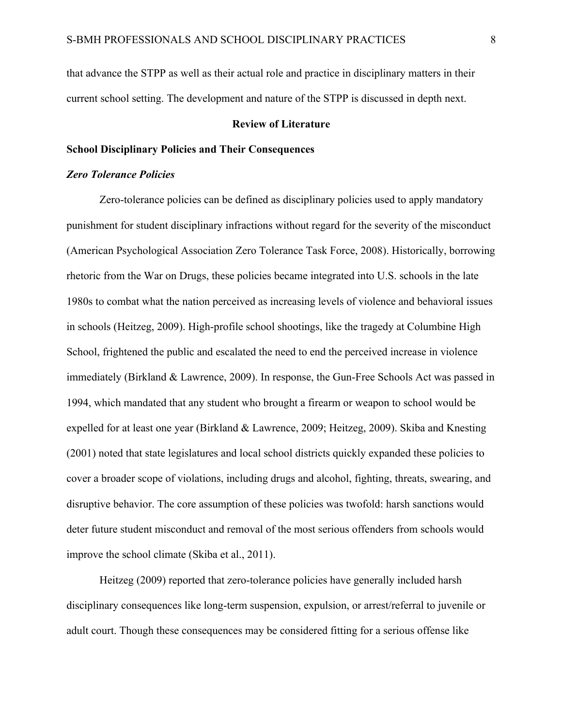that advance the STPP as well as their actual role and practice in disciplinary matters in their current school setting. The development and nature of the STPP is discussed in depth next.

## Review of Literature

### School Disciplinary Policies and Their Consequences

#### *Zero Tolerance Policies*

Zero-tolerance policies can be defined as disciplinary policies used to apply mandatory punishment for student disciplinary infractions without regard for the severity of the misconduct (American Psychological Association Zero Tolerance Task Force, 2008). Historically, borrowing rhetoric from the War on Drugs, these policies became integrated into U.S. schools in the late 1980s to combat what the nation perceived as increasing levels of violence and behavioral issues in schools (Heitzeg, 2009). High-profile school shootings, like the tragedy at Columbine High School, frightened the public and escalated the need to end the perceived increase in violence immediately (Birkland & Lawrence, 2009). In response, the Gun-Free Schools Act was passed in 1994, which mandated that any student who brought a firearm or weapon to school would be expelled for at least one year (Birkland & Lawrence, 2009; Heitzeg, 2009). Skiba and Knesting (2001) noted that state legislatures and local school districts quickly expanded these policies to cover a broader scope of violations, including drugs and alcohol, fighting, threats, swearing, and disruptive behavior. The core assumption of these policies was twofold: harsh sanctions would deter future student misconduct and removal of the most serious offenders from schools would improve the school climate (Skiba et al., 2011).

Heitzeg (2009) reported that zero-tolerance policies have generally included harsh disciplinary consequences like long-term suspension, expulsion, or arrest/referral to juvenile or adult court. Though these consequences may be considered fitting for a serious offense like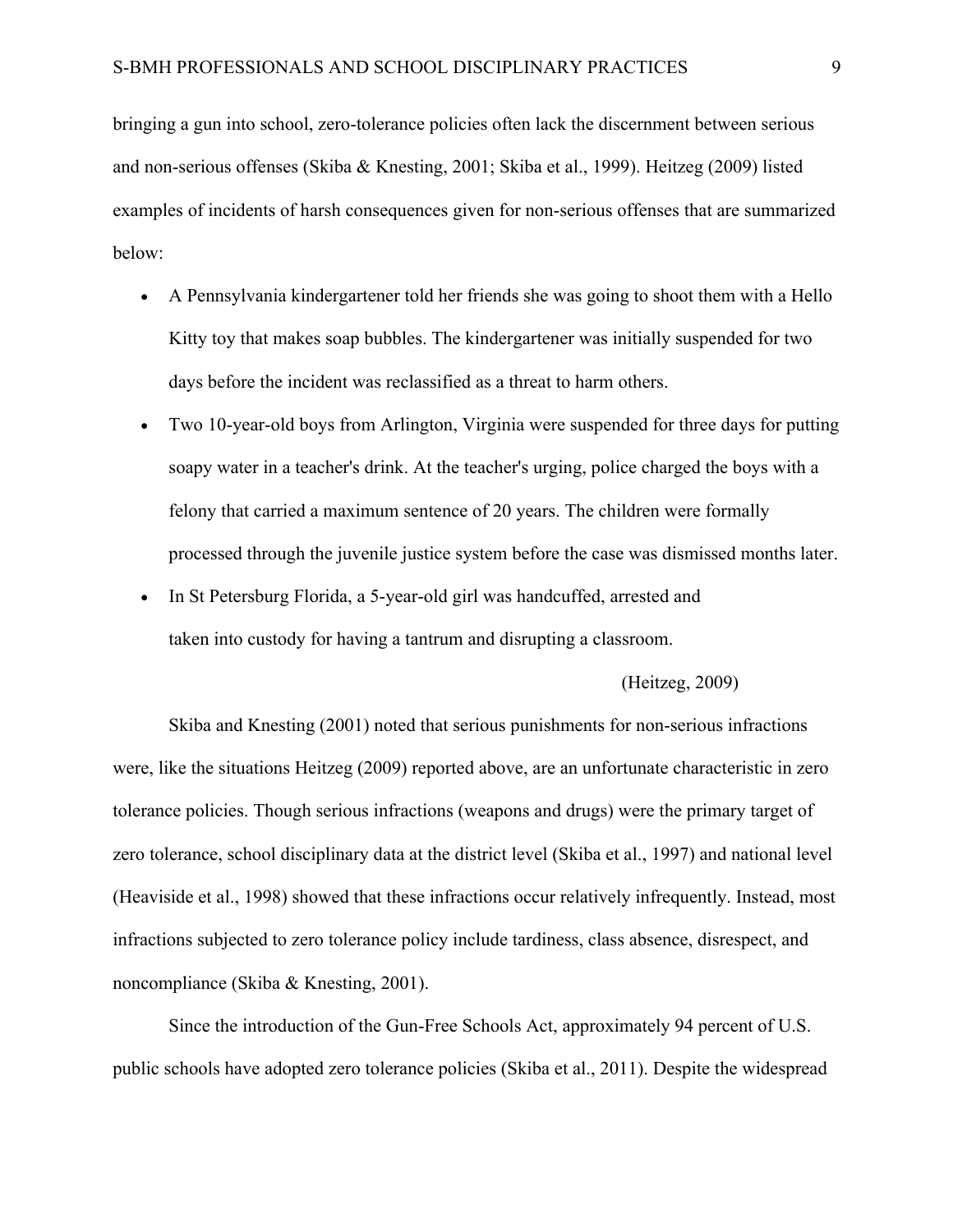bringing a gun into school, zero-tolerance policies often lack the discernment between serious and non-serious offenses (Skiba & Knesting, 2001; Skiba et al., 1999). Heitzeg (2009) listed examples of incidents of harsh consequences given for non-serious offenses that are summarized below:

- A Pennsylvania kindergartener told her friends she was going to shoot them with a Hello Kitty toy that makes soap bubbles. The kindergartener was initially suspended for two days before the incident was reclassified as a threat to harm others.
- Two 10-year-old boys from Arlington, Virginia were suspended for three days for putting soapy water in a teacher's drink. At the teacher's urging, police charged the boys with a felony that carried a maximum sentence of 20 years. The children were formally processed through the juvenile justice system before the case was dismissed months later.
- In St Petersburg Florida, a 5-year-old girl was handcuffed, arrested and taken into custody for having a tantrum and disrupting a classroom.

(Heitzeg, 2009)

Skiba and Knesting (2001) noted that serious punishments for non-serious infractions were, like the situations Heitzeg (2009) reported above, are an unfortunate characteristic in zero tolerance policies. Though serious infractions (weapons and drugs) were the primary target of zero tolerance, school disciplinary data at the district level (Skiba et al., 1997) and national level (Heaviside et al., 1998) showed that these infractions occur relatively infrequently. Instead, most infractions subjected to zero tolerance policy include tardiness, class absence, disrespect, and noncompliance (Skiba & Knesting, 2001).

Since the introduction of the Gun-Free Schools Act, approximately 94 percent of U.S. public schools have adopted zero tolerance policies (Skiba et al., 2011). Despite the widespread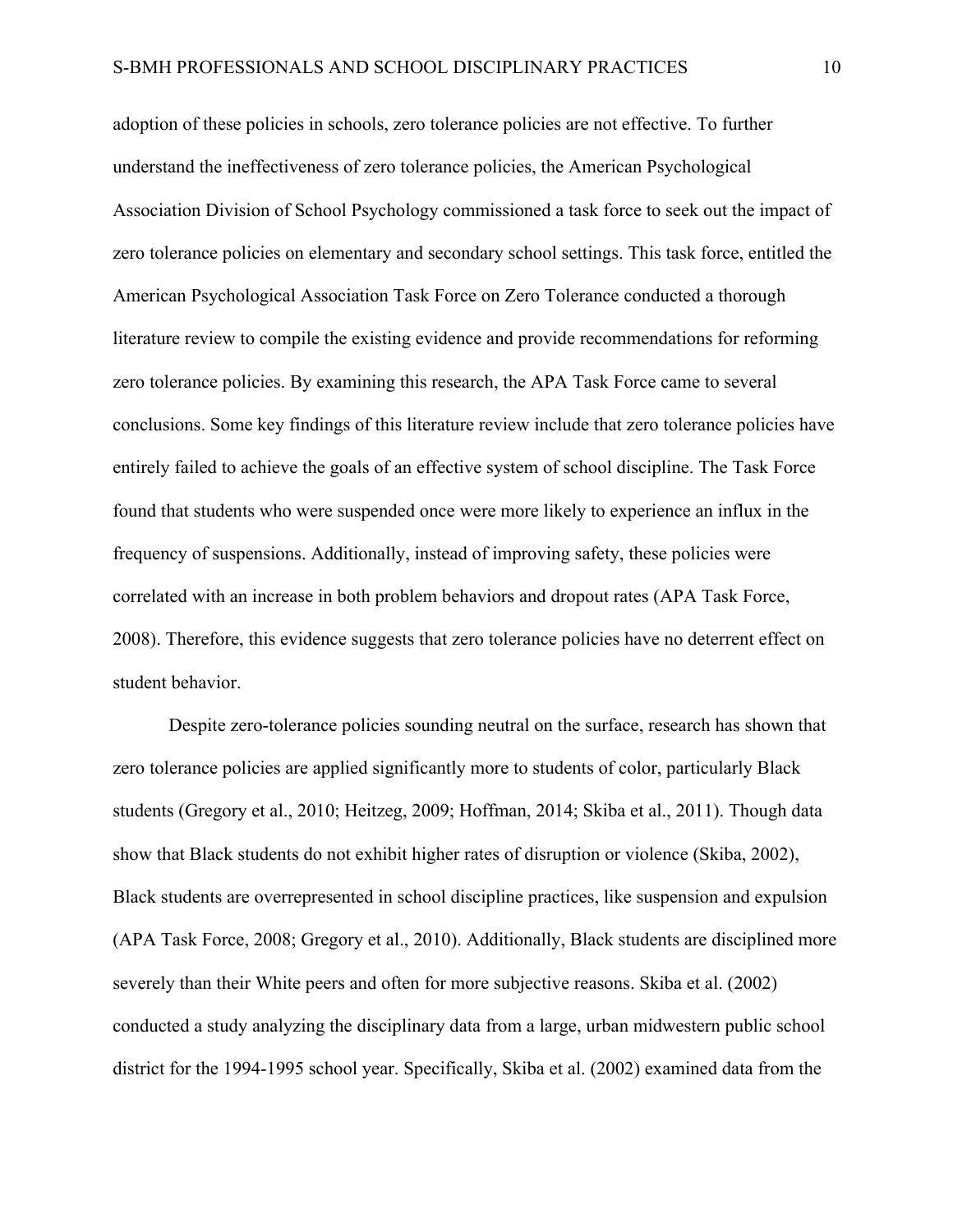adoption of these policies in schools, zero tolerance policies are not effective. To further understand the ineffectiveness of zero tolerance policies, the American Psychological Association Division of School Psychology commissioned a task force to seek out the impact of zero tolerance policies on elementary and secondary school settings. This task force, entitled the American Psychological Association Task Force on Zero Tolerance conducted a thorough literature review to compile the existing evidence and provide recommendations for reforming zero tolerance policies. By examining this research, the APA Task Force came to several conclusions. Some key findings of this literature review include that zero tolerance policies have entirely failed to achieve the goals of an effective system of school discipline. The Task Force found that students who were suspended once were more likely to experience an influx in the frequency of suspensions. Additionally, instead of improving safety, these policies were correlated with an increase in both problem behaviors and dropout rates (APA Task Force, 2008). Therefore, this evidence suggests that zero tolerance policies have no deterrent effect on student behavior.

Despite zero-tolerance policies sounding neutral on the surface, research has shown that zero tolerance policies are applied significantly more to students of color, particularly Black students (Gregory et al., 2010; Heitzeg, 2009; Hoffman, 2014; Skiba et al., 2011). Though data show that Black students do not exhibit higher rates of disruption or violence (Skiba, 2002), Black students are overrepresented in school discipline practices, like suspension and expulsion (APA Task Force, 2008; Gregory et al., 2010). Additionally, Black students are disciplined more severely than their White peers and often for more subjective reasons. Skiba et al. (2002) conducted a study analyzing the disciplinary data from a large, urban midwestern public school district for the 1994-1995 school year. Specifically, Skiba et al. (2002) examined data from the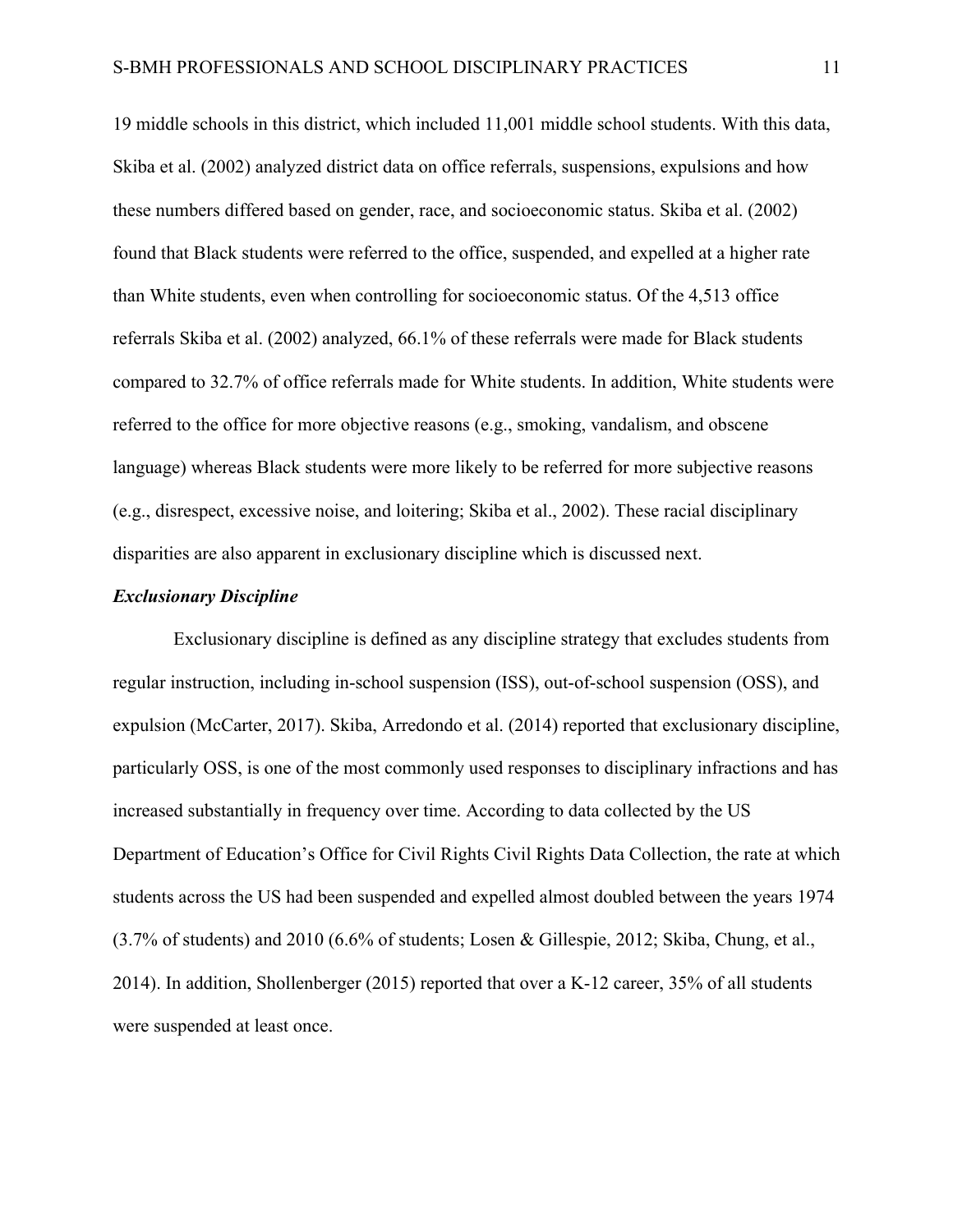19 middle schools in this district, which included 11,001 middle school students. With this data, Skiba et al. (2002) analyzed district data on office referrals, suspensions, expulsions and how these numbers differed based on gender, race, and socioeconomic status. Skiba et al. (2002) found that Black students were referred to the office, suspended, and expelled at a higher rate than White students, even when controlling for socioeconomic status. Of the 4,513 office referrals Skiba et al. (2002) analyzed, 66.1% of these referrals were made for Black students compared to 32.7% of office referrals made for White students. In addition, White students were referred to the office for more objective reasons (e.g., smoking, vandalism, and obscene language) whereas Black students were more likely to be referred for more subjective reasons (e.g., disrespect, excessive noise, and loitering; Skiba et al., 2002). These racial disciplinary disparities are also apparent in exclusionary discipline which is discussed next.

### *Exclusionary Discipline*

Exclusionary discipline is defined as any discipline strategy that excludes students from regular instruction, including in-school suspension (ISS), out-of-school suspension (OSS), and expulsion (McCarter, 2017). Skiba, Arredondo et al. (2014) reported that exclusionary discipline, particularly OSS, is one of the most commonly used responses to disciplinary infractions and has increased substantially in frequency over time. According to data collected by the US Department of Education's Office for Civil Rights Civil Rights Data Collection, the rate at which students across the US had been suspended and expelled almost doubled between the years 1974 (3.7% of students) and 2010 (6.6% of students; Losen & Gillespie, 2012; Skiba, Chung, et al., 2014). In addition, Shollenberger (2015) reported that over a K-12 career, 35% of all students were suspended at least once.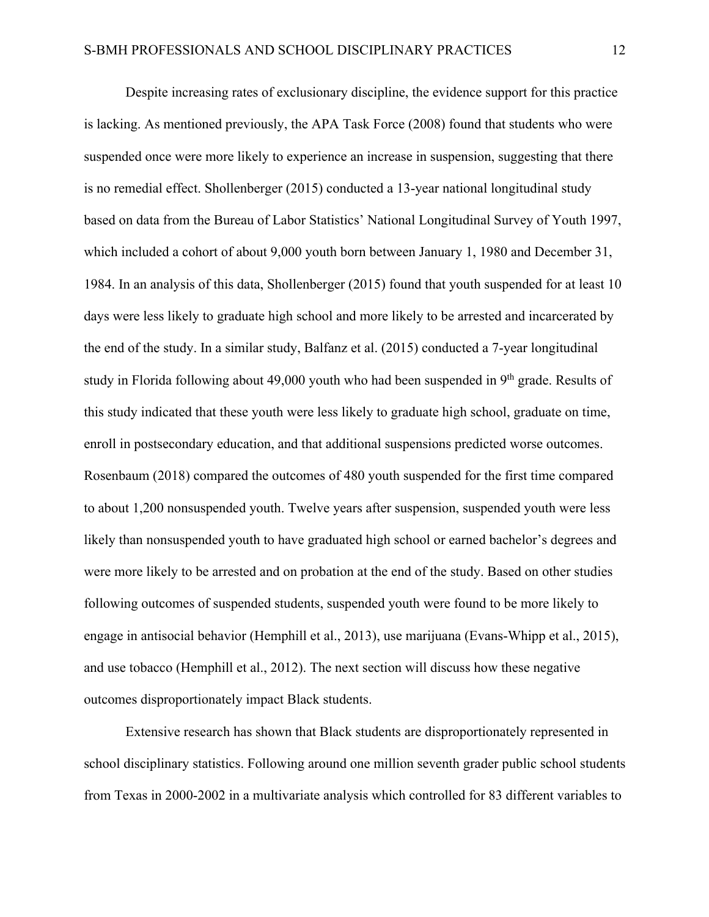Despite increasing rates of exclusionary discipline, the evidence support for this practice is lacking. As mentioned previously, the APA Task Force (2008) found that students who were suspended once were more likely to experience an increase in suspension, suggesting that there is no remedial effect. Shollenberger (2015) conducted a 13-year national longitudinal study based on data from the Bureau of Labor Statistics' National Longitudinal Survey of Youth 1997, which included a cohort of about 9,000 youth born between January 1, 1980 and December 31, 1984. In an analysis of this data, Shollenberger (2015) found that youth suspended for at least 10 days were less likely to graduate high school and more likely to be arrested and incarcerated by the end of the study. In a similar study, Balfanz et al. (2015) conducted a 7-year longitudinal study in Florida following about 49,000 youth who had been suspended in 9th grade. Results of this study indicated that these youth were less likely to graduate high school, graduate on time, enroll in postsecondary education, and that additional suspensions predicted worse outcomes. Rosenbaum (2018) compared the outcomes of 480 youth suspended for the first time compared to about 1,200 nonsuspended youth. Twelve years after suspension, suspended youth were less likely than nonsuspended youth to have graduated high school or earned bachelor's degrees and were more likely to be arrested and on probation at the end of the study. Based on other studies following outcomes of suspended students, suspended youth were found to be more likely to engage in antisocial behavior (Hemphill et al., 2013), use marijuana (Evans-Whipp et al., 2015), and use tobacco (Hemphill et al., 2012). The next section will discuss how these negative outcomes disproportionately impact Black students.

Extensive research has shown that Black students are disproportionately represented in school disciplinary statistics. Following around one million seventh grader public school students from Texas in 2000-2002 in a multivariate analysis which controlled for 83 different variables to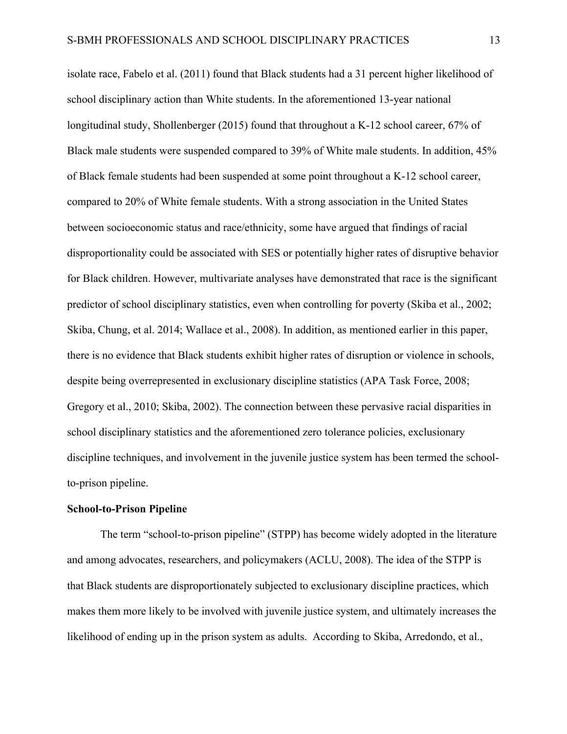isolate race, Fabelo et al. (2011) found that Black students had a 31 percent higher likelihood of school disciplinary action than White students. In the aforementioned 13-year national longitudinal study, Shollenberger (2015) found that throughout a K-12 school career, 67% of Black male students were suspended compared to 39% of White male students. In addition, 45% of Black female students had been suspended at some point throughout a K-12 school career, compared to 20% of White female students. With a strong association in the United States between socioeconomic status and race/ethnicity, some have argued that findings of racial disproportionality could be associated with SES or potentially higher rates of disruptive behavior for Black children. However, multivariate analyses have demonstrated that race is the significant predictor of school disciplinary statistics, even when controlling for poverty (Skiba et al., 2002; Skiba, Chung, et al. 2014; Wallace et al., 2008). In addition, as mentioned earlier in this paper, there is no evidence that Black students exhibit higher rates of disruption or violence in schools, despite being overrepresented in exclusionary discipline statistics (APA Task Force, 2008; Gregory et al., 2010; Skiba, 2002). The connection between these pervasive racial disparities in school disciplinary statistics and the aforementioned zero tolerance policies, exclusionary discipline techniques, and involvement in the juvenile justice system has been termed the school-to-prison pipeline.

**School-to-Prison Pipeline**

The term "school-to-prison pipeline" (STPP) has become widely adopted in the literature and among advocates, researchers, and policymakers (ACLU, 2008). The idea of the STPP is that Black students are disproportionately subjected to exclusionary discipline practices, which makes them more likely to be involved with juvenile justice system, and ultimately increases the likelihood of ending up in the prison system as adults. According to Skiba, Arredondo, et al.,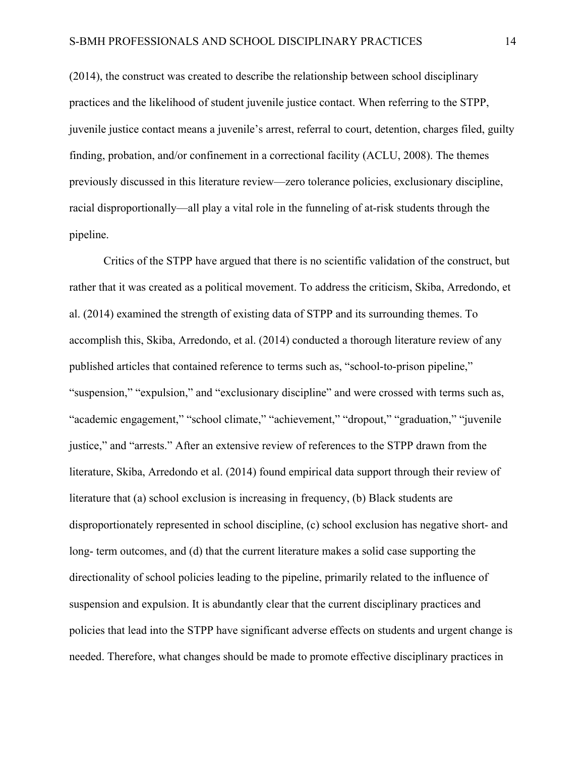(2014), the construct was created to describe the relationship between school disciplinary practices and the likelihood of student juvenile justice contact. When referring to the STPP, juvenile justice contact means a juvenile's arrest, referral to court, detention, charges filed, guilty finding, probation, and/or confinement in a correctional facility (ACLU, 2008). The themes previously discussed in this literature review—zero tolerance policies, exclusionary discipline, racial disproportionally—all play a vital role in the funneling of at-risk students through the pipeline.

Critics of the STPP have argued that there is no scientific validation of the construct, but rather that it was created as a political movement. To address the criticism, Skiba, Arredondo, et al. (2014) examined the strength of existing data of STPP and its surrounding themes. To accomplish this, Skiba, Arredondo, et al. (2014) conducted a thorough literature review of any published articles that contained reference to terms such as, "school-to-prison pipeline," "suspension," "expulsion," and "exclusionary discipline" and were crossed with terms such as, "academic engagement," "school climate," "achievement," "dropout," "graduation," "juvenile justice," and "arrests." After an extensive review of references to the STPP drawn from the literature, Skiba, Arredondo et al. (2014) found empirical data support through their review of literature that (a) school exclusion is increasing in frequency, (b) Black students are disproportionately represented in school discipline, (c) school exclusion has negative short- and long- term outcomes, and (d) that the current literature makes a solid case supporting the directionality of school policies leading to the pipeline, primarily related to the influence of suspension and expulsion. It is abundantly clear that the current disciplinary practices and policies that lead into the STPP have significant adverse effects on students and urgent change is needed. Therefore, what changes should be made to promote effective disciplinary practices in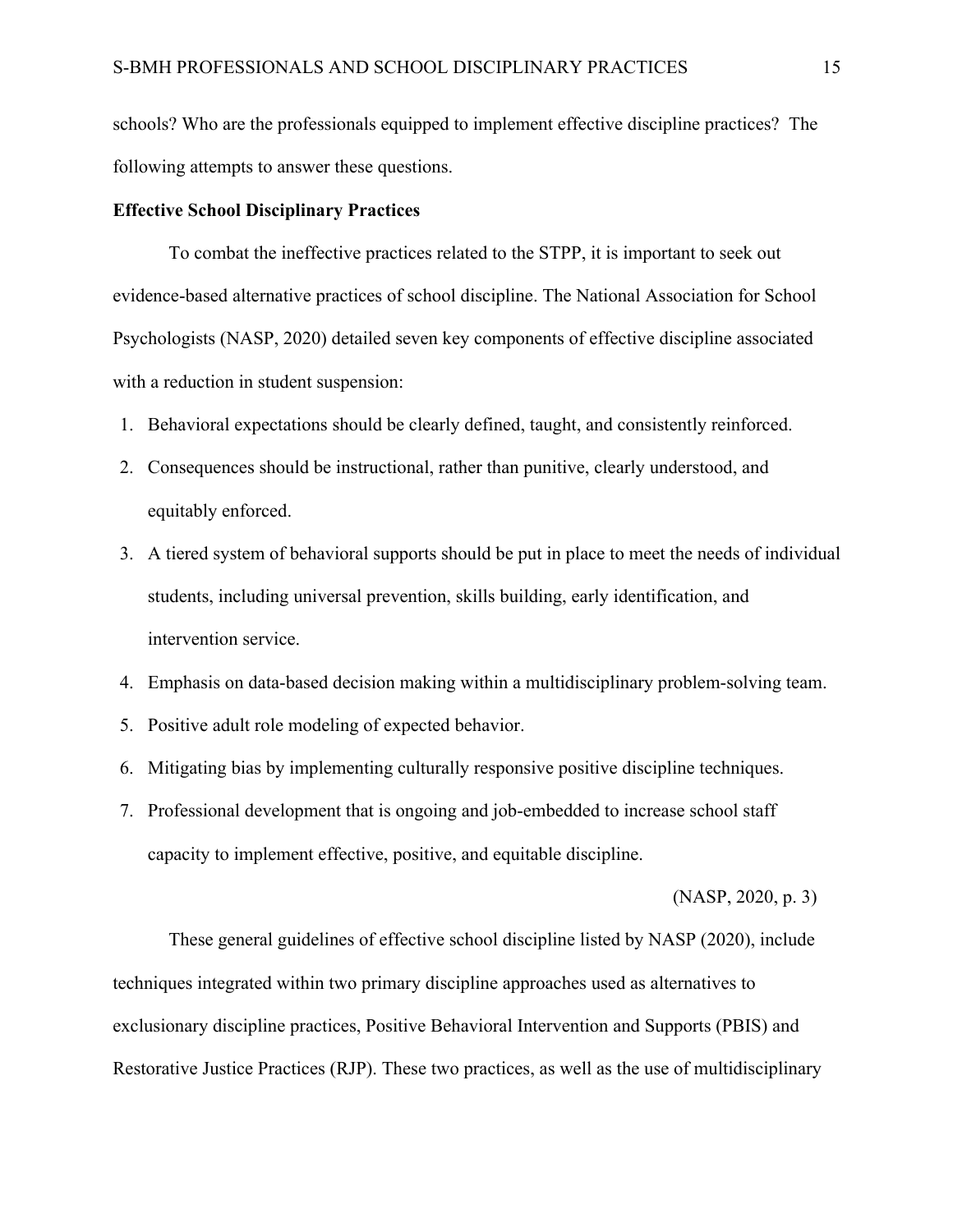schools? Who are the professionals equipped to implement effective discipline practices? The following attempts to answer these questions.

**Effective School Disciplinary Practices**

To combat the ineffective practices related to the STPP, it is important to seek out evidence-based alternative practices of school discipline. The National Association for School Psychologists (NASP, 2020) detailed seven key components of effective discipline associated with a reduction in student suspension:

1. Behavioral expectations should be clearly defined, taught, and consistently reinforced.
2. Consequences should be instructional, rather than punitive, clearly understood, and equitably enforced.
3. A tiered system of behavioral supports should be put in place to meet the needs of individual students, including universal prevention, skills building, early identification, and intervention service.
4. Emphasis on data-based decision making within a multidisciplinary problem-solving team.
5. Positive adult role modeling of expected behavior.
6. Mitigating bias by implementing culturally responsive positive discipline techniques.
7. Professional development that is ongoing and job-embedded to increase school staff capacity to implement effective, positive, and equitable discipline.

(NASP, 2020, p. 3)

These general guidelines of effective school discipline listed by NASP (2020), include techniques integrated within two primary discipline approaches used as alternatives to exclusionary discipline practices, Positive Behavioral Intervention and Supports (PBIS) and Restorative Justice Practices (RJP). These two practices, as well as the use of multidisciplinary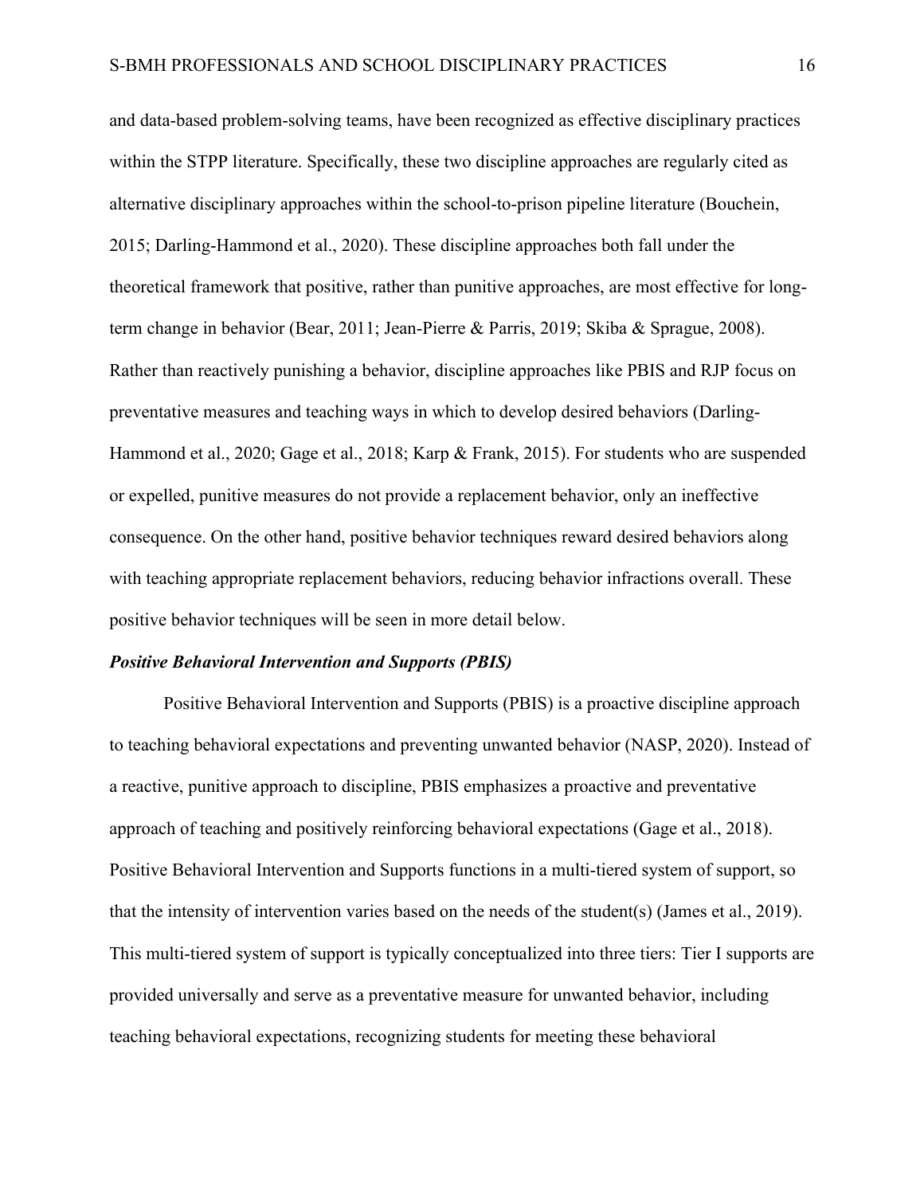and data-based problem-solving teams, have been recognized as effective disciplinary practices within the STPP literature. Specifically, these two discipline approaches are regularly cited as alternative disciplinary approaches within the school-to-prison pipeline literature (Bouchein, 2015; Darling-Hammond et al., 2020). These discipline approaches both fall under the theoretical framework that positive, rather than punitive approaches, are most effective for long-term change in behavior (Bear, 2011; Jean-Pierre & Parris, 2019; Skiba & Sprague, 2008). Rather than reactively punishing a behavior, discipline approaches like PBIS and RJP focus on preventative measures and teaching ways in which to develop desired behaviors (Darling-Hammond et al., 2020; Gage et al., 2018; Karp & Frank, 2015). For students who are suspended or expelled, punitive measures do not provide a replacement behavior, only an ineffective consequence. On the other hand, positive behavior techniques reward desired behaviors along with teaching appropriate replacement behaviors, reducing behavior infractions overall. These positive behavior techniques will be seen in more detail below.

### *Positive Behavioral Intervention and Supports (PBIS)*

Positive Behavioral Intervention and Supports (PBIS) is a proactive discipline approach to teaching behavioral expectations and preventing unwanted behavior (NASP, 2020). Instead of a reactive, punitive approach to discipline, PBIS emphasizes a proactive and preventative approach of teaching and positively reinforcing behavioral expectations (Gage et al., 2018). Positive Behavioral Intervention and Supports functions in a multi-tiered system of support, so that the intensity of intervention varies based on the needs of the student(s) (James et al., 2019). This multi-tiered system of support is typically conceptualized into three tiers: Tier I supports are provided universally and serve as a preventative measure for unwanted behavior, including teaching behavioral expectations, recognizing students for meeting these behavioral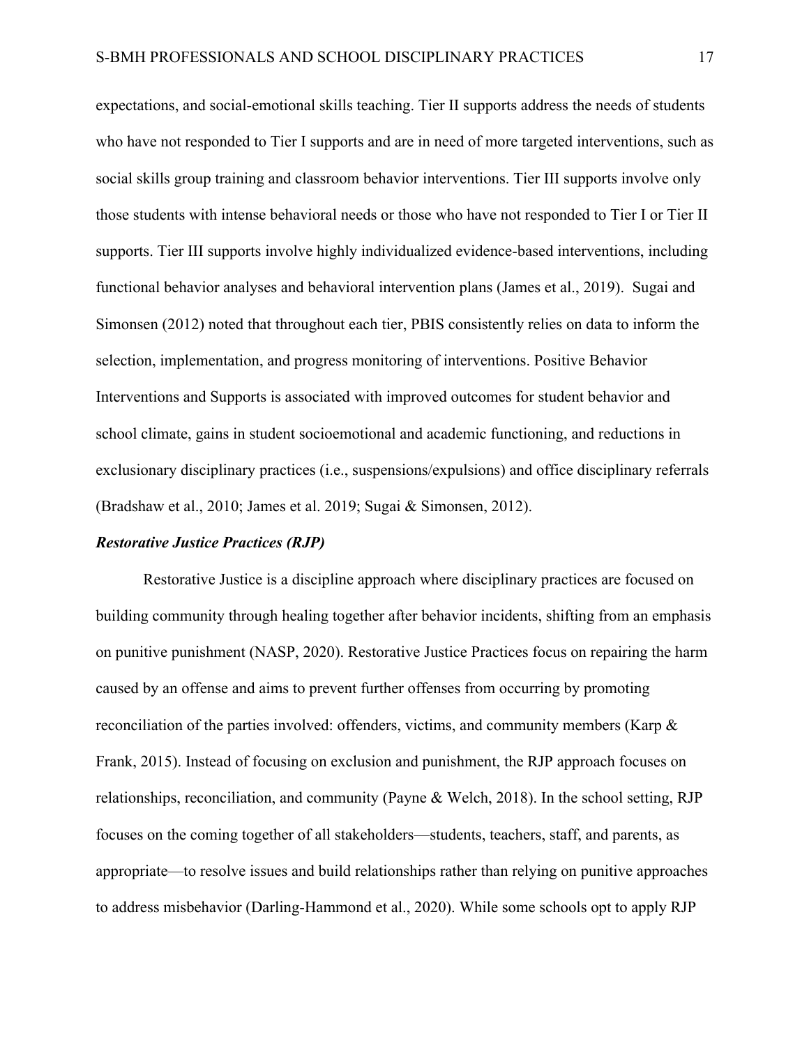expectations, and social-emotional skills teaching. Tier II supports address the needs of students who have not responded to Tier I supports and are in need of more targeted interventions, such as social skills group training and classroom behavior interventions. Tier III supports involve only those students with intense behavioral needs or those who have not responded to Tier I or Tier II supports. Tier III supports involve highly individualized evidence-based interventions, including functional behavior analyses and behavioral intervention plans (James et al., 2019). Sugai and Simonsen (2012) noted that throughout each tier, PBIS consistently relies on data to inform the selection, implementation, and progress monitoring of interventions. Positive Behavior Interventions and Supports is associated with improved outcomes for student behavior and school climate, gains in student socioemotional and academic functioning, and reductions in exclusionary disciplinary practices (i.e., suspensions/expulsions) and office disciplinary referrals (Bradshaw et al., 2010; James et al. 2019; Sugai & Simonsen, 2012).

***Restorative Justice Practices (RJP)***

Restorative Justice is a discipline approach where disciplinary practices are focused on building community through healing together after behavior incidents, shifting from an emphasis on punitive punishment (NASP, 2020). Restorative Justice Practices focus on repairing the harm caused by an offense and aims to prevent further offenses from occurring by promoting reconciliation of the parties involved: offenders, victims, and community members (Karp & Frank, 2015). Instead of focusing on exclusion and punishment, the RJP approach focuses on relationships, reconciliation, and community (Payne & Welch, 2018). In the school setting, RJP focuses on the coming together of all stakeholders—students, teachers, staff, and parents, as appropriate—to resolve issues and build relationships rather than relying on punitive approaches to address misbehavior (Darling-Hammond et al., 2020). While some schools opt to apply RJP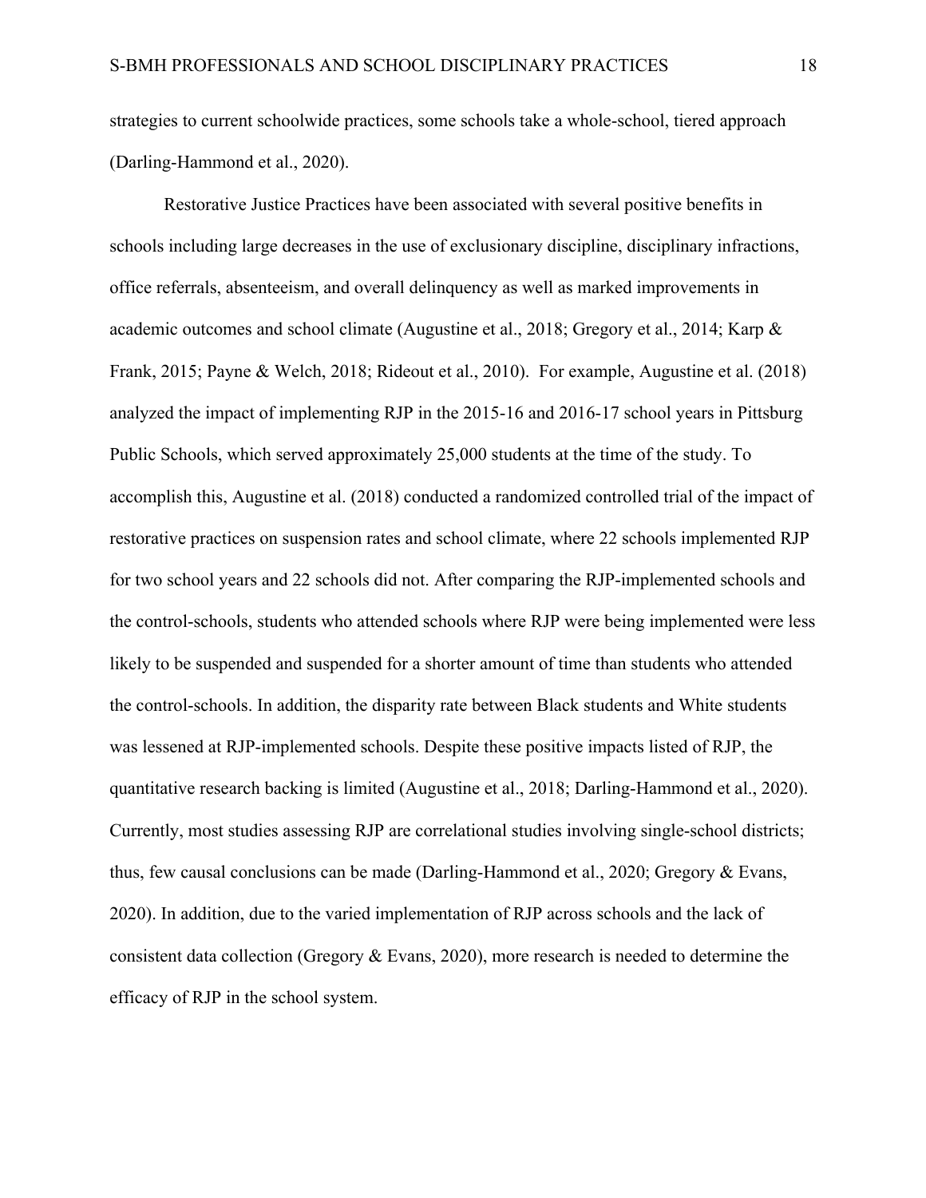strategies to current schoolwide practices, some schools take a whole-school, tiered approach (Darling-Hammond et al., 2020).

Restorative Justice Practices have been associated with several positive benefits in schools including large decreases in the use of exclusionary discipline, disciplinary infractions, office referrals, absenteeism, and overall delinquency as well as marked improvements in academic outcomes and school climate (Augustine et al., 2018; Gregory et al., 2014; Karp & Frank, 2015; Payne & Welch, 2018; Rideout et al., 2010). For example, Augustine et al. (2018) analyzed the impact of implementing RJP in the 2015-16 and 2016-17 school years in Pittsburg Public Schools, which served approximately 25,000 students at the time of the study. To accomplish this, Augustine et al. (2018) conducted a randomized controlled trial of the impact of restorative practices on suspension rates and school climate, where 22 schools implemented RJP for two school years and 22 schools did not. After comparing the RJP-implemented schools and the control-schools, students who attended schools where RJP were being implemented were less likely to be suspended and suspended for a shorter amount of time than students who attended the control-schools. In addition, the disparity rate between Black students and White students was lessened at RJP-implemented schools. Despite these positive impacts listed of RJP, the quantitative research backing is limited (Augustine et al., 2018; Darling-Hammond et al., 2020). Currently, most studies assessing RJP are correlational studies involving single-school districts; thus, few causal conclusions can be made (Darling-Hammond et al., 2020; Gregory & Evans, 2020). In addition, due to the varied implementation of RJP across schools and the lack of consistent data collection (Gregory & Evans, 2020), more research is needed to determine the efficacy of RJP in the school system.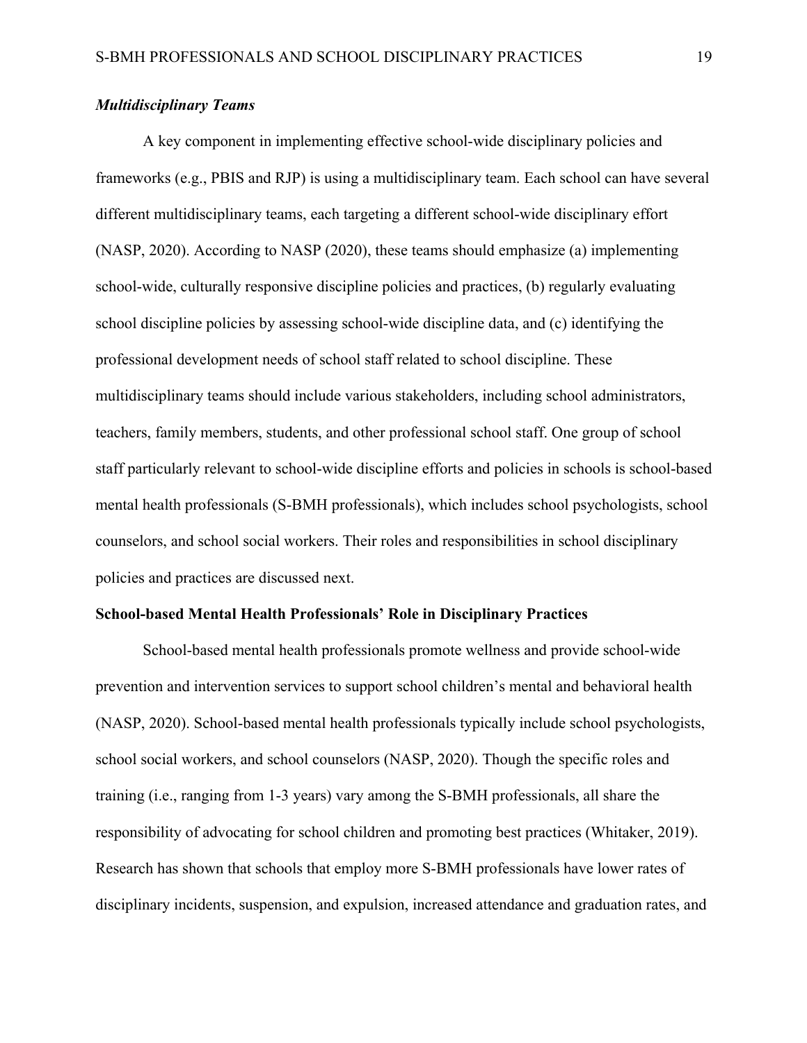### *Multidisciplinary Teams*

A key component in implementing effective school-wide disciplinary policies and frameworks (e.g., PBIS and RJP) is using a multidisciplinary team. Each school can have several different multidisciplinary teams, each targeting a different school-wide disciplinary effort (NASP, 2020). According to NASP (2020), these teams should emphasize (a) implementing school-wide, culturally responsive discipline policies and practices, (b) regularly evaluating school discipline policies by assessing school-wide discipline data, and (c) identifying the professional development needs of school staff related to school discipline. These multidisciplinary teams should include various stakeholders, including school administrators, teachers, family members, students, and other professional school staff. One group of school staff particularly relevant to school-wide discipline efforts and policies in schools is school-based mental health professionals (S-BMH professionals), which includes school psychologists, school counselors, and school social workers. Their roles and responsibilities in school disciplinary policies and practices are discussed next.

## School-based Mental Health Professionals' Role in Disciplinary Practices

School-based mental health professionals promote wellness and provide school-wide prevention and intervention services to support school children's mental and behavioral health (NASP, 2020). School-based mental health professionals typically include school psychologists, school social workers, and school counselors (NASP, 2020). Though the specific roles and training (i.e., ranging from 1-3 years) vary among the S-BMH professionals, all share the responsibility of advocating for school children and promoting best practices (Whitaker, 2019). Research has shown that schools that employ more S-BMH professionals have lower rates of disciplinary incidents, suspension, and expulsion, increased attendance and graduation rates, and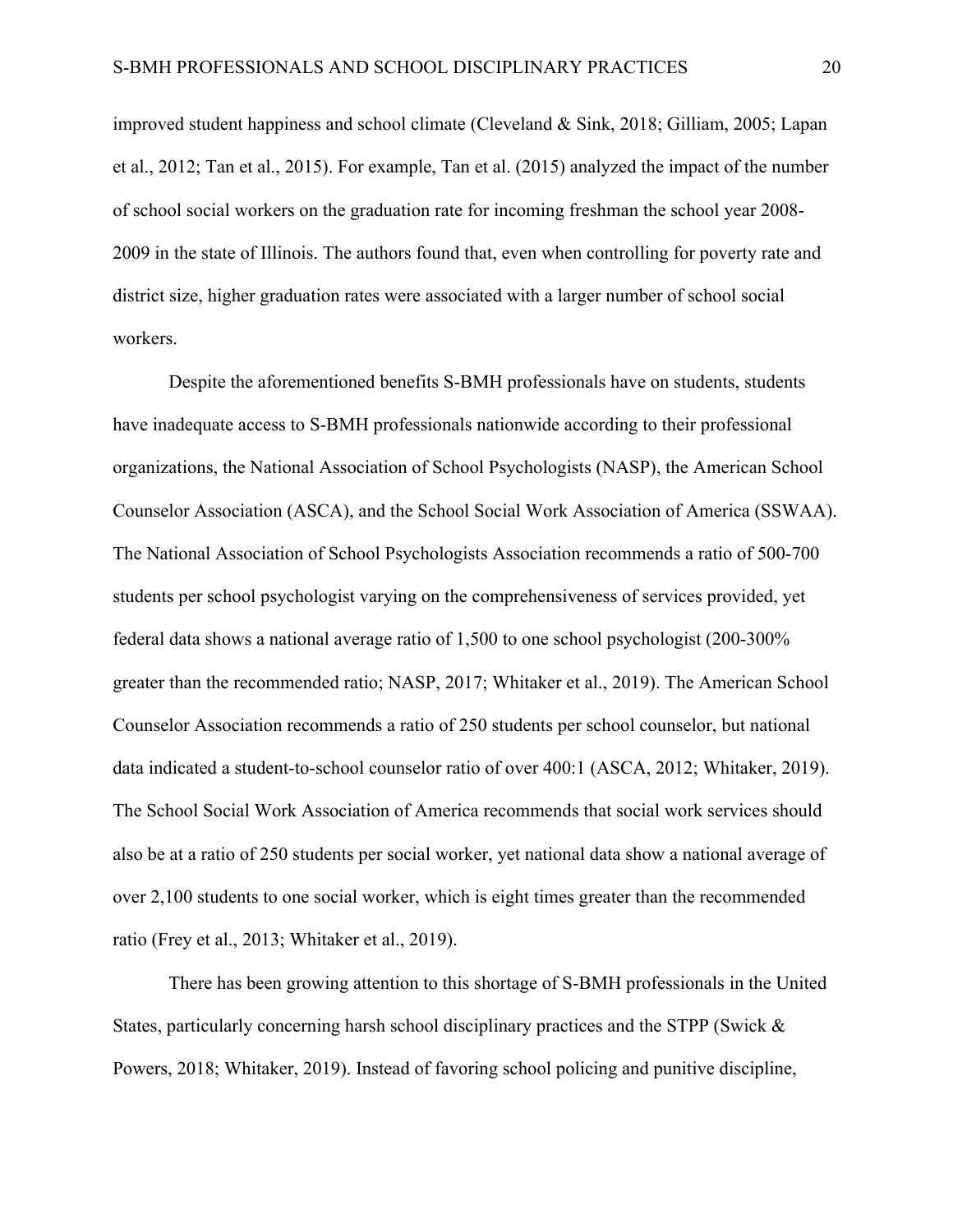improved student happiness and school climate (Cleveland & Sink, 2018; Gilliam, 2005; Lapan et al., 2012; Tan et al., 2015). For example, Tan et al. (2015) analyzed the impact of the number of school social workers on the graduation rate for incoming freshman the school year 2008-2009 in the state of Illinois. The authors found that, even when controlling for poverty rate and district size, higher graduation rates were associated with a larger number of school social workers.

Despite the aforementioned benefits S-BMH professionals have on students, students have inadequate access to S-BMH professionals nationwide according to their professional organizations, the National Association of School Psychologists (NASP), the American School Counselor Association (ASCA), and the School Social Work Association of America (SSWAA). The National Association of School Psychologists Association recommends a ratio of 500-700 students per school psychologist varying on the comprehensiveness of services provided, yet federal data shows a national average ratio of 1,500 to one school psychologist (200-300% greater than the recommended ratio; NASP, 2017; Whitaker et al., 2019). The American School Counselor Association recommends a ratio of 250 students per school counselor, but national data indicated a student-to-school counselor ratio of over 400:1 (ASCA, 2012; Whitaker, 2019). The School Social Work Association of America recommends that social work services should also be at a ratio of 250 students per social worker, yet national data show a national average of over 2,100 students to one social worker, which is eight times greater than the recommended ratio (Frey et al., 2013; Whitaker et al., 2019).

There has been growing attention to this shortage of S-BMH professionals in the United States, particularly concerning harsh school disciplinary practices and the STPP (Swick & Powers, 2018; Whitaker, 2019). Instead of favoring school policing and punitive discipline,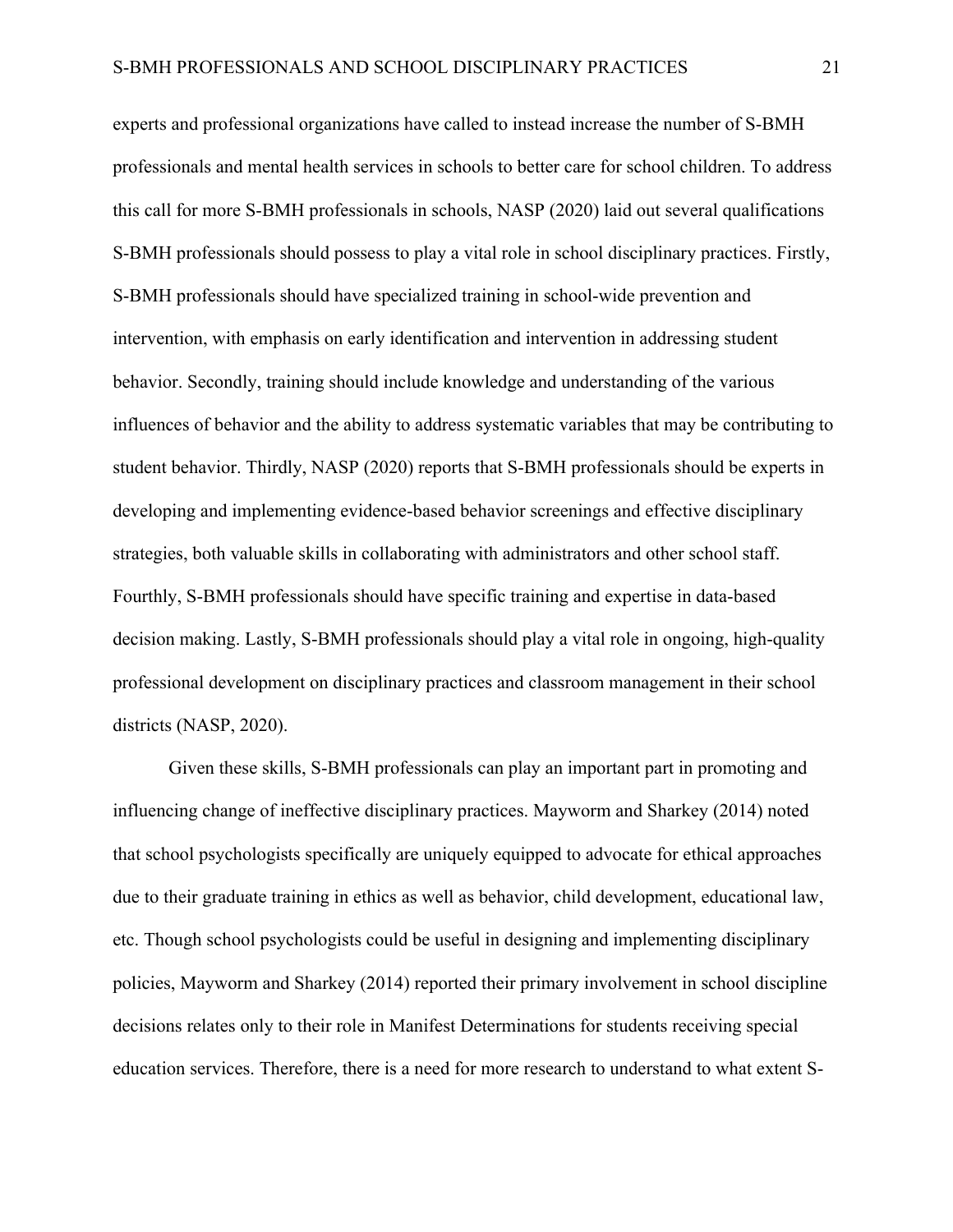experts and professional organizations have called to instead increase the number of S-BMH professionals and mental health services in schools to better care for school children. To address this call for more S-BMH professionals in schools, NASP (2020) laid out several qualifications S-BMH professionals should possess to play a vital role in school disciplinary practices. Firstly, S-BMH professionals should have specialized training in school-wide prevention and intervention, with emphasis on early identification and intervention in addressing student behavior. Secondly, training should include knowledge and understanding of the various influences of behavior and the ability to address systematic variables that may be contributing to student behavior. Thirdly, NASP (2020) reports that S-BMH professionals should be experts in developing and implementing evidence-based behavior screenings and effective disciplinary strategies, both valuable skills in collaborating with administrators and other school staff. Fourthly, S-BMH professionals should have specific training and expertise in data-based decision making. Lastly, S-BMH professionals should play a vital role in ongoing, high-quality professional development on disciplinary practices and classroom management in their school districts (NASP, 2020).

Given these skills, S-BMH professionals can play an important part in promoting and influencing change of ineffective disciplinary practices. Mayworm and Sharkey (2014) noted that school psychologists specifically are uniquely equipped to advocate for ethical approaches due to their graduate training in ethics as well as behavior, child development, educational law, etc. Though school psychologists could be useful in designing and implementing disciplinary policies, Mayworm and Sharkey (2014) reported their primary involvement in school discipline decisions relates only to their role in Manifest Determinations for students receiving special education services. Therefore, there is a need for more research to understand to what extent S-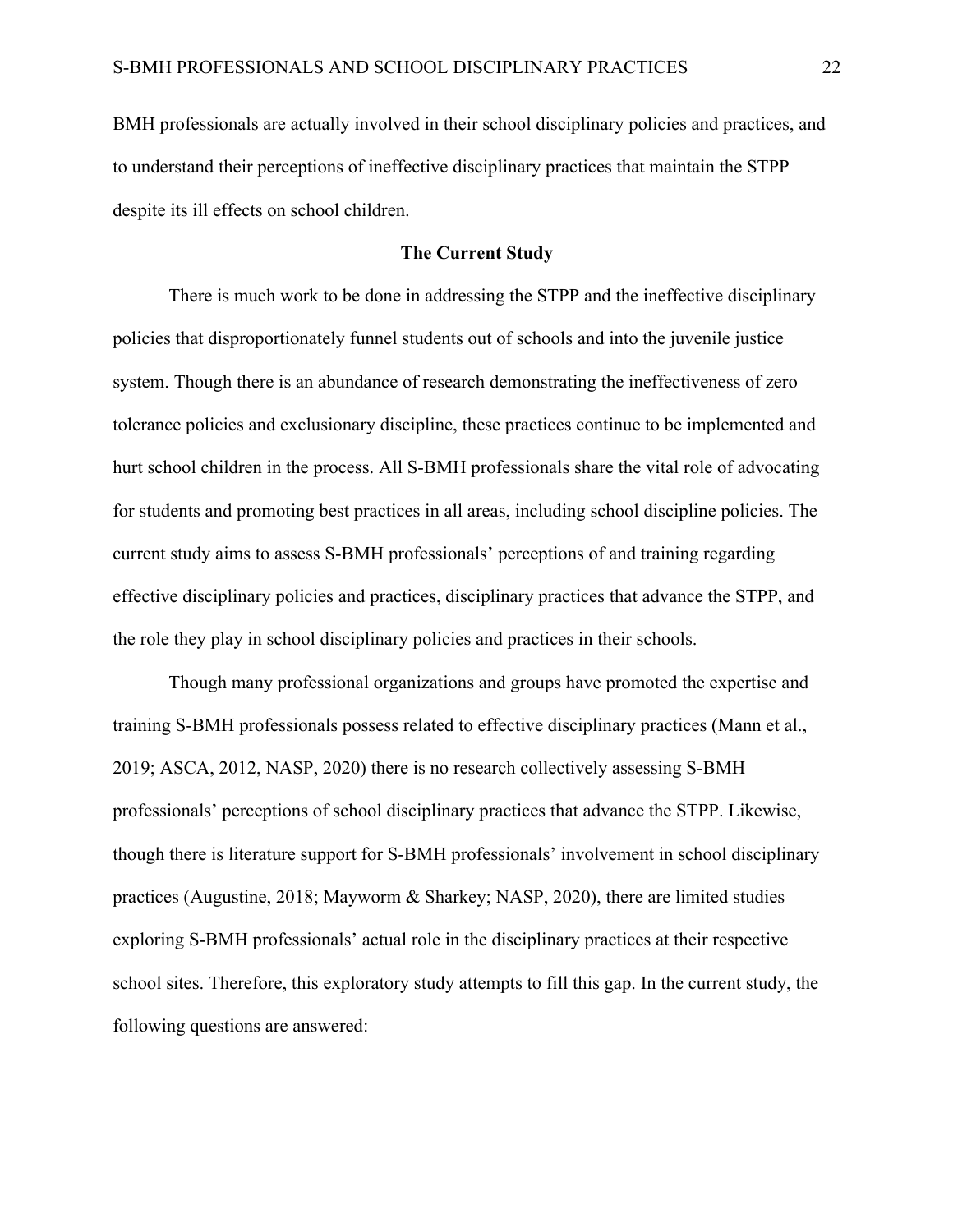BMH professionals are actually involved in their school disciplinary policies and practices, and to understand their perceptions of ineffective disciplinary practices that maintain the STPP despite its ill effects on school children.

## The Current Study

There is much work to be done in addressing the STPP and the ineffective disciplinary policies that disproportionately funnel students out of schools and into the juvenile justice system. Though there is an abundance of research demonstrating the ineffectiveness of zero tolerance policies and exclusionary discipline, these practices continue to be implemented and hurt school children in the process. All S-BMH professionals share the vital role of advocating for students and promoting best practices in all areas, including school discipline policies. The current study aims to assess S-BMH professionals' perceptions of and training regarding effective disciplinary policies and practices, disciplinary practices that advance the STPP, and the role they play in school disciplinary policies and practices in their schools.

Though many professional organizations and groups have promoted the expertise and training S-BMH professionals possess related to effective disciplinary practices (Mann et al., 2019; ASCA, 2012, NASP, 2020) there is no research collectively assessing S-BMH professionals' perceptions of school disciplinary practices that advance the STPP. Likewise, though there is literature support for S-BMH professionals' involvement in school disciplinary practices (Augustine, 2018; Mayworm & Sharkey; NASP, 2020), there are limited studies exploring S-BMH professionals' actual role in the disciplinary practices at their respective school sites. Therefore, this exploratory study attempts to fill this gap. In the current study, the following questions are answered: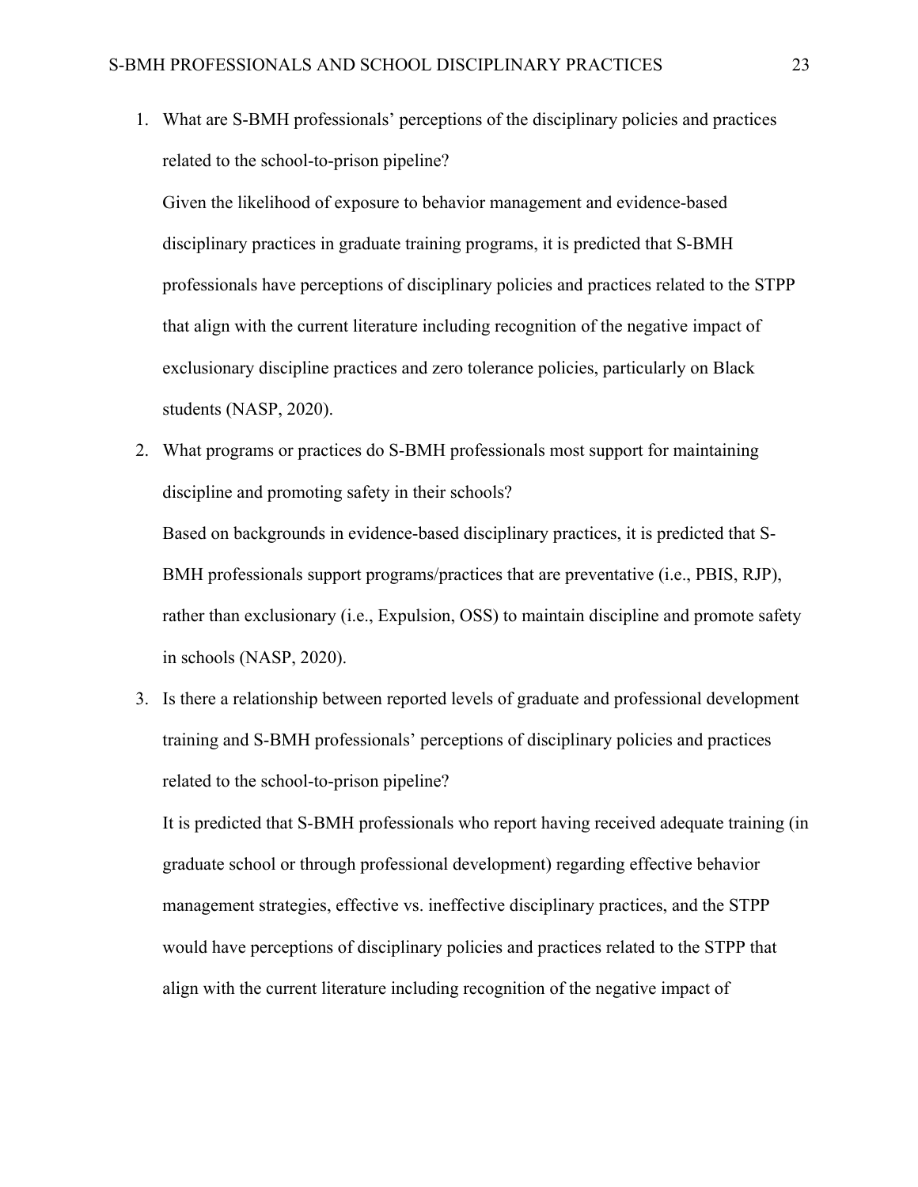1. What are S-BMH professionals' perceptions of the disciplinary policies and practices related to the school-to-prison pipeline?

   Given the likelihood of exposure to behavior management and evidence-based disciplinary practices in graduate training programs, it is predicted that S-BMH professionals have perceptions of disciplinary policies and practices related to the STPP that align with the current literature including recognition of the negative impact of exclusionary discipline practices and zero tolerance policies, particularly on Black students (NASP, 2020).

2. What programs or practices do S-BMH professionals most support for maintaining discipline and promoting safety in their schools?

   Based on backgrounds in evidence-based disciplinary practices, it is predicted that S-BMH professionals support programs/practices that are preventative (i.e., PBIS, RJP), rather than exclusionary (i.e., Expulsion, OSS) to maintain discipline and promote safety in schools (NASP, 2020).

3. Is there a relationship between reported levels of graduate and professional development training and S-BMH professionals' perceptions of disciplinary policies and practices related to the school-to-prison pipeline?

   It is predicted that S-BMH professionals who report having received adequate training (in graduate school or through professional development) regarding effective behavior management strategies, effective vs. ineffective disciplinary practices, and the STPP would have perceptions of disciplinary policies and practices related to the STPP that align with the current literature including recognition of the negative impact of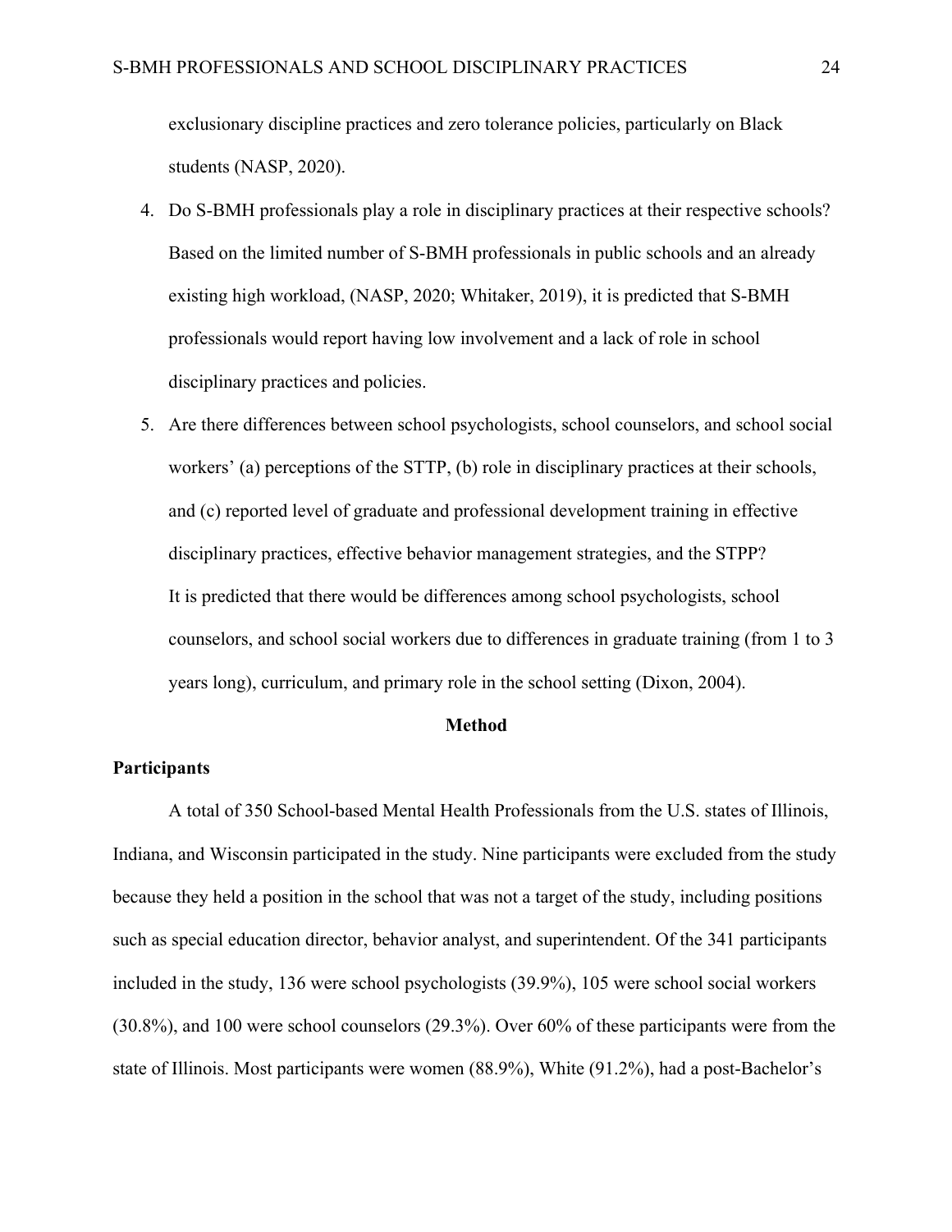exclusionary discipline practices and zero tolerance policies, particularly on Black students (NASP, 2020).

4. Do S-BMH professionals play a role in disciplinary practices at their respective schools? Based on the limited number of S-BMH professionals in public schools and an already existing high workload, (NASP, 2020; Whitaker, 2019), it is predicted that S-BMH professionals would report having low involvement and a lack of role in school disciplinary practices and policies.
5. Are there differences between school psychologists, school counselors, and school social workers' (a) perceptions of the STTP, (b) role in disciplinary practices at their schools, and (c) reported level of graduate and professional development training in effective disciplinary practices, effective behavior management strategies, and the STPP? It is predicted that there would be differences among school psychologists, school counselors, and school social workers due to differences in graduate training (from 1 to 3 years long), curriculum, and primary role in the school setting (Dixon, 2004).

## Method

### Participants

A total of 350 School-based Mental Health Professionals from the U.S. states of Illinois, Indiana, and Wisconsin participated in the study. Nine participants were excluded from the study because they held a position in the school that was not a target of the study, including positions such as special education director, behavior analyst, and superintendent. Of the 341 participants included in the study, 136 were school psychologists (39.9%), 105 were school social workers (30.8%), and 100 were school counselors (29.3%). Over 60% of these participants were from the state of Illinois. Most participants were women (88.9%), White (91.2%), had a post-Bachelor's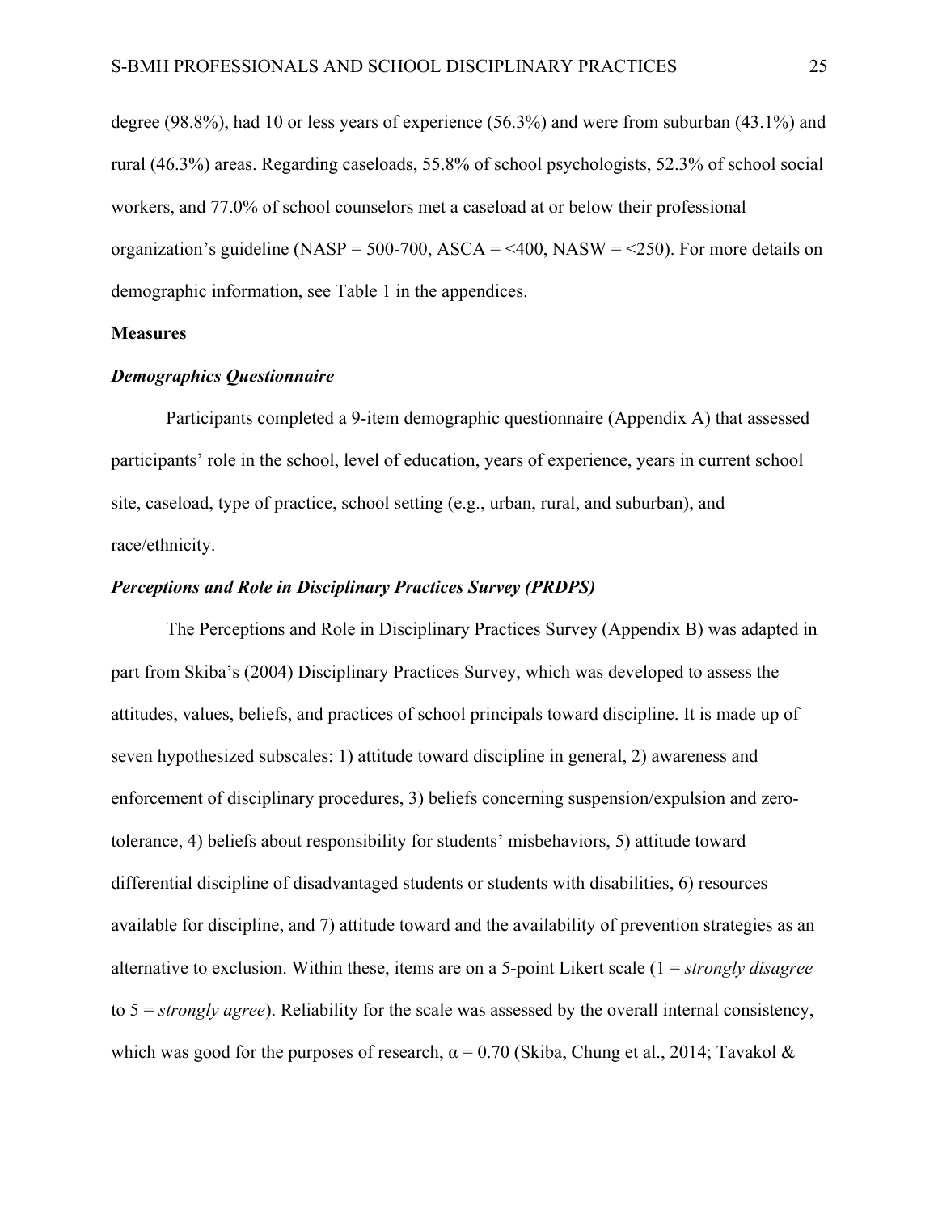degree (98.8%), had 10 or less years of experience (56.3%) and were from suburban (43.1%) and rural (46.3%) areas. Regarding caseloads, 55.8% of school psychologists, 52.3% of school social workers, and 77.0% of school counselors met a caseload at or below their professional organization's guideline (NASP = 500-700, ASCA = <400, NASW = <250). For more details on demographic information, see Table 1 in the appendices.

## Measures

### *Demographics Questionnaire*

Participants completed a 9-item demographic questionnaire (Appendix A) that assessed participants' role in the school, level of education, years of experience, years in current school site, caseload, type of practice, school setting (e.g., urban, rural, and suburban), and race/ethnicity.

### *Perceptions and Role in Disciplinary Practices Survey (PRDPS)*

The Perceptions and Role in Disciplinary Practices Survey (Appendix B) was adapted in part from Skiba's (2004) Disciplinary Practices Survey, which was developed to assess the attitudes, values, beliefs, and practices of school principals toward discipline. It is made up of seven hypothesized subscales: 1) attitude toward discipline in general, 2) awareness and enforcement of disciplinary procedures, 3) beliefs concerning suspension/expulsion and zero-tolerance, 4) beliefs about responsibility for students' misbehaviors, 5) attitude toward differential discipline of disadvantaged students or students with disabilities, 6) resources available for discipline, and 7) attitude toward and the availability of prevention strategies as an alternative to exclusion. Within these, items are on a 5-point Likert scale (1 = *strongly disagree* to 5 = *strongly agree*). Reliability for the scale was assessed by the overall internal consistency, which was good for the purposes of research, $\alpha = 0.70$ (Skiba, Chung et al., 2014; Tavakol &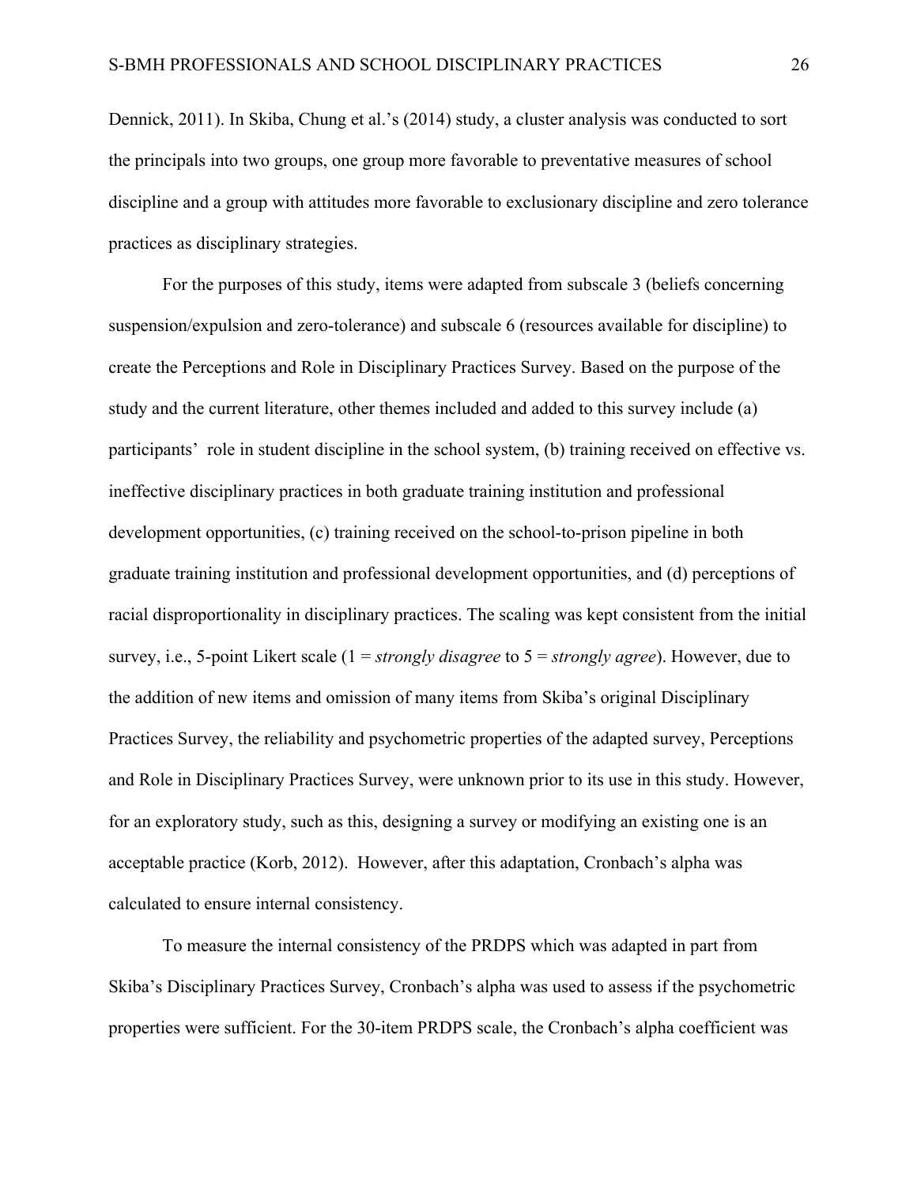Dennick, 2011). In Skiba, Chung et al.'s (2014) study, a cluster analysis was conducted to sort the principals into two groups, one group more favorable to preventative measures of school discipline and a group with attitudes more favorable to exclusionary discipline and zero tolerance practices as disciplinary strategies.

For the purposes of this study, items were adapted from subscale 3 (beliefs concerning suspension/expulsion and zero-tolerance) and subscale 6 (resources available for discipline) to create the Perceptions and Role in Disciplinary Practices Survey. Based on the purpose of the study and the current literature, other themes included and added to this survey include (a) participants' role in student discipline in the school system, (b) training received on effective vs. ineffective disciplinary practices in both graduate training institution and professional development opportunities, (c) training received on the school-to-prison pipeline in both graduate training institution and professional development opportunities, and (d) perceptions of racial disproportionality in disciplinary practices. The scaling was kept consistent from the initial survey, i.e., 5-point Likert scale (1 = *strongly disagree* to 5 = *strongly agree*). However, due to the addition of new items and omission of many items from Skiba's original Disciplinary Practices Survey, the reliability and psychometric properties of the adapted survey, Perceptions and Role in Disciplinary Practices Survey, were unknown prior to its use in this study. However, for an exploratory study, such as this, designing a survey or modifying an existing one is an acceptable practice (Korb, 2012). However, after this adaptation, Cronbach's alpha was calculated to ensure internal consistency.

To measure the internal consistency of the PRDPS which was adapted in part from Skiba's Disciplinary Practices Survey, Cronbach's alpha was used to assess if the psychometric properties were sufficient. For the 30-item PRDPS scale, the Cronbach's alpha coefficient was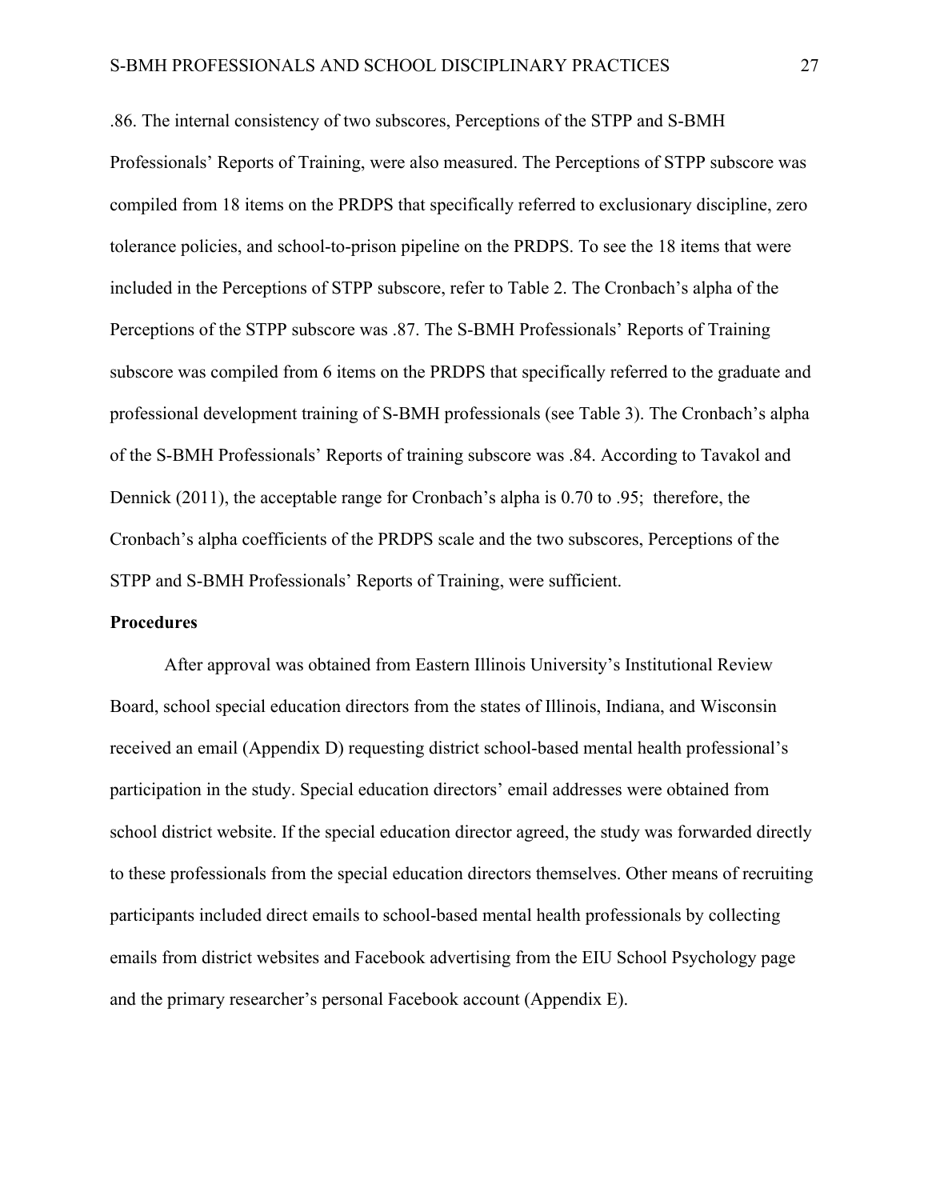.86. The internal consistency of two subscores, Perceptions of the STPP and S-BMH Professionals' Reports of Training, were also measured. The Perceptions of STPP subscore was compiled from 18 items on the PRDPS that specifically referred to exclusionary discipline, zero tolerance policies, and school-to-prison pipeline on the PRDPS. To see the 18 items that were included in the Perceptions of STPP subscore, refer to Table 2. The Cronbach's alpha of the Perceptions of the STPP subscore was .87. The S-BMH Professionals' Reports of Training subscore was compiled from 6 items on the PRDPS that specifically referred to the graduate and professional development training of S-BMH professionals (see Table 3). The Cronbach's alpha of the S-BMH Professionals' Reports of training subscore was .84. According to Tavakol and Dennick (2011), the acceptable range for Cronbach's alpha is 0.70 to .95; therefore, the Cronbach's alpha coefficients of the PRDPS scale and the two subscores, Perceptions of the STPP and S-BMH Professionals' Reports of Training, were sufficient.

**Procedures**

After approval was obtained from Eastern Illinois University's Institutional Review Board, school special education directors from the states of Illinois, Indiana, and Wisconsin received an email (Appendix D) requesting district school-based mental health professional's participation in the study. Special education directors' email addresses were obtained from school district website. If the special education director agreed, the study was forwarded directly to these professionals from the special education directors themselves. Other means of recruiting participants included direct emails to school-based mental health professionals by collecting emails from district websites and Facebook advertising from the EIU School Psychology page and the primary researcher's personal Facebook account (Appendix E).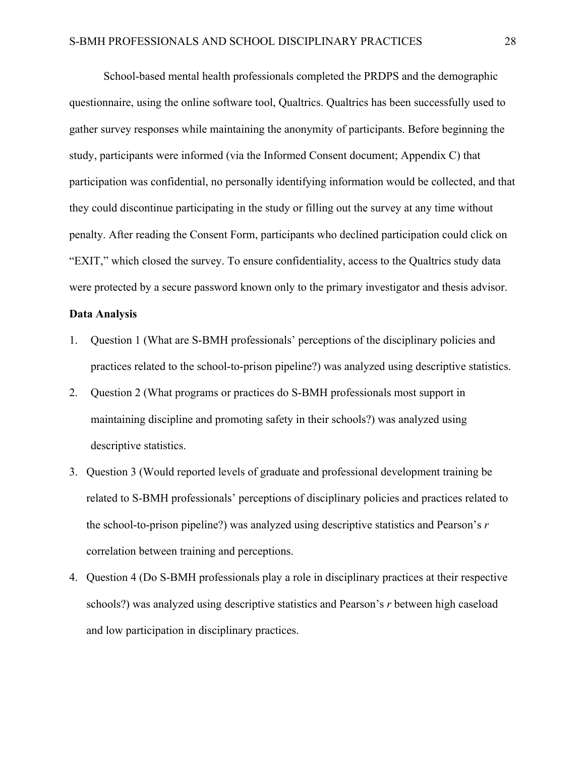School-based mental health professionals completed the PRDPS and the demographic questionnaire, using the online software tool, Qualtrics. Qualtrics has been successfully used to gather survey responses while maintaining the anonymity of participants. Before beginning the study, participants were informed (via the Informed Consent document; Appendix C) that participation was confidential, no personally identifying information would be collected, and that they could discontinue participating in the study or filling out the survey at any time without penalty. After reading the Consent Form, participants who declined participation could click on "EXIT," which closed the survey. To ensure confidentiality, access to the Qualtrics study data were protected by a secure password known only to the primary investigator and thesis advisor.

**Data Analysis**

1. Question 1 (What are S-BMH professionals' perceptions of the disciplinary policies and practices related to the school-to-prison pipeline?) was analyzed using descriptive statistics.
2. Question 2 (What programs or practices do S-BMH professionals most support in maintaining discipline and promoting safety in their schools?) was analyzed using descriptive statistics.
3. Question 3 (Would reported levels of graduate and professional development training be related to S-BMH professionals' perceptions of disciplinary policies and practices related to the school-to-prison pipeline?) was analyzed using descriptive statistics and Pearson's $r$ correlation between training and perceptions.
4. Question 4 (Do S-BMH professionals play a role in disciplinary practices at their respective schools?) was analyzed using descriptive statistics and Pearson's $r$ between high caseload and low participation in disciplinary practices.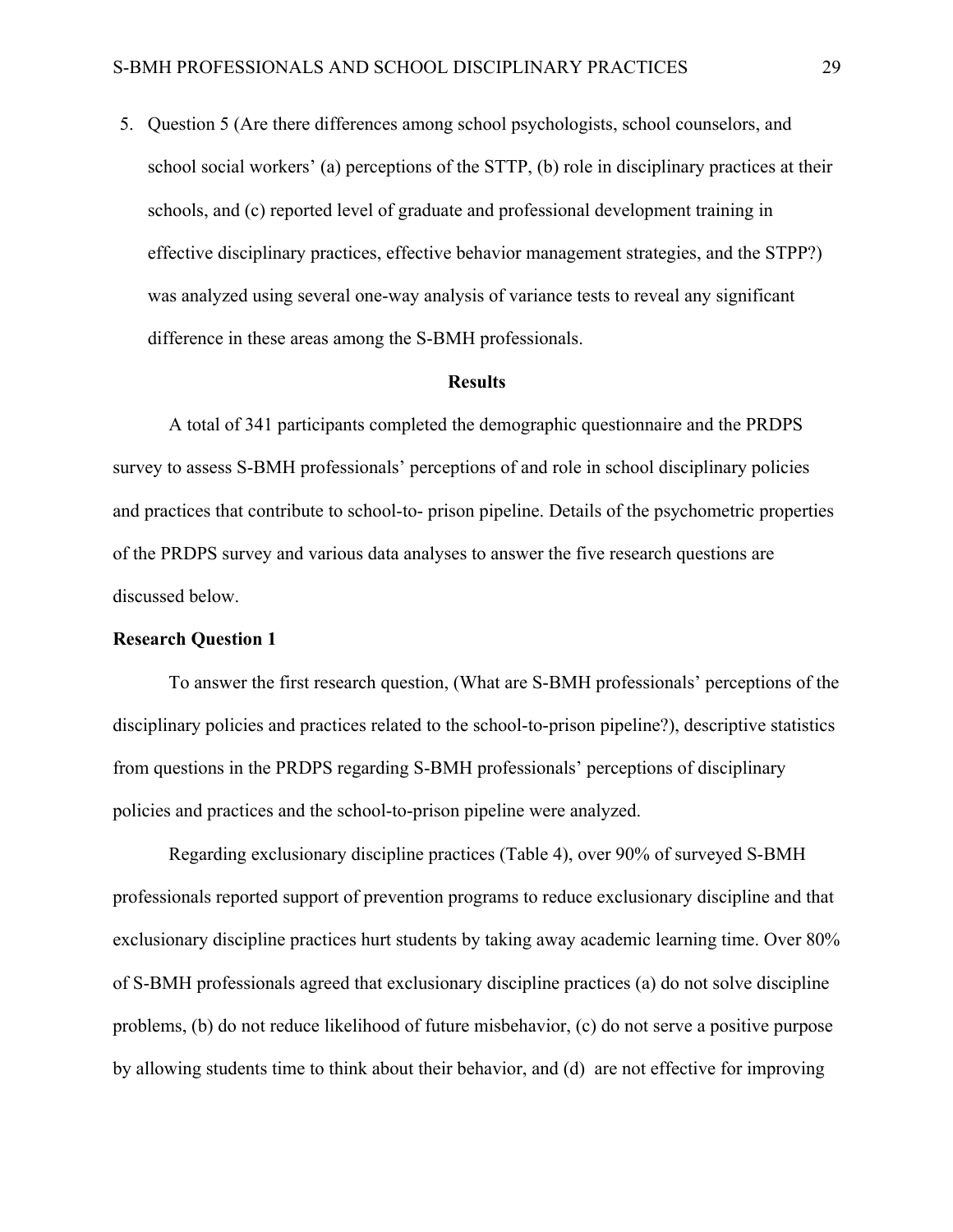5. Question 5 (Are there differences among school psychologists, school counselors, and school social workers' (a) perceptions of the STTP, (b) role in disciplinary practices at their schools, and (c) reported level of graduate and professional development training in effective disciplinary practices, effective behavior management strategies, and the STPP?) was analyzed using several one-way analysis of variance tests to reveal any significant difference in these areas among the S-BMH professionals.

## Results

A total of 341 participants completed the demographic questionnaire and the PRDPS survey to assess S-BMH professionals' perceptions of and role in school disciplinary policies and practices that contribute to school-to- prison pipeline. Details of the psychometric properties of the PRDPS survey and various data analyses to answer the five research questions are discussed below.

### Research Question 1

To answer the first research question, (What are S-BMH professionals' perceptions of the disciplinary policies and practices related to the school-to-prison pipeline?), descriptive statistics from questions in the PRDPS regarding S-BMH professionals' perceptions of disciplinary policies and practices and the school-to-prison pipeline were analyzed.

Regarding exclusionary discipline practices (Table 4), over 90% of surveyed S-BMH professionals reported support of prevention programs to reduce exclusionary discipline and that exclusionary discipline practices hurt students by taking away academic learning time. Over 80% of S-BMH professionals agreed that exclusionary discipline practices (a) do not solve discipline problems, (b) do not reduce likelihood of future misbehavior, (c) do not serve a positive purpose by allowing students time to think about their behavior, and (d) are not effective for improving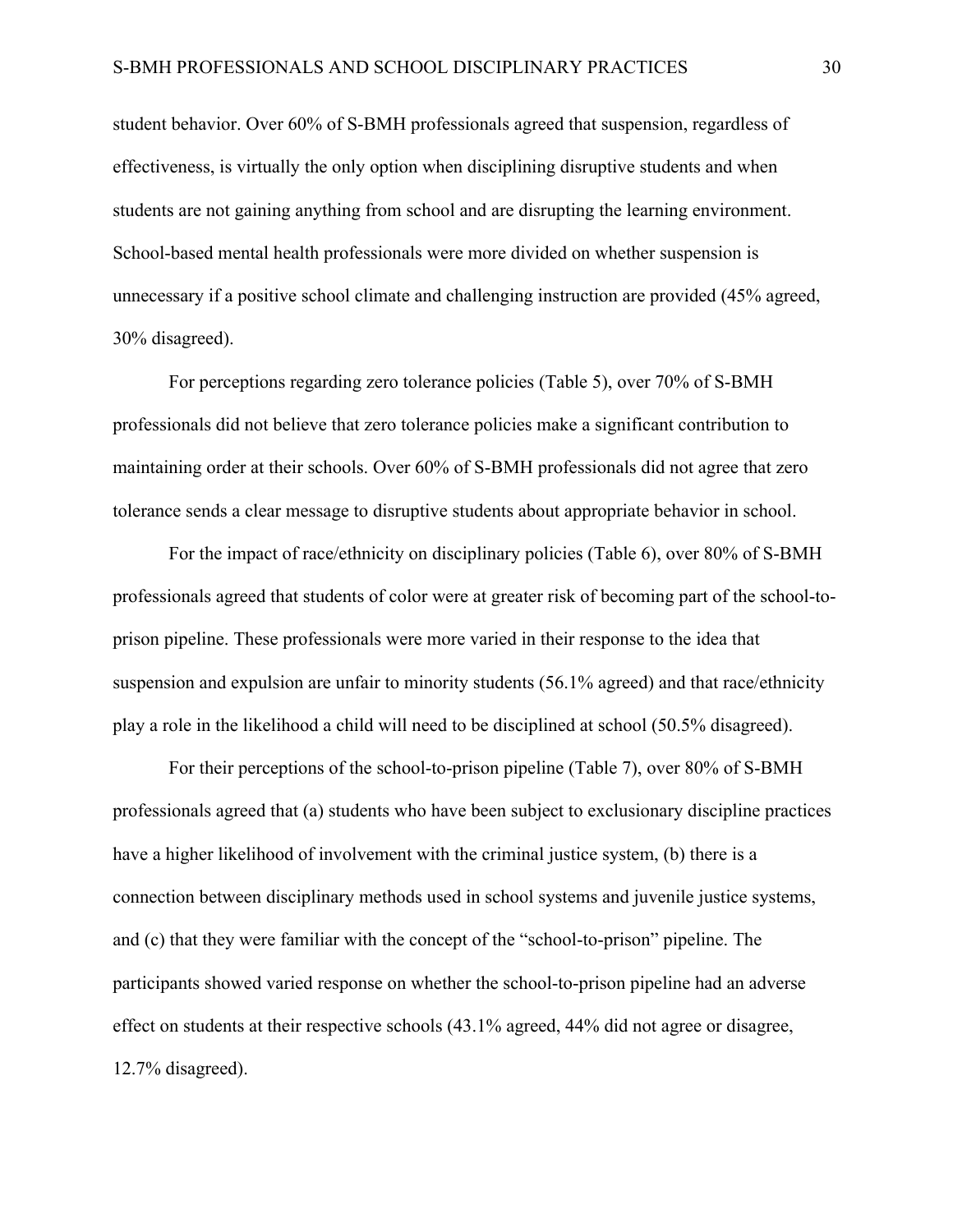student behavior. Over 60% of S-BMH professionals agreed that suspension, regardless of effectiveness, is virtually the only option when disciplining disruptive students and when students are not gaining anything from school and are disrupting the learning environment. School-based mental health professionals were more divided on whether suspension is unnecessary if a positive school climate and challenging instruction are provided (45% agreed, 30% disagreed).

For perceptions regarding zero tolerance policies (Table 5), over 70% of S-BMH professionals did not believe that zero tolerance policies make a significant contribution to maintaining order at their schools. Over 60% of S-BMH professionals did not agree that zero tolerance sends a clear message to disruptive students about appropriate behavior in school.

For the impact of race/ethnicity on disciplinary policies (Table 6), over 80% of S-BMH professionals agreed that students of color were at greater risk of becoming part of the school-to-prison pipeline. These professionals were more varied in their response to the idea that suspension and expulsion are unfair to minority students (56.1% agreed) and that race/ethnicity play a role in the likelihood a child will need to be disciplined at school (50.5% disagreed).

For their perceptions of the school-to-prison pipeline (Table 7), over 80% of S-BMH professionals agreed that (a) students who have been subject to exclusionary discipline practices have a higher likelihood of involvement with the criminal justice system, (b) there is a connection between disciplinary methods used in school systems and juvenile justice systems, and (c) that they were familiar with the concept of the "school-to-prison" pipeline. The participants showed varied response on whether the school-to-prison pipeline had an adverse effect on students at their respective schools (43.1% agreed, 44% did not agree or disagree, 12.7% disagreed).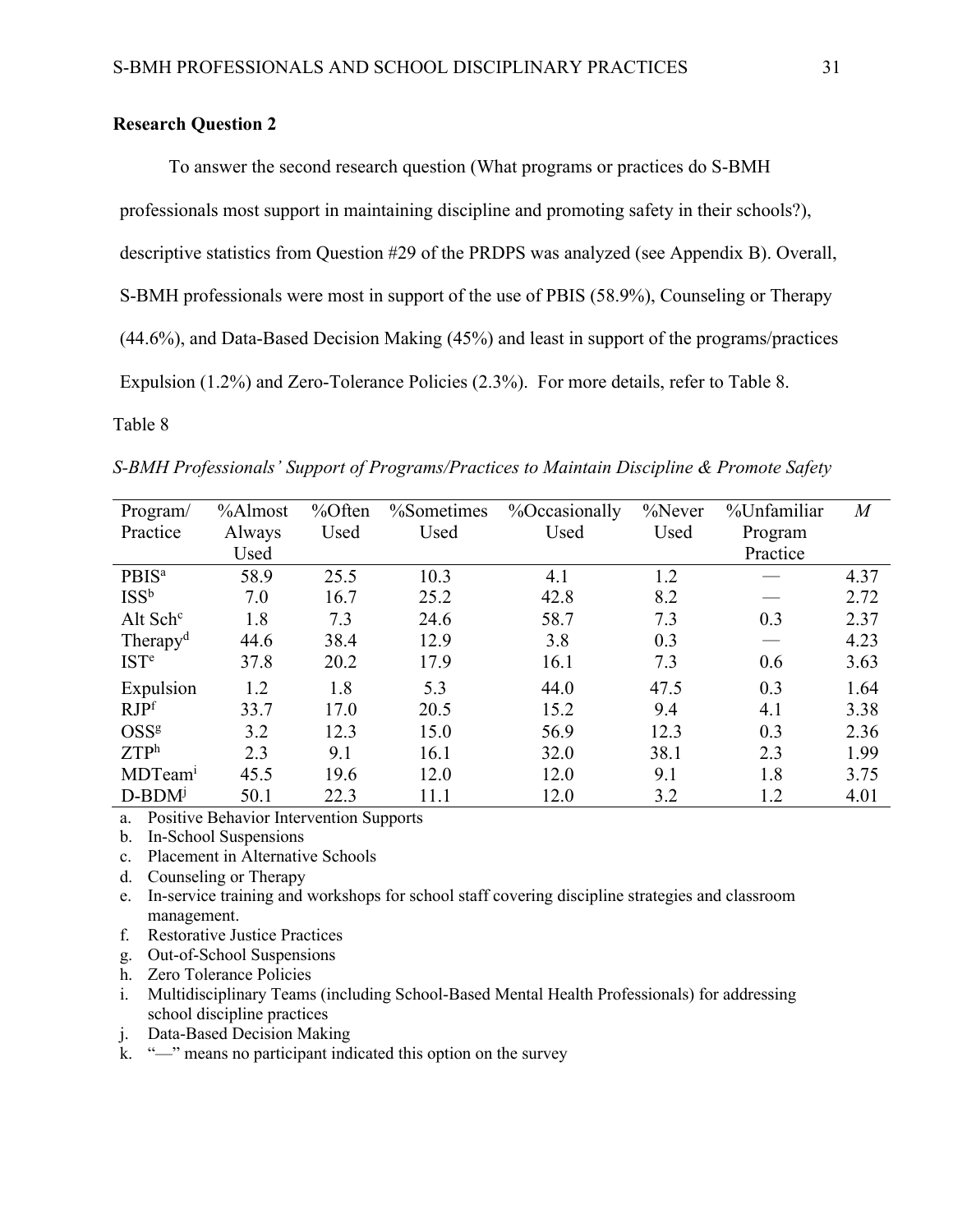**Research Question 2**

To answer the second research question (What programs or practices do S-BMH professionals most support in maintaining discipline and promoting safety in their schools?), descriptive statistics from Question #29 of the PRDPS was analyzed (see Appendix B). Overall, S-BMH professionals were most in support of the use of PBIS (58.9%), Counseling or Therapy (44.6%), and Data-Based Decision Making (45%) and least in support of the programs/practices Expulsion (1.2%) and Zero-Tolerance Policies (2.3%). For more details, refer to Table 8.

Table 8

*S-BMH Professionals' Support of Programs/Practices to Maintain Discipline & Promote Safety*

| Program/ Practice | %Almost Always Used | %Often Used | %Sometimes Used | %Occasionally Used | %Never Used | %Unfamiliar Program Practice | *M* |
|---|---|---|---|---|---|---|---|
| PBIS[a] | 58.9 | 25.5 | 10.3 | 4.1 | 1.2 | — | 4.37 |
| ISS[b] | 7.0 | 16.7 | 25.2 | 42.8 | 8.2 | — | 2.72 |
| Alt Sch[c] | 1.8 | 7.3 | 24.6 | 58.7 | 7.3 | 0.3 | 2.37 |
| Therapy[d] | 44.6 | 38.4 | 12.9 | 3.8 | 0.3 | — | 4.23 |
| IST[e] | 37.8 | 20.2 | 17.9 | 16.1 | 7.3 | 0.6 | 3.63 |
| Expulsion | 1.2 | 1.8 | 5.3 | 44.0 | 47.5 | 0.3 | 1.64 |
| RJP[f] | 33.7 | 17.0 | 20.5 | 15.2 | 9.4 | 4.1 | 3.38 |
| OSS[g] | 3.2 | 12.3 | 15.0 | 56.9 | 12.3 | 0.3 | 2.36 |
| ZTP[h] | 2.3 | 9.1 | 16.1 | 32.0 | 38.1 | 2.3 | 1.99 |
| MDTeam[i] | 45.5 | 19.6 | 12.0 | 12.0 | 9.1 | 1.8 | 3.75 |
| D-BDM[j] | 50.1 | 22.3 | 11.1 | 12.0 | 3.2 | 1.2 | 4.01 |

a. Positive Behavior Intervention Supports
b. In-School Suspensions
c. Placement in Alternative Schools
d. Counseling or Therapy
e. In-service training and workshops for school staff covering discipline strategies and classroom management.
f. Restorative Justice Practices
g. Out-of-School Suspensions
h. Zero Tolerance Policies
i. Multidisciplinary Teams (including School-Based Mental Health Professionals) for addressing school discipline practices
j. Data-Based Decision Making
k. "—" means no participant indicated this option on the survey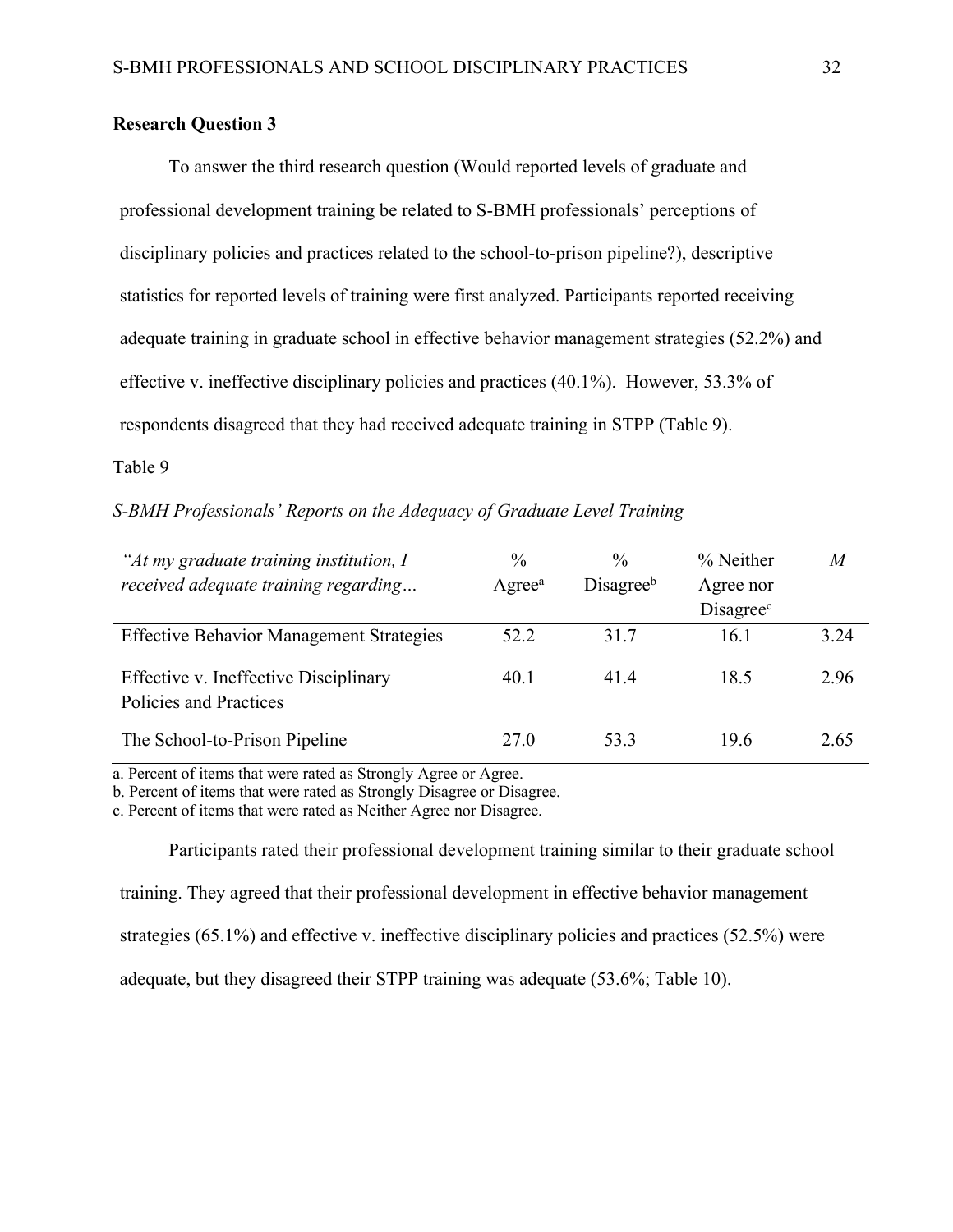**Research Question 3**

To answer the third research question (Would reported levels of graduate and professional development training be related to S-BMH professionals' perceptions of disciplinary policies and practices related to the school-to-prison pipeline?), descriptive statistics for reported levels of training were first analyzed. Participants reported receiving adequate training in graduate school in effective behavior management strategies (52.2%) and effective v. ineffective disciplinary policies and practices (40.1%). However, 53.3% of respondents disagreed that they had received adequate training in STPP (Table 9).

Table 9

*S-BMH Professionals' Reports on the Adequacy of Graduate Level Training*

| *"At my graduate training institution, I received adequate training regarding…* | % Agree[a] | % Disagree[b] | % Neither Agree nor Disagree[c] | *M* |
|---|---|---|---|---|
| Effective Behavior Management Strategies | 52.2 | 31.7 | 16.1 | 3.24 |
| Effective v. Ineffective Disciplinary Policies and Practices | 40.1 | 41.4 | 18.5 | 2.96 |
| The School-to-Prison Pipeline | 27.0 | 53.3 | 19.6 | 2.65 |

a. Percent of items that were rated as Strongly Agree or Agree.
b. Percent of items that were rated as Strongly Disagree or Disagree.
c. Percent of items that were rated as Neither Agree nor Disagree.

Participants rated their professional development training similar to their graduate school training. They agreed that their professional development in effective behavior management strategies (65.1%) and effective v. ineffective disciplinary policies and practices (52.5%) were adequate, but they disagreed their STPP training was adequate (53.6%; Table 10).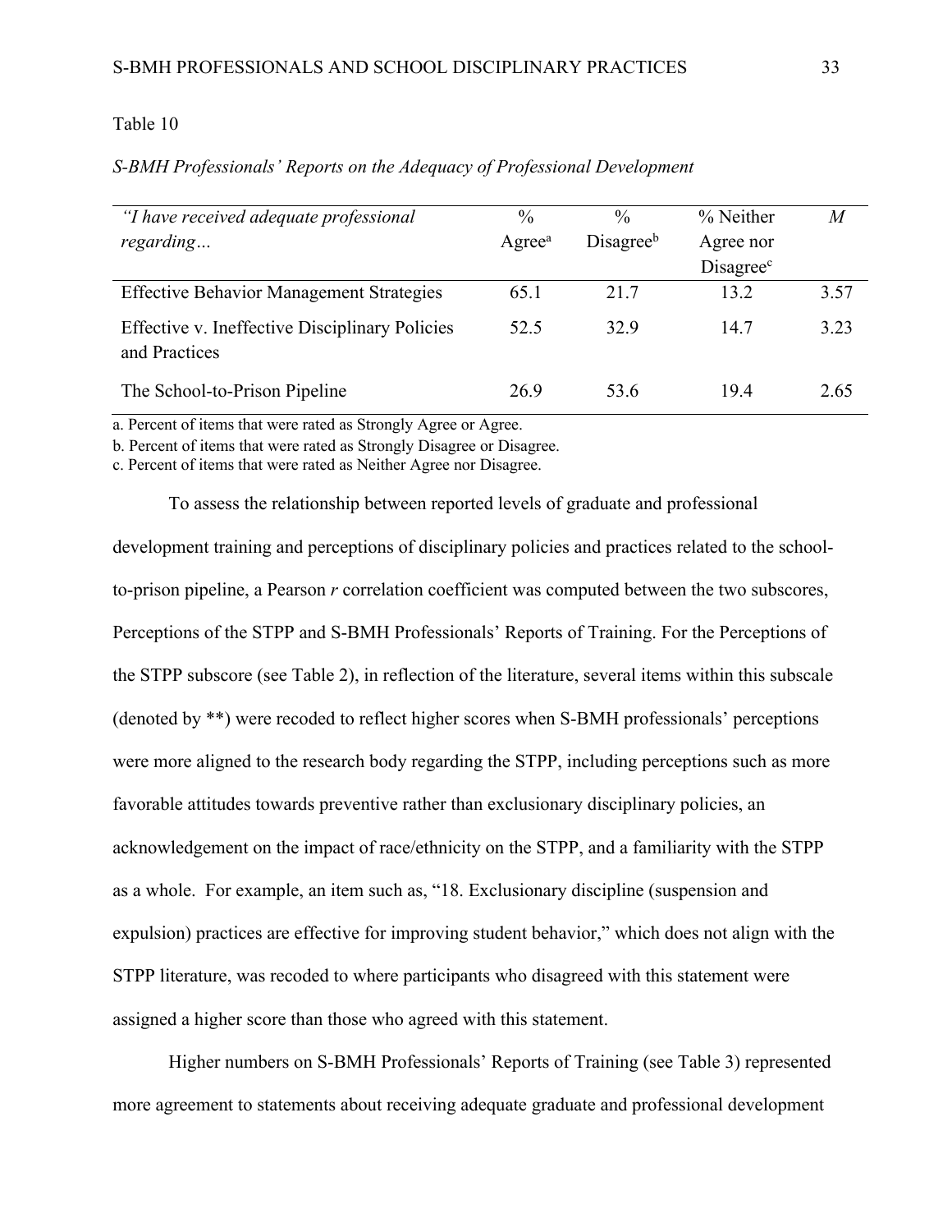Table 10

*S-BMH Professionals' Reports on the Adequacy of Professional Development*

| *"I have received adequate professional regarding…* | % Agree[a] | % Disagree[b] | % Neither Agree nor Disagree[c] | *M* |
|---|---|---|---|---|
| Effective Behavior Management Strategies | 65.1 | 21.7 | 13.2 | 3.57 |
| Effective v. Ineffective Disciplinary Policies and Practices | 52.5 | 32.9 | 14.7 | 3.23 |
| The School-to-Prison Pipeline | 26.9 | 53.6 | 19.4 | 2.65 |

a. Percent of items that were rated as Strongly Agree or Agree.
b. Percent of items that were rated as Strongly Disagree or Disagree.
c. Percent of items that were rated as Neither Agree nor Disagree.

To assess the relationship between reported levels of graduate and professional development training and perceptions of disciplinary policies and practices related to the school-to-prison pipeline, a Pearson *r* correlation coefficient was computed between the two subscores, Perceptions of the STPP and S-BMH Professionals' Reports of Training. For the Perceptions of the STPP subscore (see Table 2), in reflection of the literature, several items within this subscale (denoted by **) were recoded to reflect higher scores when S-BMH professionals' perceptions were more aligned to the research body regarding the STPP, including perceptions such as more favorable attitudes towards preventive rather than exclusionary disciplinary policies, an acknowledgement on the impact of race/ethnicity on the STPP, and a familiarity with the STPP as a whole. For example, an item such as, "18. Exclusionary discipline (suspension and expulsion) practices are effective for improving student behavior," which does not align with the STPP literature, was recoded to where participants who disagreed with this statement were assigned a higher score than those who agreed with this statement.

Higher numbers on S-BMH Professionals' Reports of Training (see Table 3) represented more agreement to statements about receiving adequate graduate and professional development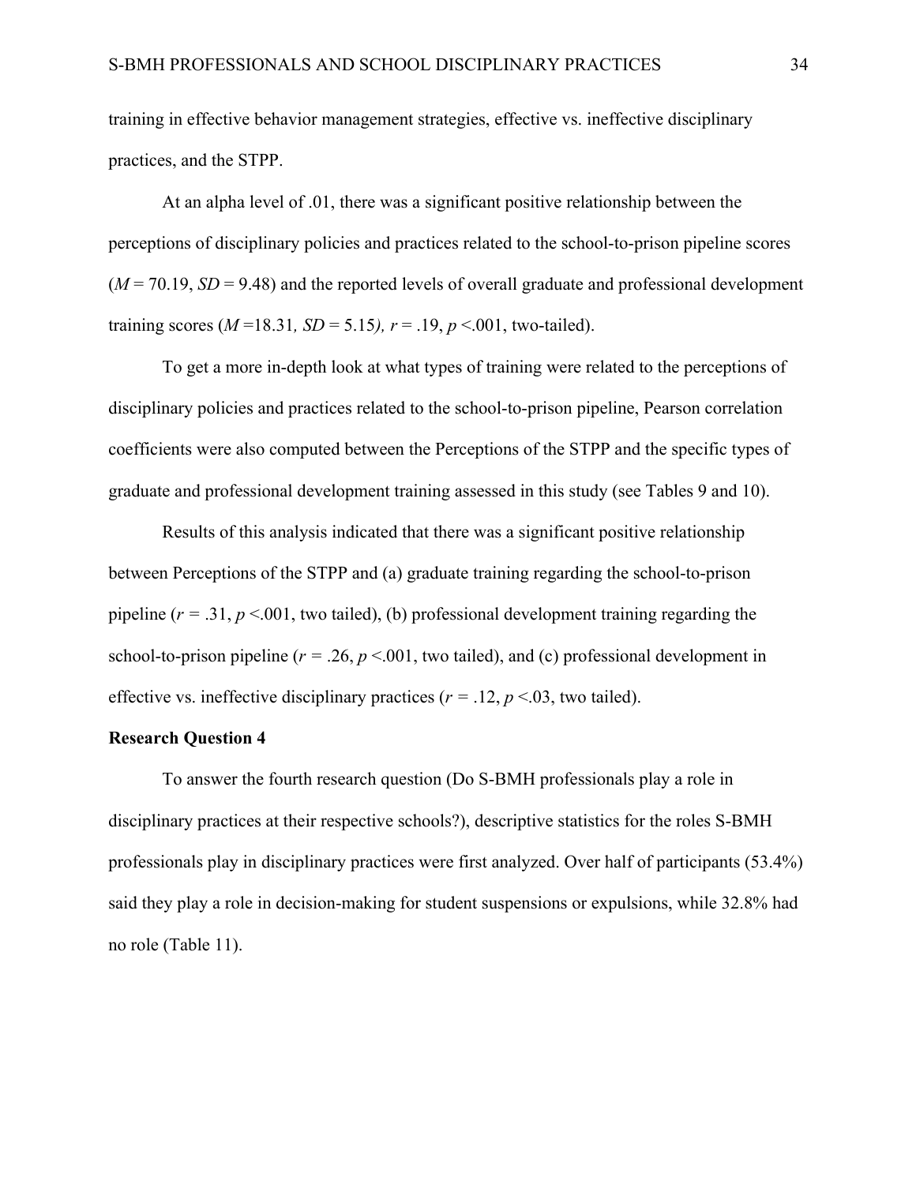training in effective behavior management strategies, effective vs. ineffective disciplinary practices, and the STPP.

At an alpha level of .01, there was a significant positive relationship between the perceptions of disciplinary policies and practices related to the school-to-prison pipeline scores ($M$ = 70.19, $SD$ = 9.48) and the reported levels of overall graduate and professional development training scores ($M$ =18.31, $SD$ = 5.15), $r$ = .19, $p$ <.001, two-tailed).

To get a more in-depth look at what types of training were related to the perceptions of disciplinary policies and practices related to the school-to-prison pipeline, Pearson correlation coefficients were also computed between the Perceptions of the STPP and the specific types of graduate and professional development training assessed in this study (see Tables 9 and 10).

Results of this analysis indicated that there was a significant positive relationship between Perceptions of the STPP and (a) graduate training regarding the school-to-prison pipeline ($r$ = .31, $p$ <.001, two tailed), (b) professional development training regarding the school-to-prison pipeline ($r$ = .26, $p$ <.001, two tailed), and (c) professional development in effective vs. ineffective disciplinary practices ($r$ = .12, $p$ <.03, two tailed).

**Research Question 4**

To answer the fourth research question (Do S-BMH professionals play a role in disciplinary practices at their respective schools?), descriptive statistics for the roles S-BMH professionals play in disciplinary practices were first analyzed. Over half of participants (53.4%) said they play a role in decision-making for student suspensions or expulsions, while 32.8% had no role (Table 11).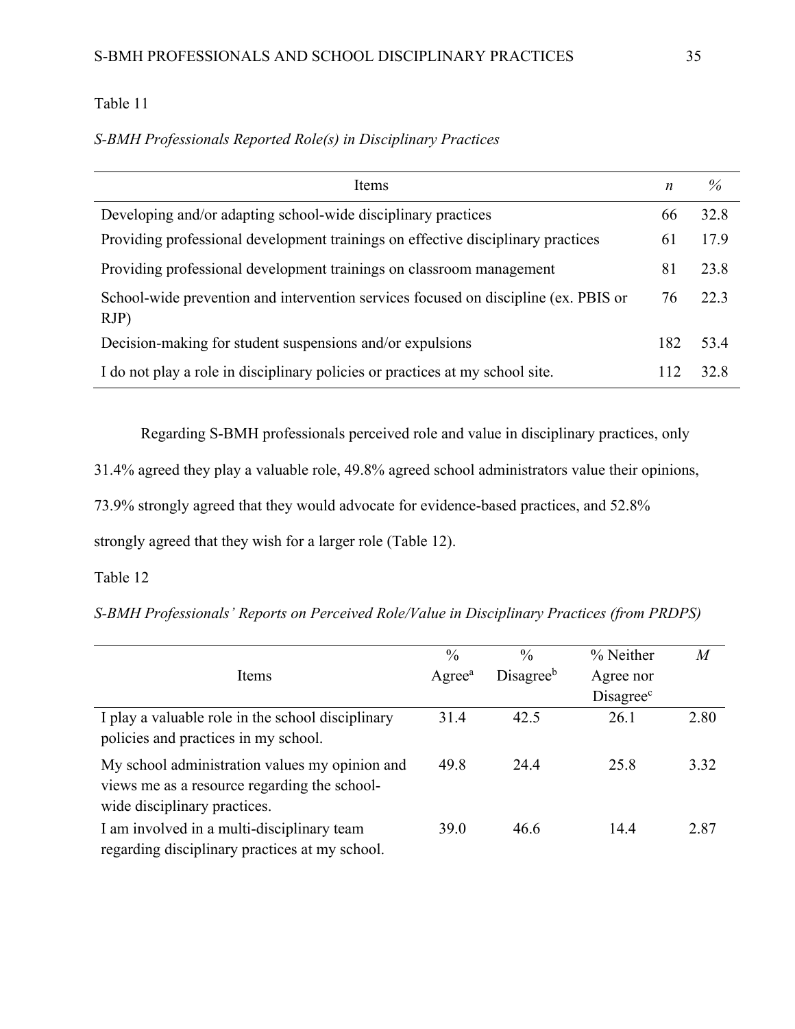Table 11

*S-BMH Professionals Reported Role(s) in Disciplinary Practices*

| Items | *n* | % |
|---|---|---|
| Developing and/or adapting school-wide disciplinary practices | 66 | 32.8 |
| Providing professional development trainings on effective disciplinary practices | 61 | 17.9 |
| Providing professional development trainings on classroom management | 81 | 23.8 |
| School-wide prevention and intervention services focused on discipline (ex. PBIS or RJP) | 76 | 22.3 |
| Decision-making for student suspensions and/or expulsions | 182 | 53.4 |
| I do not play a role in disciplinary policies or practices at my school site. | 112 | 32.8 |

Regarding S-BMH professionals perceived role and value in disciplinary practices, only 31.4% agreed they play a valuable role, 49.8% agreed school administrators value their opinions, 73.9% strongly agreed that they would advocate for evidence-based practices, and 52.8% strongly agreed that they wish for a larger role (Table 12).

Table 12

*S-BMH Professionals' Reports on Perceived Role/Value in Disciplinary Practices (from PRDPS)*

| Items | % Agree[a] | % Disagree[b] | % Neither Agree nor Disagree[c] | *M* |
|---|---|---|---|---|
| I play a valuable role in the school disciplinary policies and practices in my school. | 31.4 | 42.5 | 26.1 | 2.80 |
| My school administration values my opinion and views me as a resource regarding the school-wide disciplinary practices. | 49.8 | 24.4 | 25.8 | 3.32 |
| I am involved in a multi-disciplinary team regarding disciplinary practices at my school. | 39.0 | 46.6 | 14.4 | 2.87 |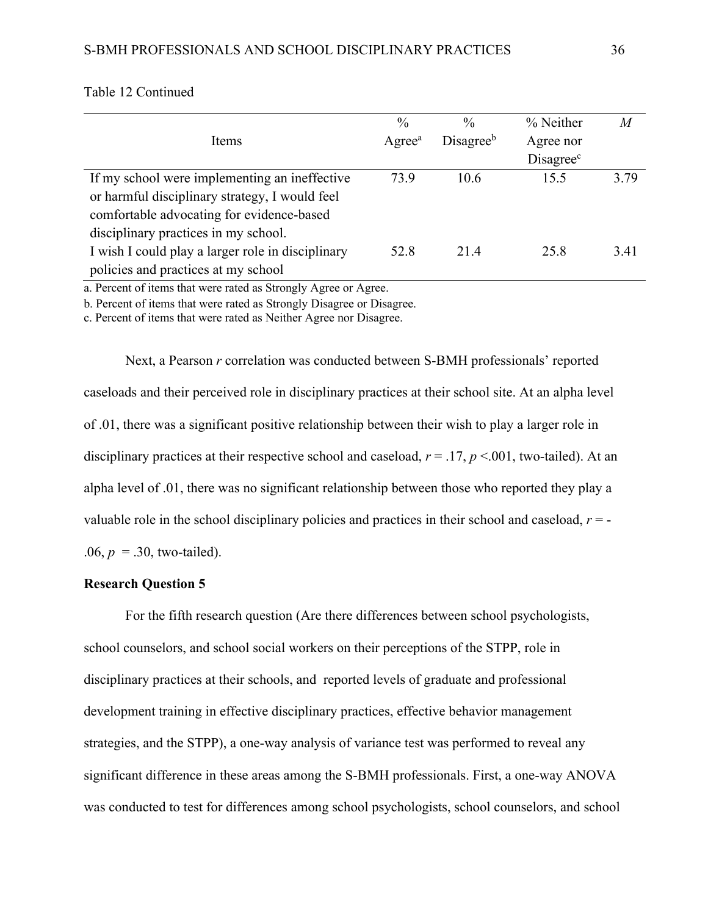Table 12 Continued

| Items | % Agree[a] | % Disagree[b] | % Neither Agree nor Disagree[c] | *M* |
|---|---|---|---|---|
| If my school were implementing an ineffective or harmful disciplinary strategy, I would feel comfortable advocating for evidence-based disciplinary practices in my school. | 73.9 | 10.6 | 15.5 | 3.79 |
| I wish I could play a larger role in disciplinary policies and practices at my school | 52.8 | 21.4 | 25.8 | 3.41 |

a. Percent of items that were rated as Strongly Agree or Agree.

b. Percent of items that were rated as Strongly Disagree or Disagree.

c. Percent of items that were rated as Neither Agree nor Disagree.

Next, a Pearson *r* correlation was conducted between S-BMH professionals' reported caseloads and their perceived role in disciplinary practices at their school site. At an alpha level of .01, there was a significant positive relationship between their wish to play a larger role in disciplinary practices at their respective school and caseload, $r = .17$, $p < .001$, two-tailed). At an alpha level of .01, there was no significant relationship between those who reported they play a valuable role in the school disciplinary policies and practices in their school and caseload, $r = -.06$, $p = .30$, two-tailed).

**Research Question 5**

For the fifth research question (Are there differences between school psychologists, school counselors, and school social workers on their perceptions of the STPP, role in disciplinary practices at their schools, and reported levels of graduate and professional development training in effective disciplinary practices, effective behavior management strategies, and the STPP), a one-way analysis of variance test was performed to reveal any significant difference in these areas among the S-BMH professionals. First, a one-way ANOVA was conducted to test for differences among school psychologists, school counselors, and school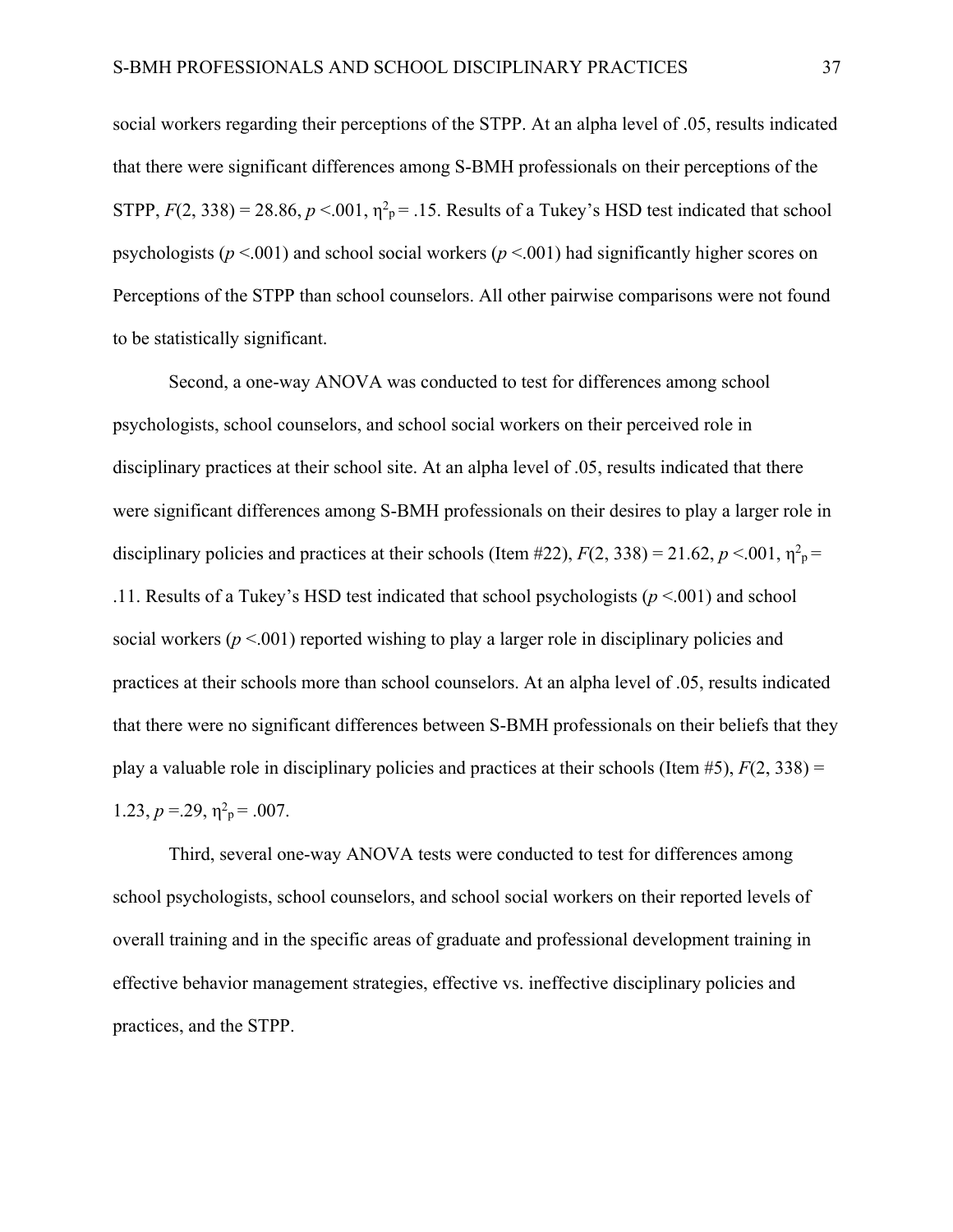social workers regarding their perceptions of the STPP. At an alpha level of .05, results indicated that there were significant differences among S-BMH professionals on their perceptions of the STPP, $F(2, 338) = 28.86$, $p < .001$, $\eta^2_p = .15$. Results of a Tukey's HSD test indicated that school psychologists ($p < .001$) and school social workers ($p < .001$) had significantly higher scores on Perceptions of the STPP than school counselors. All other pairwise comparisons were not found to be statistically significant.

Second, a one-way ANOVA was conducted to test for differences among school psychologists, school counselors, and school social workers on their perceived role in disciplinary practices at their school site. At an alpha level of .05, results indicated that there were significant differences among S-BMH professionals on their desires to play a larger role in disciplinary policies and practices at their schools (Item #22), $F(2, 338) = 21.62$, $p < .001$, $\eta^2_p = .11$. Results of a Tukey's HSD test indicated that school psychologists ($p < .001$) and school social workers ($p < .001$) reported wishing to play a larger role in disciplinary policies and practices at their schools more than school counselors. At an alpha level of .05, results indicated that there were no significant differences between S-BMH professionals on their beliefs that they play a valuable role in disciplinary policies and practices at their schools (Item #5), $F(2, 338) = 1.23$, $p = .29$, $\eta^2_p = .007$.

Third, several one-way ANOVA tests were conducted to test for differences among school psychologists, school counselors, and school social workers on their reported levels of overall training and in the specific areas of graduate and professional development training in effective behavior management strategies, effective vs. ineffective disciplinary policies and practices, and the STPP.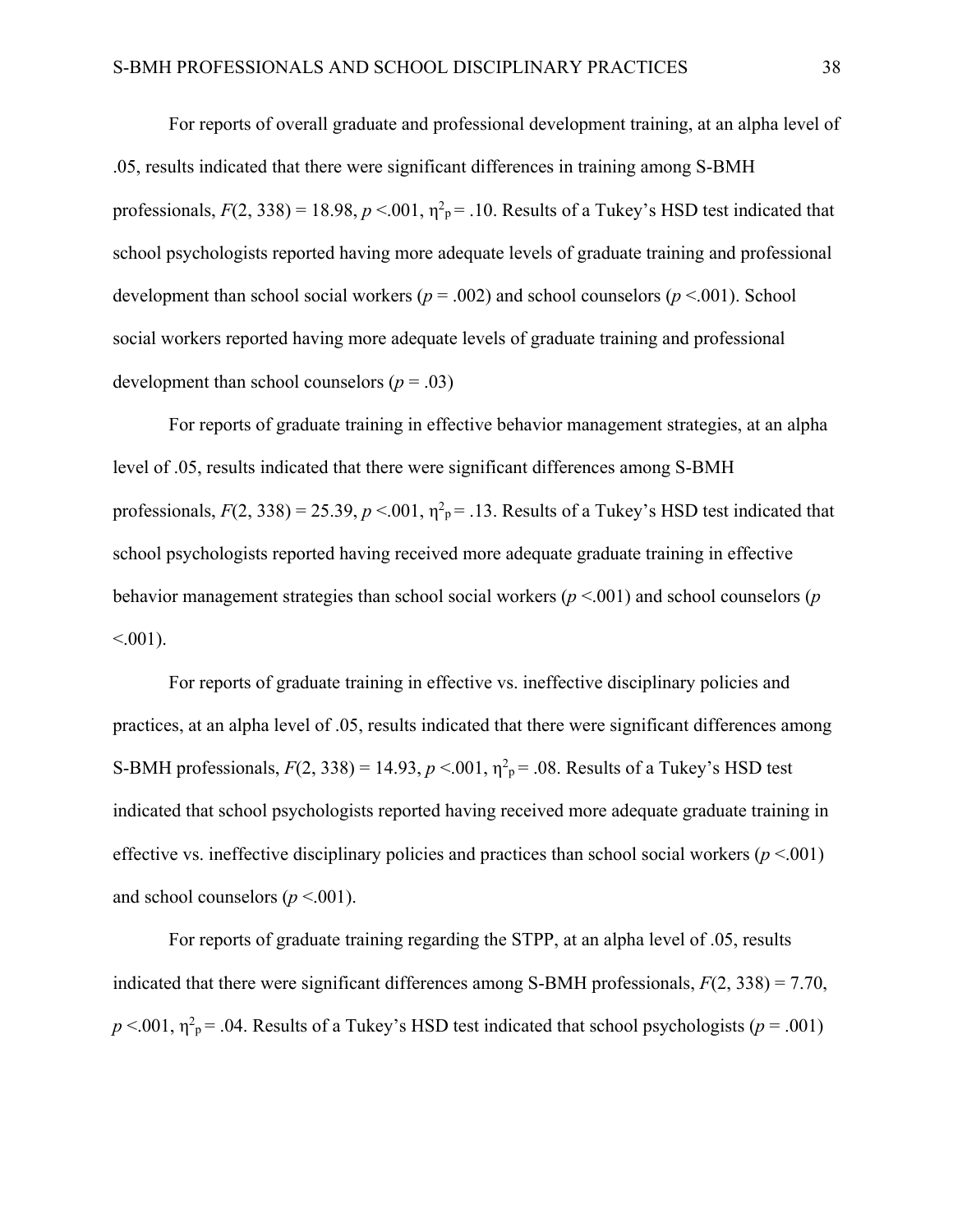For reports of overall graduate and professional development training, at an alpha level of .05, results indicated that there were significant differences in training among S-BMH professionals, $F(2, 338) = 18.98$, $p < .001$, $\eta^2_p = .10$. Results of a Tukey's HSD test indicated that school psychologists reported having more adequate levels of graduate training and professional development than school social workers ($p = .002$) and school counselors ($p < .001$). School social workers reported having more adequate levels of graduate training and professional development than school counselors ($p = .03$)

For reports of graduate training in effective behavior management strategies, at an alpha level of .05, results indicated that there were significant differences among S-BMH professionals, $F(2, 338) = 25.39$, $p < .001$, $\eta^2_p = .13$. Results of a Tukey's HSD test indicated that school psychologists reported having received more adequate graduate training in effective behavior management strategies than school social workers ($p < .001$) and school counselors ($p < .001$).

For reports of graduate training in effective vs. ineffective disciplinary policies and practices, at an alpha level of .05, results indicated that there were significant differences among S-BMH professionals, $F(2, 338) = 14.93$, $p < .001$, $\eta^2_p = .08$. Results of a Tukey's HSD test indicated that school psychologists reported having received more adequate graduate training in effective vs. ineffective disciplinary policies and practices than school social workers ($p < .001$) and school counselors ($p < .001$).

For reports of graduate training regarding the STPP, at an alpha level of .05, results indicated that there were significant differences among S-BMH professionals, $F(2, 338) = 7.70$, $p < .001$, $\eta^2_p = .04$. Results of a Tukey's HSD test indicated that school psychologists ($p = .001$)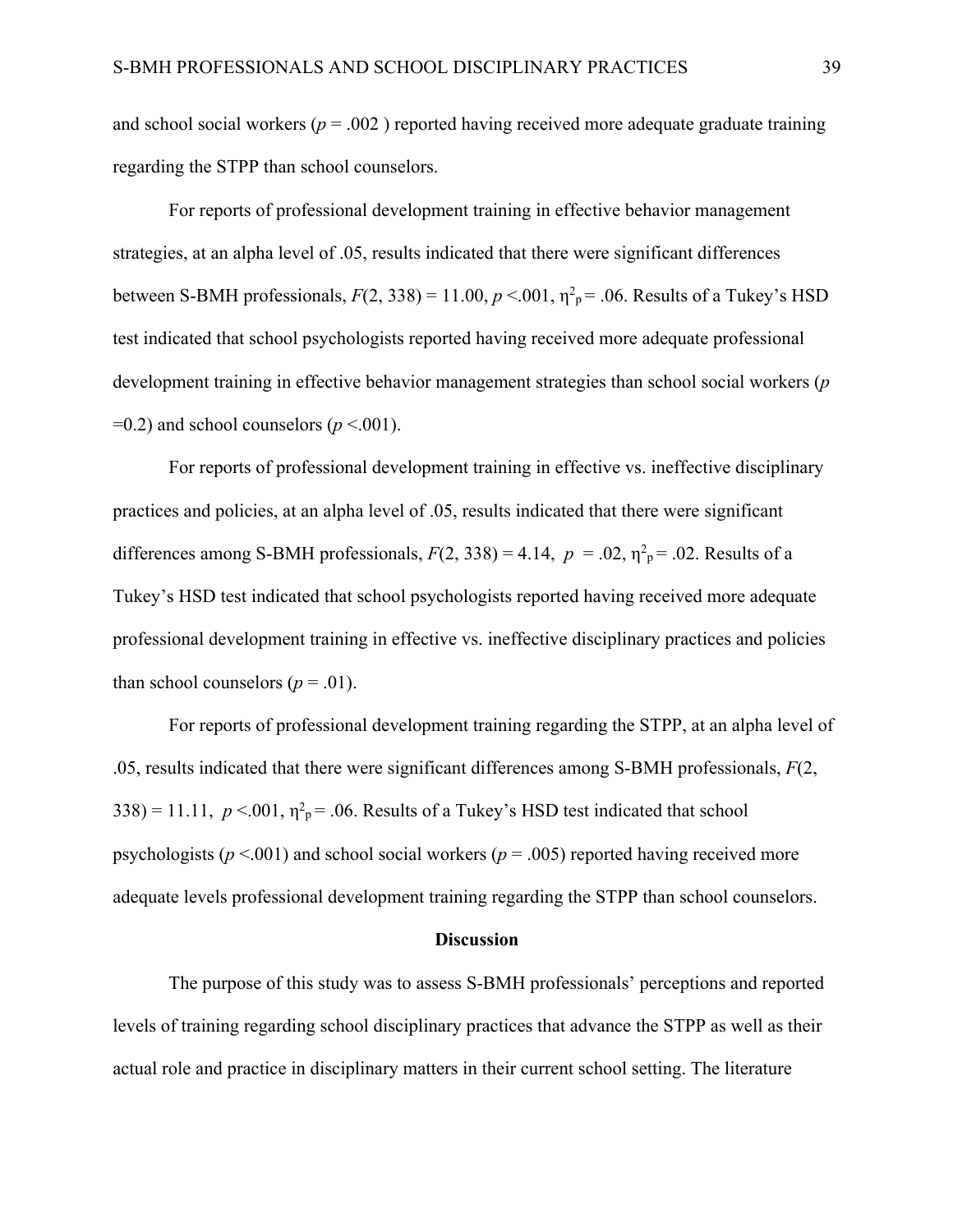and school social workers ($p$ = .002 ) reported having received more adequate graduate training regarding the STPP than school counselors.

For reports of professional development training in effective behavior management strategies, at an alpha level of .05, results indicated that there were significant differences between S-BMH professionals, $F(2, 338) = 11.00$, $p < .001$, $\eta^2_p = .06$. Results of a Tukey's HSD test indicated that school psychologists reported having received more adequate professional development training in effective behavior management strategies than school social workers ($p$ =0.2) and school counselors ($p$ <.001).

For reports of professional development training in effective vs. ineffective disciplinary practices and policies, at an alpha level of .05, results indicated that there were significant differences among S-BMH professionals, $F(2, 338) = 4.14$, $p = .02$, $\eta^2_p = .02$. Results of a Tukey's HSD test indicated that school psychologists reported having received more adequate professional development training in effective vs. ineffective disciplinary practices and policies than school counselors ($p$ = .01).

For reports of professional development training regarding the STPP, at an alpha level of .05, results indicated that there were significant differences among S-BMH professionals, $F(2, 338) = 11.11$, $p < .001$, $\eta^2_p = .06$. Results of a Tukey's HSD test indicated that school psychologists ($p$ <.001) and school social workers ($p$ = .005) reported having received more adequate levels professional development training regarding the STPP than school counselors.

## Discussion

The purpose of this study was to assess S-BMH professionals' perceptions and reported levels of training regarding school disciplinary practices that advance the STPP as well as their actual role and practice in disciplinary matters in their current school setting. The literature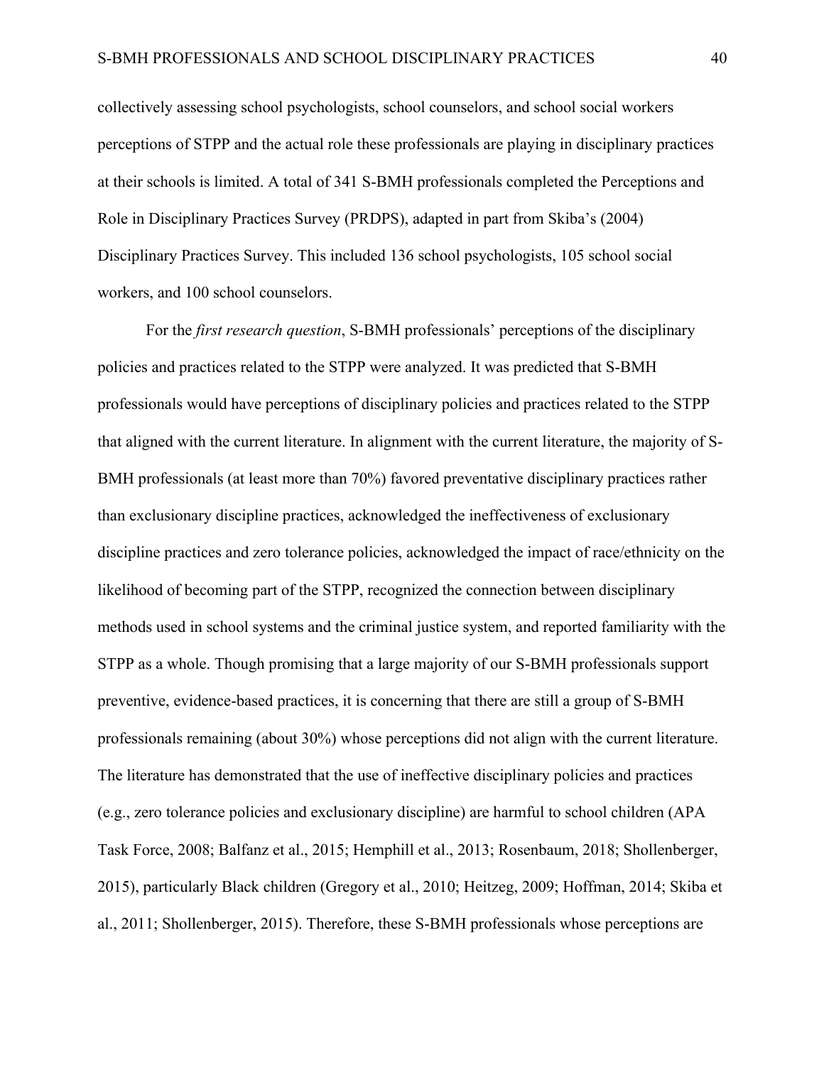collectively assessing school psychologists, school counselors, and school social workers perceptions of STPP and the actual role these professionals are playing in disciplinary practices at their schools is limited. A total of 341 S-BMH professionals completed the Perceptions and Role in Disciplinary Practices Survey (PRDPS), adapted in part from Skiba's (2004) Disciplinary Practices Survey. This included 136 school psychologists, 105 school social workers, and 100 school counselors.

For the *first research question*, S-BMH professionals' perceptions of the disciplinary policies and practices related to the STPP were analyzed. It was predicted that S-BMH professionals would have perceptions of disciplinary policies and practices related to the STPP that aligned with the current literature. In alignment with the current literature, the majority of S-BMH professionals (at least more than 70%) favored preventative disciplinary practices rather than exclusionary discipline practices, acknowledged the ineffectiveness of exclusionary discipline practices and zero tolerance policies, acknowledged the impact of race/ethnicity on the likelihood of becoming part of the STPP, recognized the connection between disciplinary methods used in school systems and the criminal justice system, and reported familiarity with the STPP as a whole. Though promising that a large majority of our S-BMH professionals support preventive, evidence-based practices, it is concerning that there are still a group of S-BMH professionals remaining (about 30%) whose perceptions did not align with the current literature. The literature has demonstrated that the use of ineffective disciplinary policies and practices (e.g., zero tolerance policies and exclusionary discipline) are harmful to school children (APA Task Force, 2008; Balfanz et al., 2015; Hemphill et al., 2013; Rosenbaum, 2018; Shollenberger, 2015), particularly Black children (Gregory et al., 2010; Heitzeg, 2009; Hoffman, 2014; Skiba et al., 2011; Shollenberger, 2015). Therefore, these S-BMH professionals whose perceptions are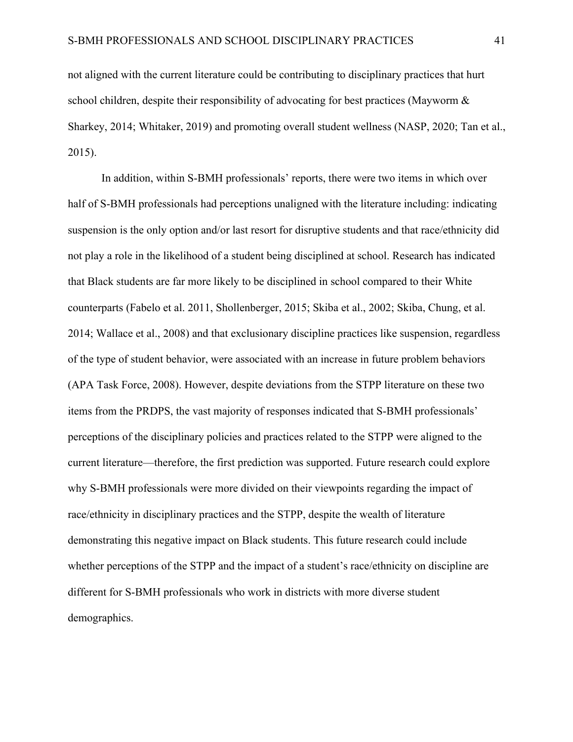not aligned with the current literature could be contributing to disciplinary practices that hurt school children, despite their responsibility of advocating for best practices (Mayworm & Sharkey, 2014; Whitaker, 2019) and promoting overall student wellness (NASP, 2020; Tan et al., 2015).

In addition, within S-BMH professionals' reports, there were two items in which over half of S-BMH professionals had perceptions unaligned with the literature including: indicating suspension is the only option and/or last resort for disruptive students and that race/ethnicity did not play a role in the likelihood of a student being disciplined at school. Research has indicated that Black students are far more likely to be disciplined in school compared to their White counterparts (Fabelo et al. 2011, Shollenberger, 2015; Skiba et al., 2002; Skiba, Chung, et al. 2014; Wallace et al., 2008) and that exclusionary discipline practices like suspension, regardless of the type of student behavior, were associated with an increase in future problem behaviors (APA Task Force, 2008). However, despite deviations from the STPP literature on these two items from the PRDPS, the vast majority of responses indicated that S-BMH professionals' perceptions of the disciplinary policies and practices related to the STPP were aligned to the current literature—therefore, the first prediction was supported. Future research could explore why S-BMH professionals were more divided on their viewpoints regarding the impact of race/ethnicity in disciplinary practices and the STPP, despite the wealth of literature demonstrating this negative impact on Black students. This future research could include whether perceptions of the STPP and the impact of a student's race/ethnicity on discipline are different for S-BMH professionals who work in districts with more diverse student demographics.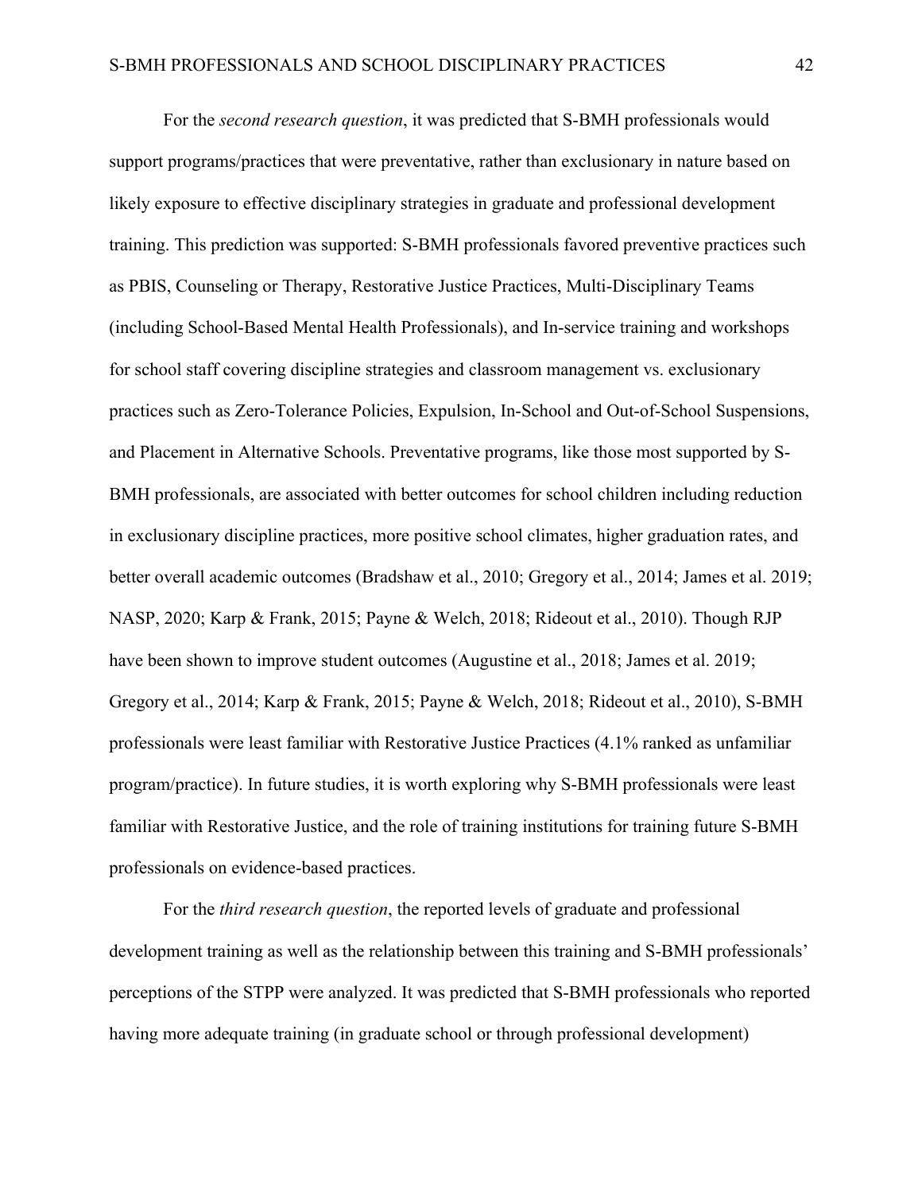For the *second research question*, it was predicted that S-BMH professionals would support programs/practices that were preventative, rather than exclusionary in nature based on likely exposure to effective disciplinary strategies in graduate and professional development training. This prediction was supported: S-BMH professionals favored preventive practices such as PBIS, Counseling or Therapy, Restorative Justice Practices, Multi-Disciplinary Teams (including School-Based Mental Health Professionals), and In-service training and workshops for school staff covering discipline strategies and classroom management vs. exclusionary practices such as Zero-Tolerance Policies, Expulsion, In-School and Out-of-School Suspensions, and Placement in Alternative Schools. Preventative programs, like those most supported by S-BMH professionals, are associated with better outcomes for school children including reduction in exclusionary discipline practices, more positive school climates, higher graduation rates, and better overall academic outcomes (Bradshaw et al., 2010; Gregory et al., 2014; James et al. 2019; NASP, 2020; Karp & Frank, 2015; Payne & Welch, 2018; Rideout et al., 2010). Though RJP have been shown to improve student outcomes (Augustine et al., 2018; James et al. 2019; Gregory et al., 2014; Karp & Frank, 2015; Payne & Welch, 2018; Rideout et al., 2010), S-BMH professionals were least familiar with Restorative Justice Practices (4.1% ranked as unfamiliar program/practice). In future studies, it is worth exploring why S-BMH professionals were least familiar with Restorative Justice, and the role of training institutions for training future S-BMH professionals on evidence-based practices.

For the *third research question*, the reported levels of graduate and professional development training as well as the relationship between this training and S-BMH professionals' perceptions of the STPP were analyzed. It was predicted that S-BMH professionals who reported having more adequate training (in graduate school or through professional development)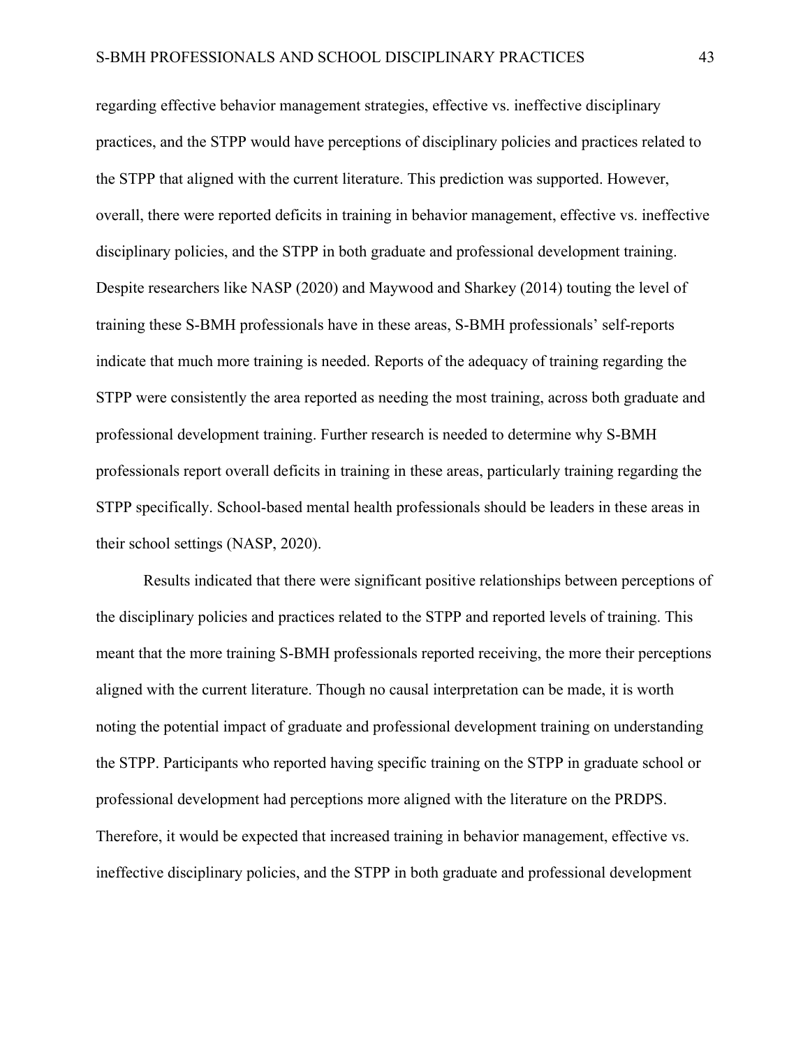regarding effective behavior management strategies, effective vs. ineffective disciplinary practices, and the STPP would have perceptions of disciplinary policies and practices related to the STPP that aligned with the current literature. This prediction was supported. However, overall, there were reported deficits in training in behavior management, effective vs. ineffective disciplinary policies, and the STPP in both graduate and professional development training. Despite researchers like NASP (2020) and Maywood and Sharkey (2014) touting the level of training these S-BMH professionals have in these areas, S-BMH professionals' self-reports indicate that much more training is needed. Reports of the adequacy of training regarding the STPP were consistently the area reported as needing the most training, across both graduate and professional development training. Further research is needed to determine why S-BMH professionals report overall deficits in training in these areas, particularly training regarding the STPP specifically. School-based mental health professionals should be leaders in these areas in their school settings (NASP, 2020).

Results indicated that there were significant positive relationships between perceptions of the disciplinary policies and practices related to the STPP and reported levels of training. This meant that the more training S-BMH professionals reported receiving, the more their perceptions aligned with the current literature. Though no causal interpretation can be made, it is worth noting the potential impact of graduate and professional development training on understanding the STPP. Participants who reported having specific training on the STPP in graduate school or professional development had perceptions more aligned with the literature on the PRDPS. Therefore, it would be expected that increased training in behavior management, effective vs. ineffective disciplinary policies, and the STPP in both graduate and professional development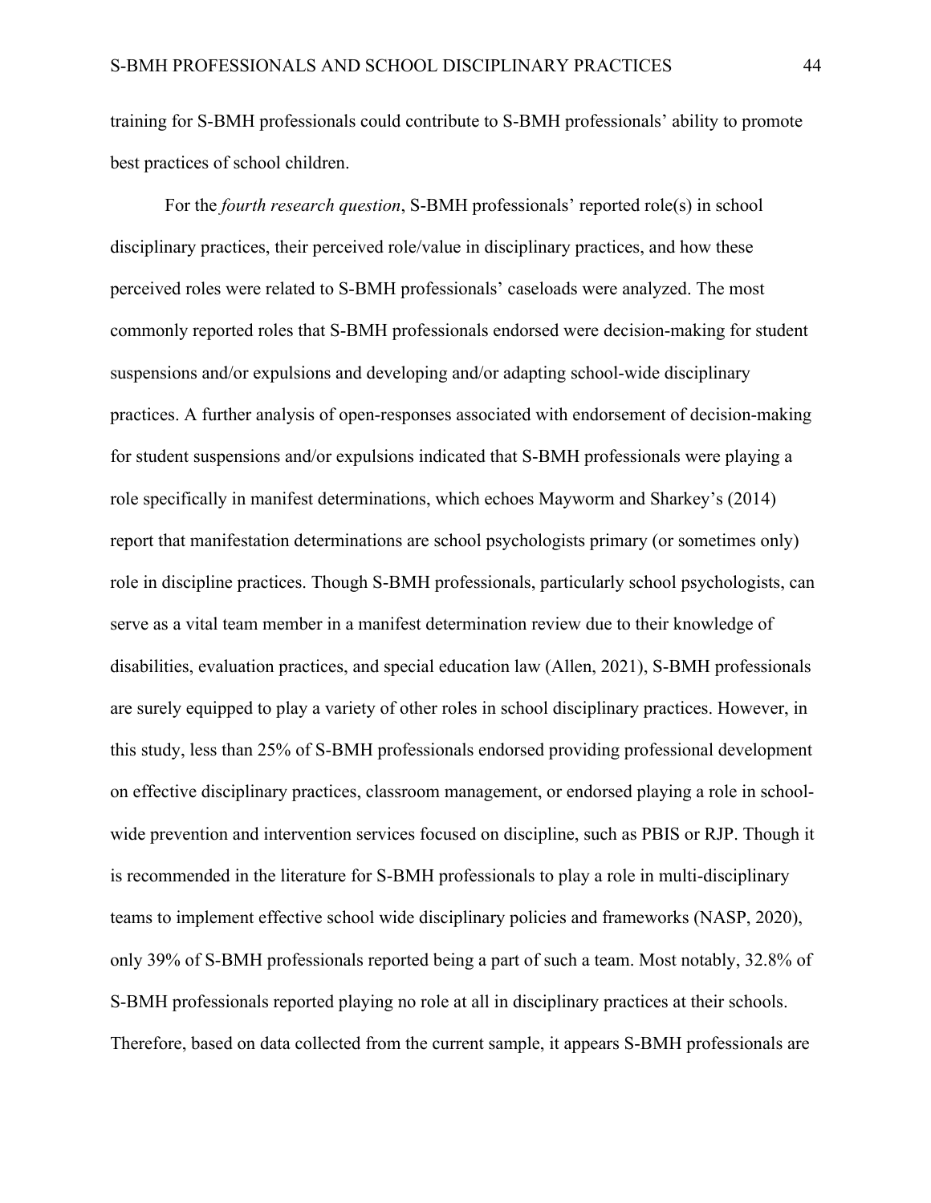training for S-BMH professionals could contribute to S-BMH professionals' ability to promote best practices of school children.

For the *fourth research question*, S-BMH professionals' reported role(s) in school disciplinary practices, their perceived role/value in disciplinary practices, and how these perceived roles were related to S-BMH professionals' caseloads were analyzed. The most commonly reported roles that S-BMH professionals endorsed were decision-making for student suspensions and/or expulsions and developing and/or adapting school-wide disciplinary practices. A further analysis of open-responses associated with endorsement of decision-making for student suspensions and/or expulsions indicated that S-BMH professionals were playing a role specifically in manifest determinations, which echoes Mayworm and Sharkey's (2014) report that manifestation determinations are school psychologists primary (or sometimes only) role in discipline practices. Though S-BMH professionals, particularly school psychologists, can serve as a vital team member in a manifest determination review due to their knowledge of disabilities, evaluation practices, and special education law (Allen, 2021), S-BMH professionals are surely equipped to play a variety of other roles in school disciplinary practices. However, in this study, less than 25% of S-BMH professionals endorsed providing professional development on effective disciplinary practices, classroom management, or endorsed playing a role in school-wide prevention and intervention services focused on discipline, such as PBIS or RJP. Though it is recommended in the literature for S-BMH professionals to play a role in multi-disciplinary teams to implement effective school wide disciplinary policies and frameworks (NASP, 2020), only 39% of S-BMH professionals reported being a part of such a team. Most notably, 32.8% of S-BMH professionals reported playing no role at all in disciplinary practices at their schools. Therefore, based on data collected from the current sample, it appears S-BMH professionals are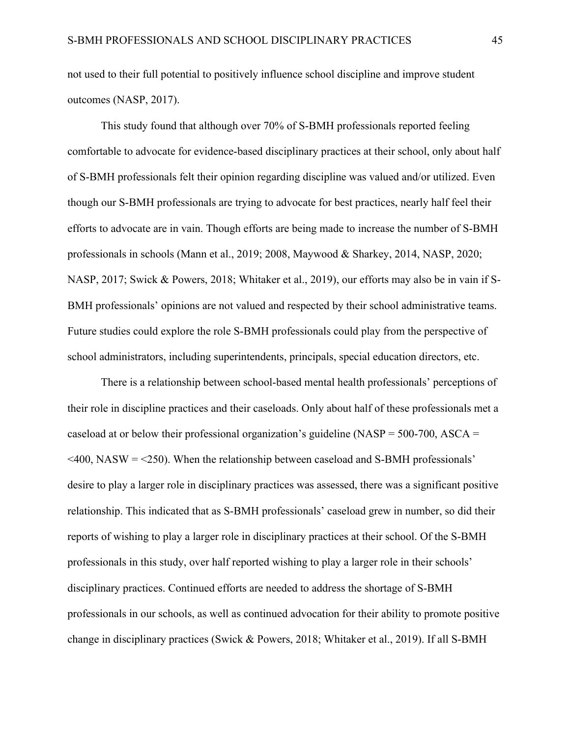not used to their full potential to positively influence school discipline and improve student outcomes (NASP, 2017).

This study found that although over 70% of S-BMH professionals reported feeling comfortable to advocate for evidence-based disciplinary practices at their school, only about half of S-BMH professionals felt their opinion regarding discipline was valued and/or utilized. Even though our S-BMH professionals are trying to advocate for best practices, nearly half feel their efforts to advocate are in vain. Though efforts are being made to increase the number of S-BMH professionals in schools (Mann et al., 2019; 2008, Maywood & Sharkey, 2014, NASP, 2020; NASP, 2017; Swick & Powers, 2018; Whitaker et al., 2019), our efforts may also be in vain if S-BMH professionals' opinions are not valued and respected by their school administrative teams. Future studies could explore the role S-BMH professionals could play from the perspective of school administrators, including superintendents, principals, special education directors, etc.

There is a relationship between school-based mental health professionals' perceptions of their role in discipline practices and their caseloads. Only about half of these professionals met a caseload at or below their professional organization's guideline (NASP = 500-700, ASCA = <400, NASW = <250). When the relationship between caseload and S-BMH professionals' desire to play a larger role in disciplinary practices was assessed, there was a significant positive relationship. This indicated that as S-BMH professionals' caseload grew in number, so did their reports of wishing to play a larger role in disciplinary practices at their school. Of the S-BMH professionals in this study, over half reported wishing to play a larger role in their schools' disciplinary practices. Continued efforts are needed to address the shortage of S-BMH professionals in our schools, as well as continued advocation for their ability to promote positive change in disciplinary practices (Swick & Powers, 2018; Whitaker et al., 2019). If all S-BMH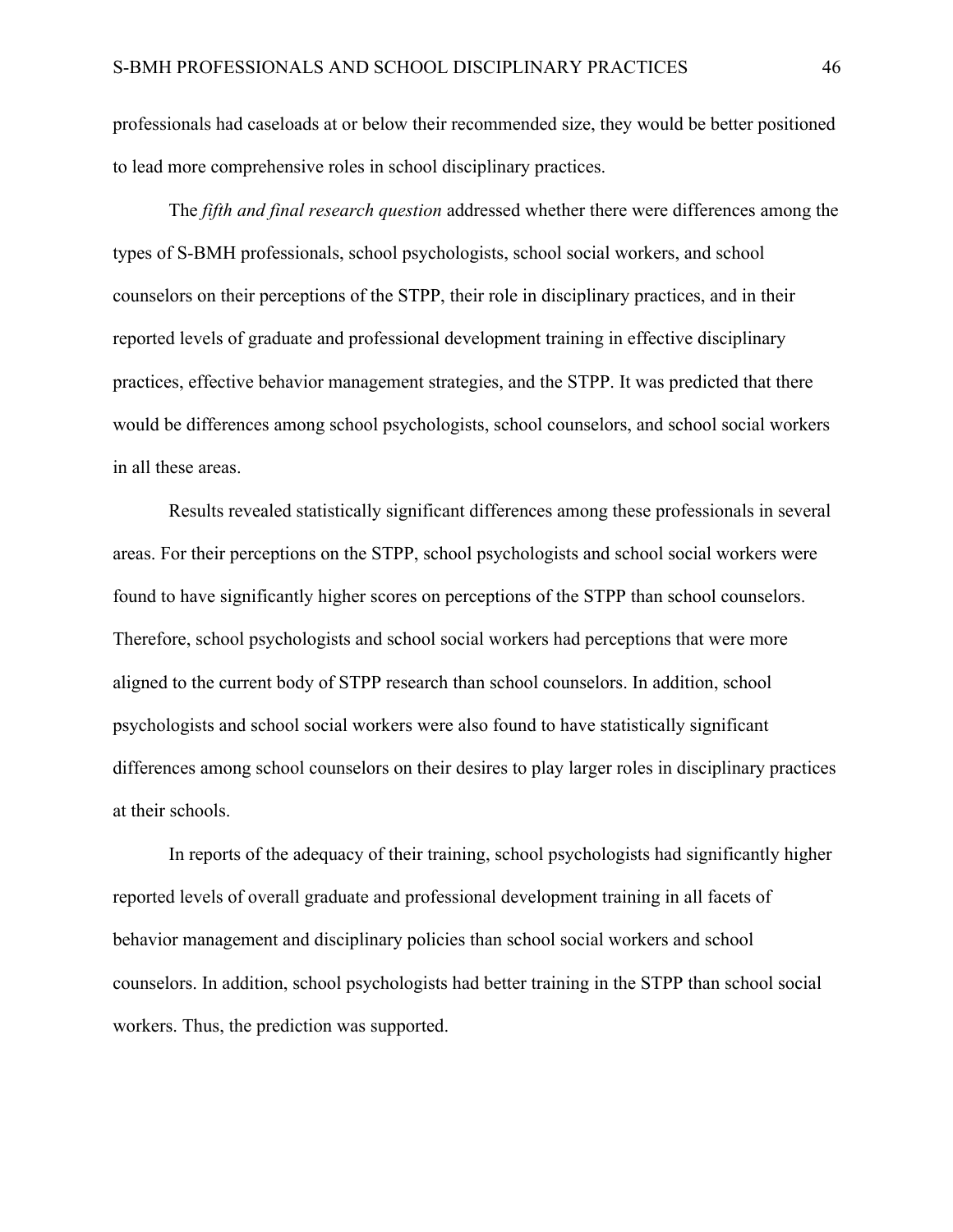professionals had caseloads at or below their recommended size, they would be better positioned to lead more comprehensive roles in school disciplinary practices.

The *fifth and final research question* addressed whether there were differences among the types of S-BMH professionals, school psychologists, school social workers, and school counselors on their perceptions of the STPP, their role in disciplinary practices, and in their reported levels of graduate and professional development training in effective disciplinary practices, effective behavior management strategies, and the STPP. It was predicted that there would be differences among school psychologists, school counselors, and school social workers in all these areas.

Results revealed statistically significant differences among these professionals in several areas. For their perceptions on the STPP, school psychologists and school social workers were found to have significantly higher scores on perceptions of the STPP than school counselors. Therefore, school psychologists and school social workers had perceptions that were more aligned to the current body of STPP research than school counselors. In addition, school psychologists and school social workers were also found to have statistically significant differences among school counselors on their desires to play larger roles in disciplinary practices at their schools.

In reports of the adequacy of their training, school psychologists had significantly higher reported levels of overall graduate and professional development training in all facets of behavior management and disciplinary policies than school social workers and school counselors. In addition, school psychologists had better training in the STPP than school social workers. Thus, the prediction was supported.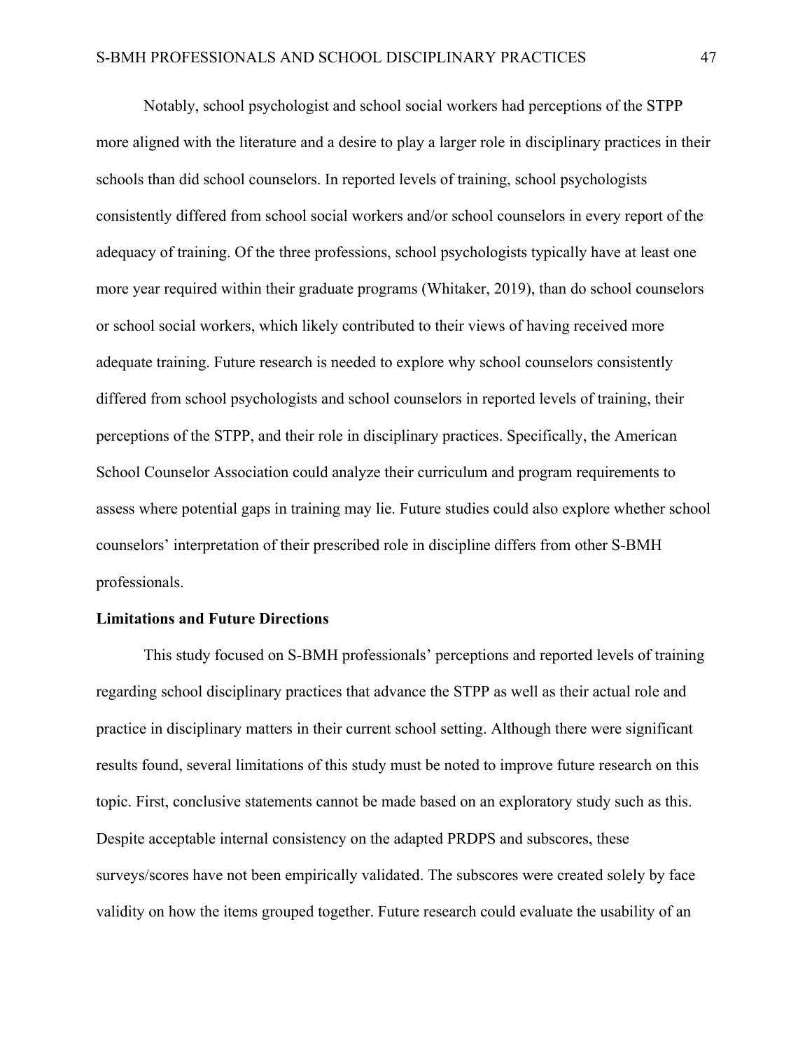Notably, school psychologist and school social workers had perceptions of the STPP more aligned with the literature and a desire to play a larger role in disciplinary practices in their schools than did school counselors. In reported levels of training, school psychologists consistently differed from school social workers and/or school counselors in every report of the adequacy of training. Of the three professions, school psychologists typically have at least one more year required within their graduate programs (Whitaker, 2019), than do school counselors or school social workers, which likely contributed to their views of having received more adequate training. Future research is needed to explore why school counselors consistently differed from school psychologists and school counselors in reported levels of training, their perceptions of the STPP, and their role in disciplinary practices. Specifically, the American School Counselor Association could analyze their curriculum and program requirements to assess where potential gaps in training may lie. Future studies could also explore whether school counselors' interpretation of their prescribed role in discipline differs from other S-BMH professionals.

**Limitations and Future Directions**

This study focused on S-BMH professionals' perceptions and reported levels of training regarding school disciplinary practices that advance the STPP as well as their actual role and practice in disciplinary matters in their current school setting. Although there were significant results found, several limitations of this study must be noted to improve future research on this topic. First, conclusive statements cannot be made based on an exploratory study such as this. Despite acceptable internal consistency on the adapted PRDPS and subscores, these surveys/scores have not been empirically validated. The subscores were created solely by face validity on how the items grouped together. Future research could evaluate the usability of an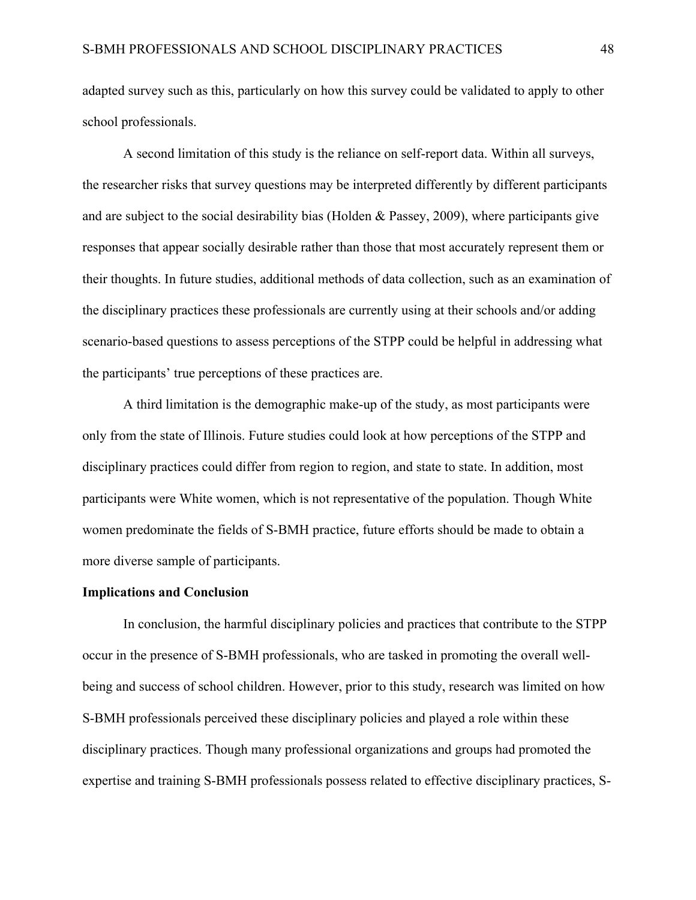adapted survey such as this, particularly on how this survey could be validated to apply to other school professionals.

A second limitation of this study is the reliance on self-report data. Within all surveys, the researcher risks that survey questions may be interpreted differently by different participants and are subject to the social desirability bias (Holden & Passey, 2009), where participants give responses that appear socially desirable rather than those that most accurately represent them or their thoughts. In future studies, additional methods of data collection, such as an examination of the disciplinary practices these professionals are currently using at their schools and/or adding scenario-based questions to assess perceptions of the STPP could be helpful in addressing what the participants' true perceptions of these practices are.

A third limitation is the demographic make-up of the study, as most participants were only from the state of Illinois. Future studies could look at how perceptions of the STPP and disciplinary practices could differ from region to region, and state to state. In addition, most participants were White women, which is not representative of the population. Though White women predominate the fields of S-BMH practice, future efforts should be made to obtain a more diverse sample of participants.

**Implications and Conclusion**

In conclusion, the harmful disciplinary policies and practices that contribute to the STPP occur in the presence of S-BMH professionals, who are tasked in promoting the overall well-being and success of school children. However, prior to this study, research was limited on how S-BMH professionals perceived these disciplinary policies and played a role within these disciplinary practices. Though many professional organizations and groups had promoted the expertise and training S-BMH professionals possess related to effective disciplinary practices, S-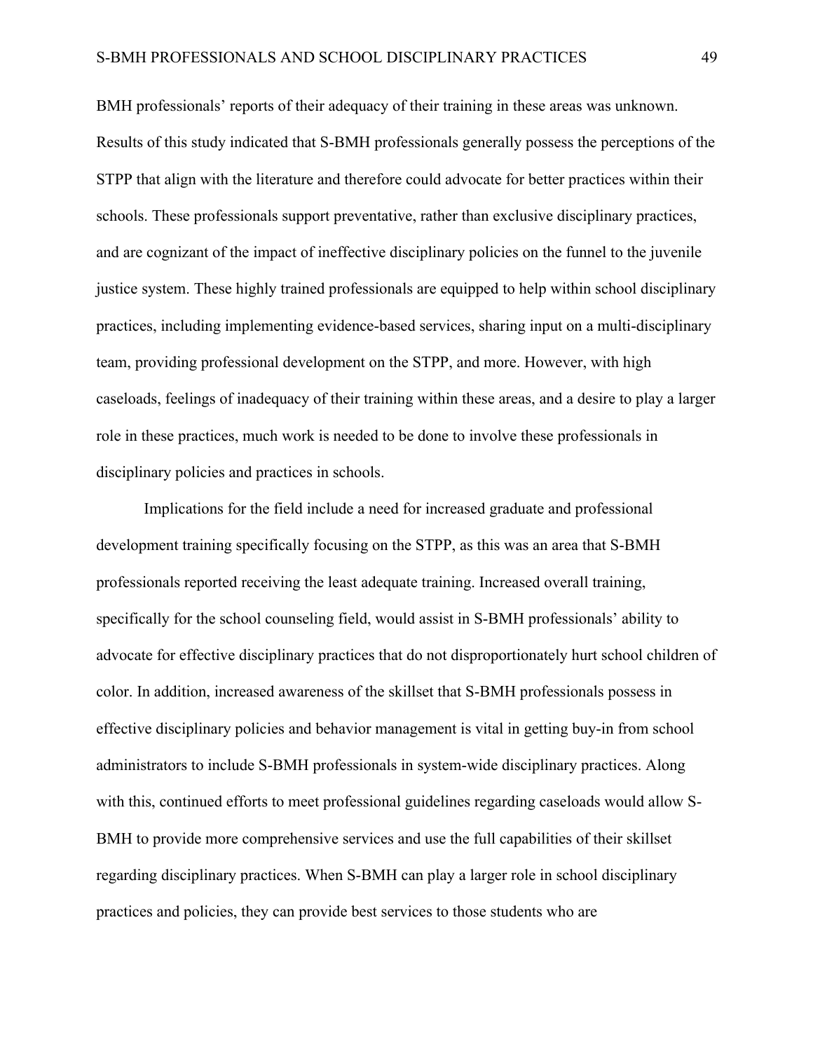BMH professionals' reports of their adequacy of their training in these areas was unknown. Results of this study indicated that S-BMH professionals generally possess the perceptions of the STPP that align with the literature and therefore could advocate for better practices within their schools. These professionals support preventative, rather than exclusive disciplinary practices, and are cognizant of the impact of ineffective disciplinary policies on the funnel to the juvenile justice system. These highly trained professionals are equipped to help within school disciplinary practices, including implementing evidence-based services, sharing input on a multi-disciplinary team, providing professional development on the STPP, and more. However, with high caseloads, feelings of inadequacy of their training within these areas, and a desire to play a larger role in these practices, much work is needed to be done to involve these professionals in disciplinary policies and practices in schools.

Implications for the field include a need for increased graduate and professional development training specifically focusing on the STPP, as this was an area that S-BMH professionals reported receiving the least adequate training. Increased overall training, specifically for the school counseling field, would assist in S-BMH professionals' ability to advocate for effective disciplinary practices that do not disproportionately hurt school children of color. In addition, increased awareness of the skillset that S-BMH professionals possess in effective disciplinary policies and behavior management is vital in getting buy-in from school administrators to include S-BMH professionals in system-wide disciplinary practices. Along with this, continued efforts to meet professional guidelines regarding caseloads would allow S-BMH to provide more comprehensive services and use the full capabilities of their skillset regarding disciplinary practices. When S-BMH can play a larger role in school disciplinary practices and policies, they can provide best services to those students who are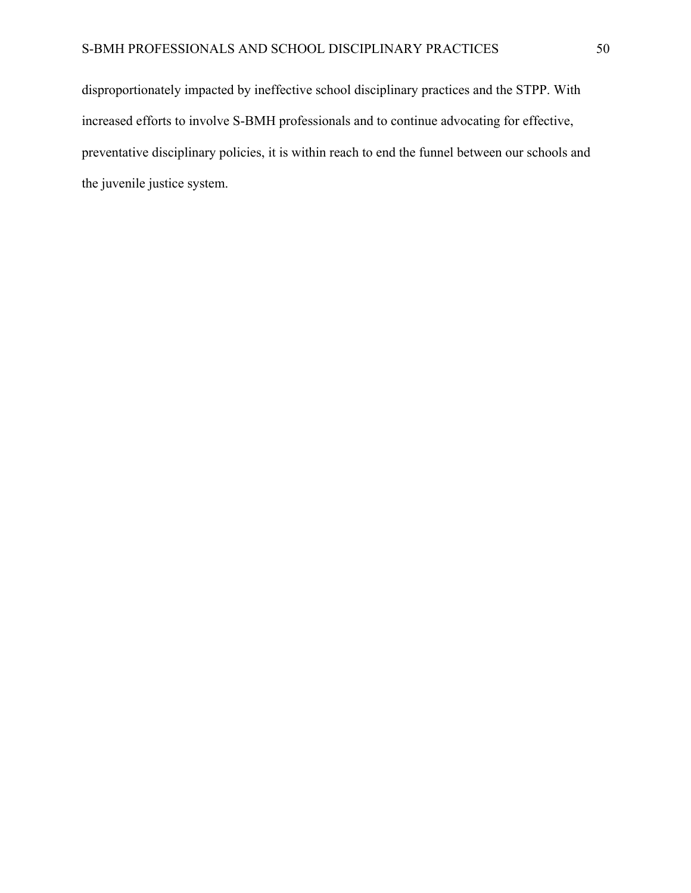disproportionately impacted by ineffective school disciplinary practices and the STPP. With increased efforts to involve S-BMH professionals and to continue advocating for effective, preventative disciplinary policies, it is within reach to end the funnel between our schools and the juvenile justice system.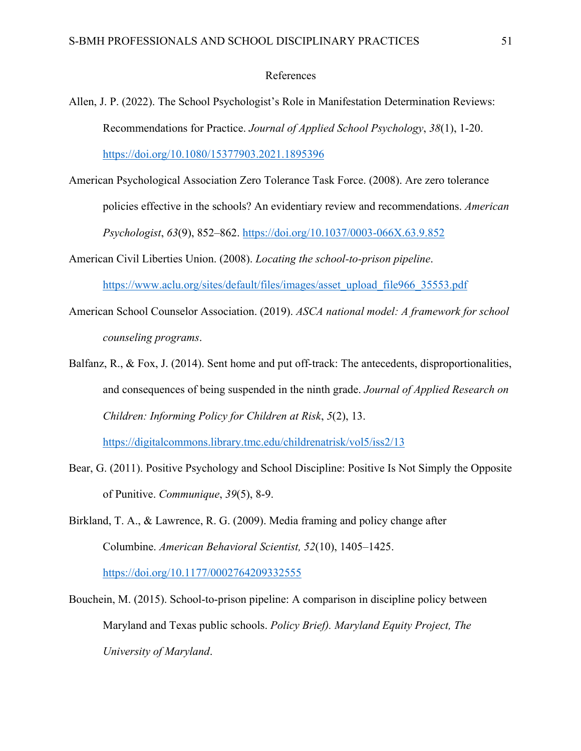# References

Allen, J. P. (2022). The School Psychologist's Role in Manifestation Determination Reviews: Recommendations for Practice. *Journal of Applied School Psychology*, *38*(1), 1-20. https://doi.org/10.1080/15377903.2021.1895396

American Psychological Association Zero Tolerance Task Force. (2008). Are zero tolerance policies effective in the schools? An evidentiary review and recommendations. *American Psychologist*, *63*(9), 852–862. https://doi.org/10.1037/0003-066X.63.9.852

American Civil Liberties Union. (2008). *Locating the school-to-prison pipeline*. https://www.aclu.org/sites/default/files/images/asset_upload_file966_35553.pdf

American School Counselor Association. (2019). *ASCA national model: A framework for school counseling programs*.

Balfanz, R., & Fox, J. (2014). Sent home and put off-track: The antecedents, disproportionalities, and consequences of being suspended in the ninth grade. *Journal of Applied Research on Children: Informing Policy for Children at Risk*, *5*(2), 13. https://digitalcommons.library.tmc.edu/childrenatrisk/vol5/iss2/13

Bear, G. (2011). Positive Psychology and School Discipline: Positive Is Not Simply the Opposite of Punitive. *Communique*, *39*(5), 8-9.

Birkland, T. A., & Lawrence, R. G. (2009). Media framing and policy change after Columbine. *American Behavioral Scientist, 52*(10), 1405–1425. https://doi.org/10.1177/0002764209332555

Bouchein, M. (2015). School-to-prison pipeline: A comparison in discipline policy between Maryland and Texas public schools. *Policy Brief). Maryland Equity Project, The University of Maryland*.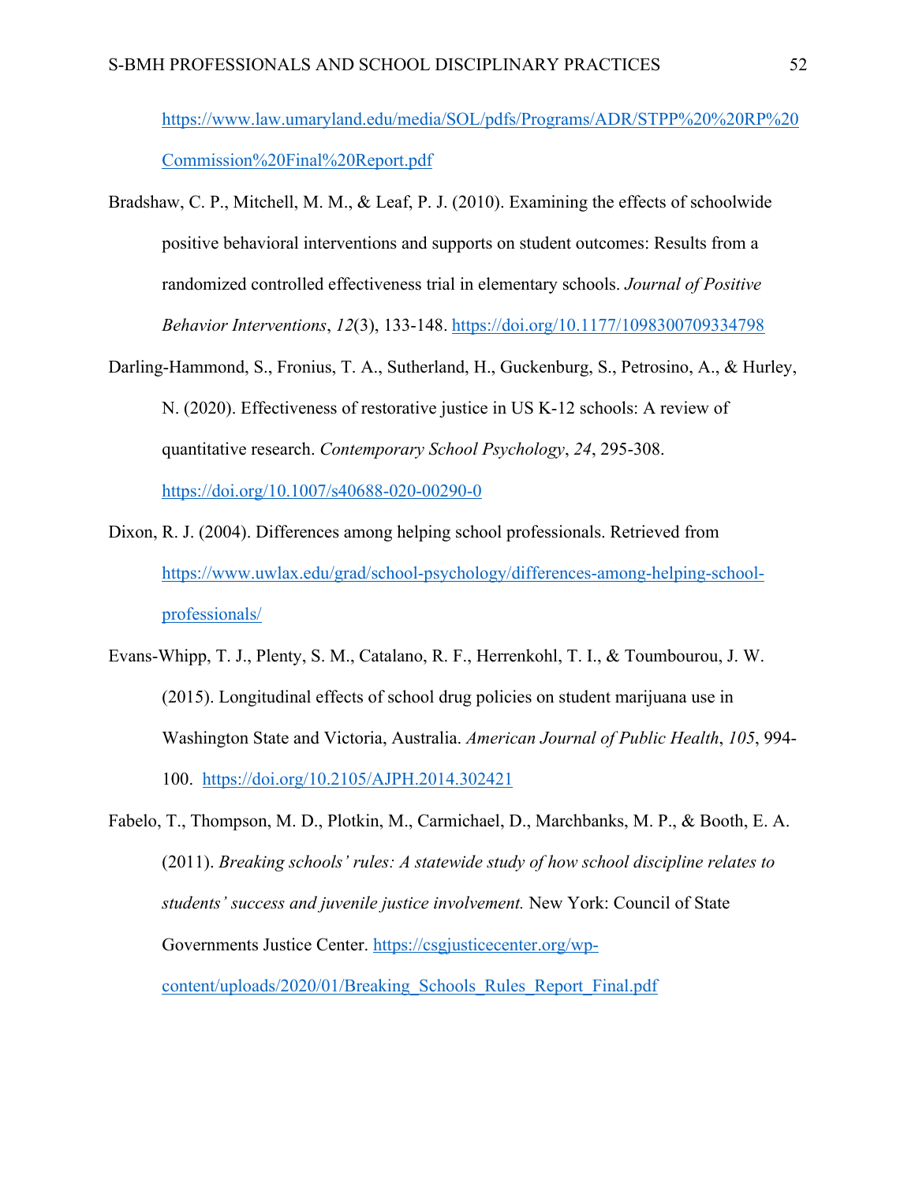https://www.law.umaryland.edu/media/SOL/pdfs/Programs/ADR/STPP%20%20RP%20Commission%20Final%20Report.pdf

Bradshaw, C. P., Mitchell, M. M., & Leaf, P. J. (2010). Examining the effects of schoolwide positive behavioral interventions and supports on student outcomes: Results from a randomized controlled effectiveness trial in elementary schools. *Journal of Positive Behavior Interventions*, *12*(3), 133-148. https://doi.org/10.1177/1098300709334798

Darling-Hammond, S., Fronius, T. A., Sutherland, H., Guckenburg, S., Petrosino, A., & Hurley, N. (2020). Effectiveness of restorative justice in US K-12 schools: A review of quantitative research. *Contemporary School Psychology*, *24*, 295-308. https://doi.org/10.1007/s40688-020-00290-0

Dixon, R. J. (2004). Differences among helping school professionals. Retrieved from https://www.uwlax.edu/grad/school-psychology/differences-among-helping-school-professionals/

Evans-Whipp, T. J., Plenty, S. M., Catalano, R. F., Herrenkohl, T. I., & Toumbourou, J. W. (2015). Longitudinal effects of school drug policies on student marijuana use in Washington State and Victoria, Australia. *American Journal of Public Health*, *105*, 994-100. https://doi.org/10.2105/AJPH.2014.302421

Fabelo, T., Thompson, M. D., Plotkin, M., Carmichael, D., Marchbanks, M. P., & Booth, E. A. (2011). *Breaking schools' rules: A statewide study of how school discipline relates to students' success and juvenile justice involvement.* New York: Council of State Governments Justice Center. https://csgjusticecenter.org/wp-content/uploads/2020/01/Breaking_Schools_Rules_Report_Final.pdf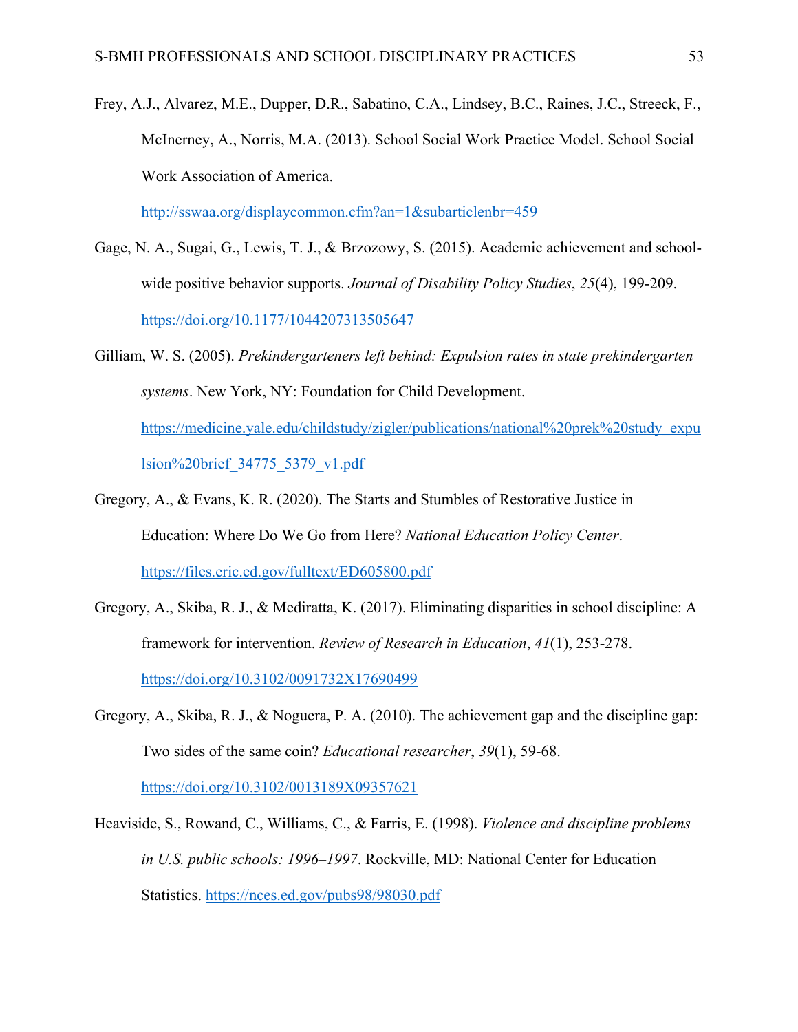Frey, A.J., Alvarez, M.E., Dupper, D.R., Sabatino, C.A., Lindsey, B.C., Raines, J.C., Streeck, F., McInerney, A., Norris, M.A. (2013). School Social Work Practice Model. School Social Work Association of America. http://sswaa.org/displaycommon.cfm?an=1&subarticlenbr=459

Gage, N. A., Sugai, G., Lewis, T. J., & Brzozowy, S. (2015). Academic achievement and school-wide positive behavior supports. *Journal of Disability Policy Studies*, *25*(4), 199-209. https://doi.org/10.1177/1044207313505647

Gilliam, W. S. (2005). *Prekindergarteners left behind: Expulsion rates in state prekindergarten systems*. New York, NY: Foundation for Child Development. https://medicine.yale.edu/childstudy/zigler/publications/national%20prek%20study_expulsion%20brief_34775_5379_v1.pdf

Gregory, A., & Evans, K. R. (2020). The Starts and Stumbles of Restorative Justice in Education: Where Do We Go from Here? *National Education Policy Center*. https://files.eric.ed.gov/fulltext/ED605800.pdf

Gregory, A., Skiba, R. J., & Mediratta, K. (2017). Eliminating disparities in school discipline: A framework for intervention. *Review of Research in Education*, *41*(1), 253-278. https://doi.org/10.3102/0091732X17690499

Gregory, A., Skiba, R. J., & Noguera, P. A. (2010). The achievement gap and the discipline gap: Two sides of the same coin? *Educational researcher*, *39*(1), 59-68. https://doi.org/10.3102/0013189X09357621

Heaviside, S., Rowand, C., Williams, C., & Farris, E. (1998). *Violence and discipline problems in U.S. public schools: 1996–1997*. Rockville, MD: National Center for Education Statistics. https://nces.ed.gov/pubs98/98030.pdf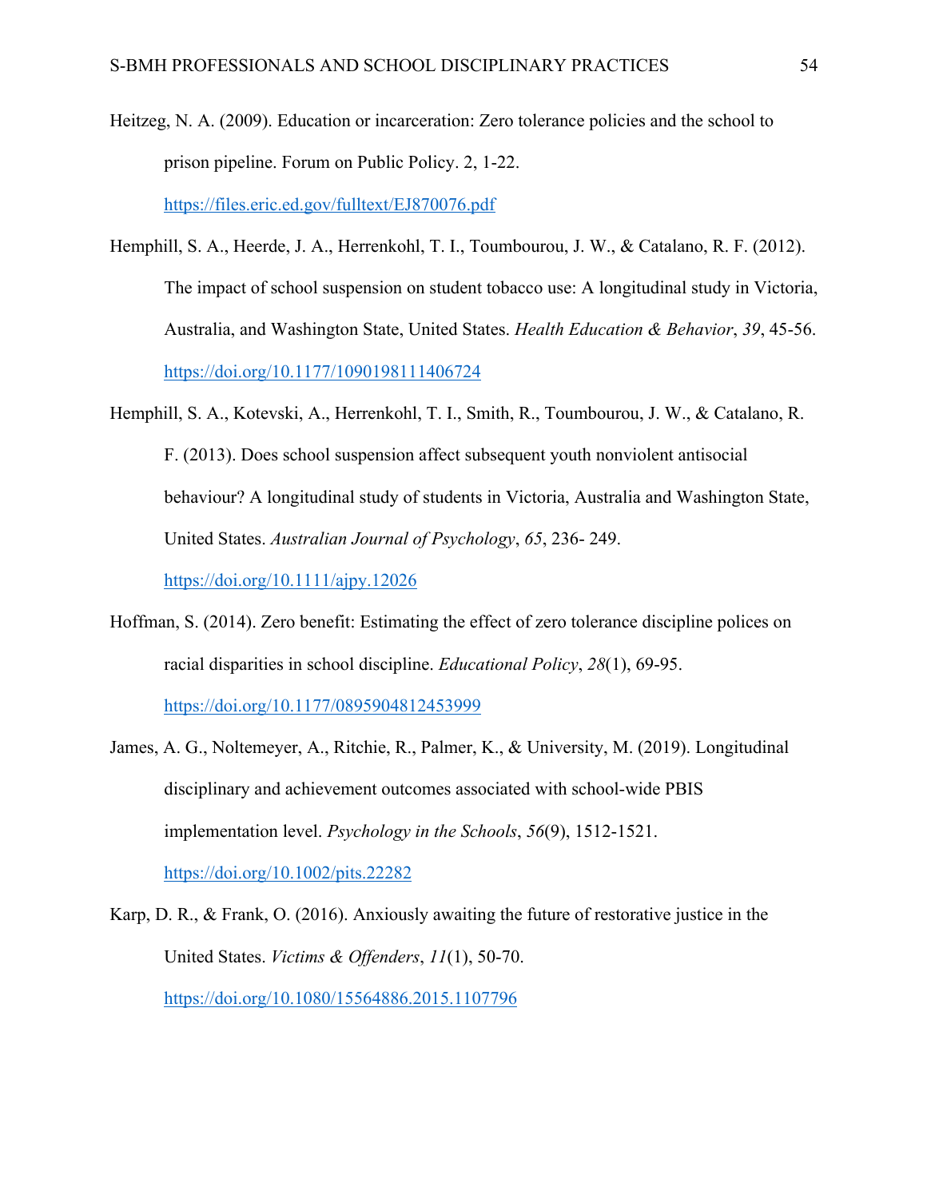Heitzeg, N. A. (2009). Education or incarceration: Zero tolerance policies and the school to prison pipeline. Forum on Public Policy. 2, 1-22. https://files.eric.ed.gov/fulltext/EJ870076.pdf

Hemphill, S. A., Heerde, J. A., Herrenkohl, T. I., Toumbourou, J. W., & Catalano, R. F. (2012). The impact of school suspension on student tobacco use: A longitudinal study in Victoria, Australia, and Washington State, United States. *Health Education & Behavior*, *39*, 45-56. https://doi.org/10.1177/1090198111406724

Hemphill, S. A., Kotevski, A., Herrenkohl, T. I., Smith, R., Toumbourou, J. W., & Catalano, R. F. (2013). Does school suspension affect subsequent youth nonviolent antisocial behaviour? A longitudinal study of students in Victoria, Australia and Washington State, United States. *Australian Journal of Psychology*, *65*, 236- 249. https://doi.org/10.1111/ajpy.12026

Hoffman, S. (2014). Zero benefit: Estimating the effect of zero tolerance discipline polices on racial disparities in school discipline. *Educational Policy*, *28*(1), 69-95. https://doi.org/10.1177/0895904812453999

James, A. G., Noltemeyer, A., Ritchie, R., Palmer, K., & University, M. (2019). Longitudinal disciplinary and achievement outcomes associated with school-wide PBIS implementation level. *Psychology in the Schools*, *56*(9), 1512-1521. https://doi.org/10.1002/pits.22282

Karp, D. R., & Frank, O. (2016). Anxiously awaiting the future of restorative justice in the United States. *Victims & Offenders*, *11*(1), 50-70. https://doi.org/10.1080/15564886.2015.1107796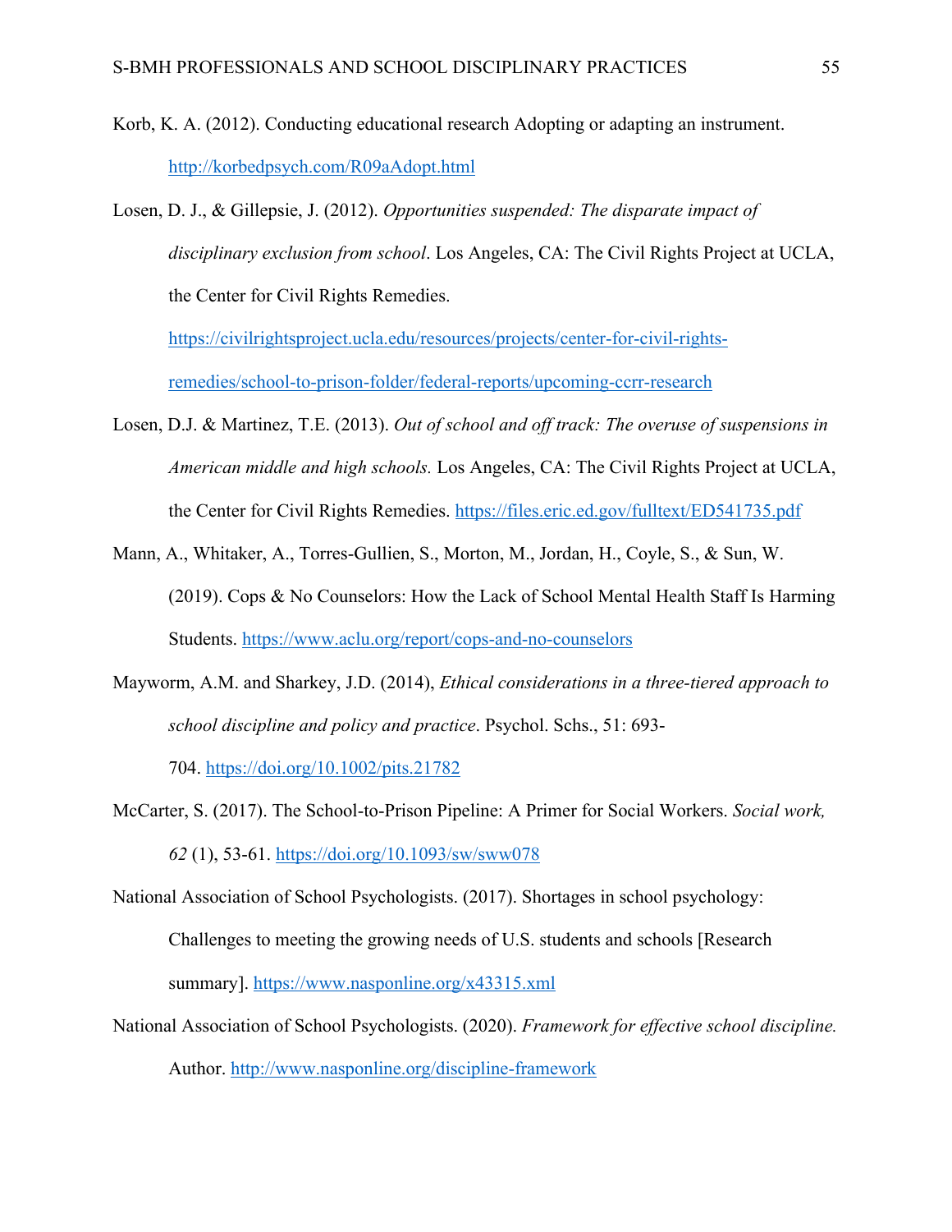Korb, K. A. (2012). Conducting educational research Adopting or adapting an instrument. http://korbedpsych.com/R09aAdopt.html

Losen, D. J., & Gillepsie, J. (2012). *Opportunities suspended: The disparate impact of disciplinary exclusion from school*. Los Angeles, CA: The Civil Rights Project at UCLA, the Center for Civil Rights Remedies. https://civilrightsproject.ucla.edu/resources/projects/center-for-civil-rights-remedies/school-to-prison-folder/federal-reports/upcoming-ccrr-research

Losen, D.J. & Martinez, T.E. (2013). *Out of school and off track: The overuse of suspensions in American middle and high schools.* Los Angeles, CA: The Civil Rights Project at UCLA, the Center for Civil Rights Remedies. https://files.eric.ed.gov/fulltext/ED541735.pdf

Mann, A., Whitaker, A., Torres-Gullien, S., Morton, M., Jordan, H., Coyle, S., & Sun, W. (2019). Cops & No Counselors: How the Lack of School Mental Health Staff Is Harming Students. https://www.aclu.org/report/cops-and-no-counselors

Mayworm, A.M. and Sharkey, J.D. (2014), *Ethical considerations in a three-tiered approach to school discipline and policy and practice*. Psychol. Schs., 51: 693-704. https://doi.org/10.1002/pits.21782

McCarter, S. (2017). The School-to-Prison Pipeline: A Primer for Social Workers. *Social work, 62* (1), 53-61. https://doi.org/10.1093/sw/sww078

National Association of School Psychologists. (2017). Shortages in school psychology: Challenges to meeting the growing needs of U.S. students and schools [Research summary]. https://www.nasponline.org/x43315.xml

National Association of School Psychologists. (2020). *Framework for effective school discipline.* Author. http://www.nasponline.org/discipline-framework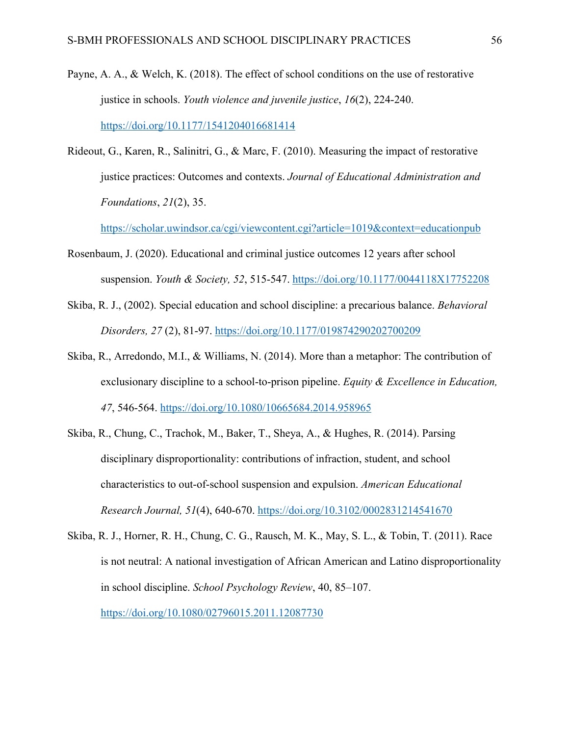Payne, A. A., & Welch, K. (2018). The effect of school conditions on the use of restorative justice in schools. *Youth violence and juvenile justice*, *16*(2), 224-240. https://doi.org/10.1177/1541204016681414

Rideout, G., Karen, R., Salinitri, G., & Marc, F. (2010). Measuring the impact of restorative justice practices: Outcomes and contexts. *Journal of Educational Administration and Foundations*, *21*(2), 35. https://scholar.uwindsor.ca/cgi/viewcontent.cgi?article=1019&context=educationpub

Rosenbaum, J. (2020). Educational and criminal justice outcomes 12 years after school suspension. *Youth & Society, 52*, 515-547. https://doi.org/10.1177/0044118X17752208

Skiba, R. J., (2002). Special education and school discipline: a precarious balance. *Behavioral Disorders, 27* (2), 81-97. https://doi.org/10.1177/019874290202700209

Skiba, R., Arredondo, M.I., & Williams, N. (2014). More than a metaphor: The contribution of exclusionary discipline to a school-to-prison pipeline. *Equity & Excellence in Education, 47*, 546-564. https://doi.org/10.1080/10665684.2014.958965

Skiba, R., Chung, C., Trachok, M., Baker, T., Sheya, A., & Hughes, R. (2014). Parsing disciplinary disproportionality: contributions of infraction, student, and school characteristics to out-of-school suspension and expulsion. *American Educational Research Journal, 51*(4), 640-670. https://doi.org/10.3102/0002831214541670

Skiba, R. J., Horner, R. H., Chung, C. G., Rausch, M. K., May, S. L., & Tobin, T. (2011). Race is not neutral: A national investigation of African American and Latino disproportionality in school discipline. *School Psychology Review*, 40, 85–107. https://doi.org/10.1080/02796015.2011.12087730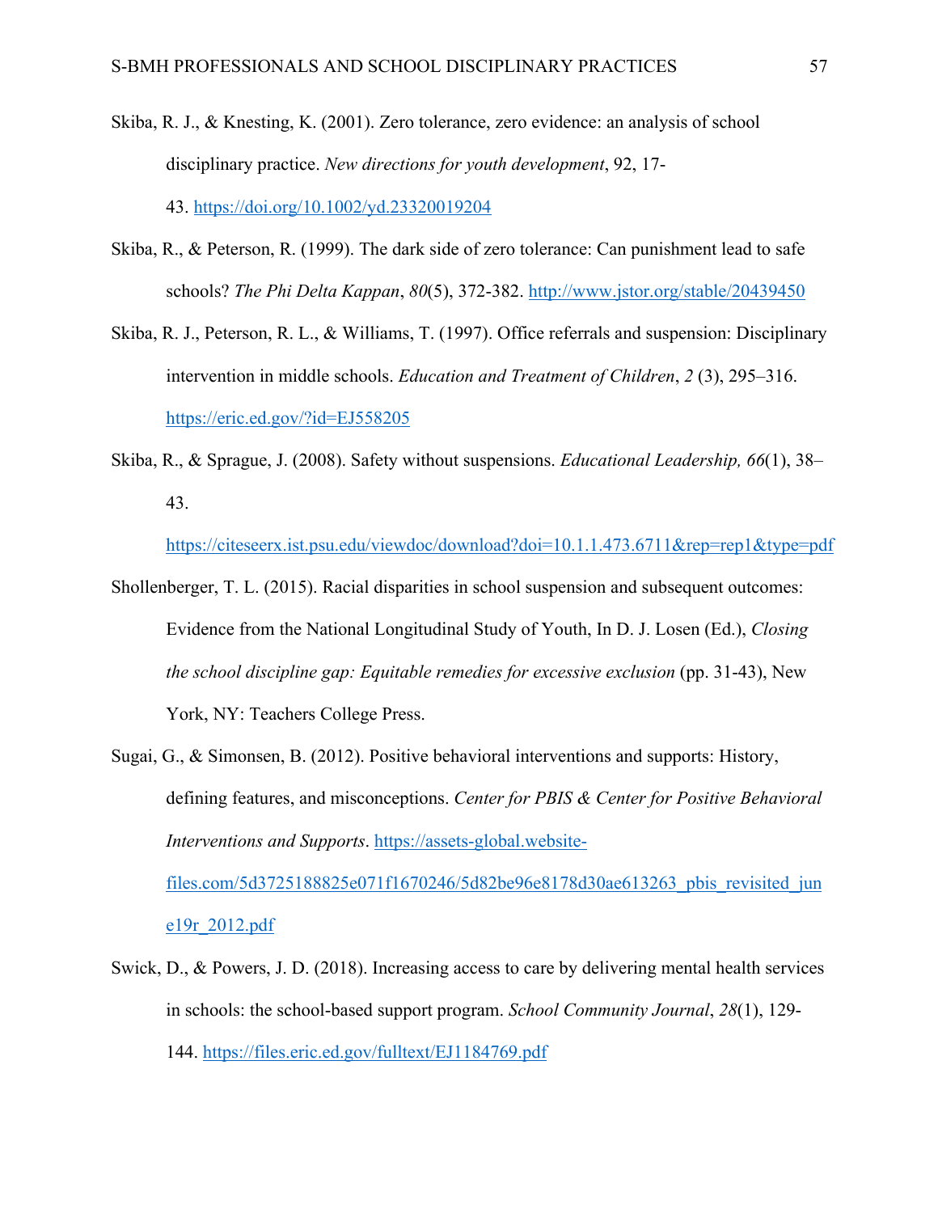Skiba, R. J., & Knesting, K. (2001). Zero tolerance, zero evidence: an analysis of school disciplinary practice. *New directions for youth development*, 92, 17-43. https://doi.org/10.1002/yd.23320019204

Skiba, R., & Peterson, R. (1999). The dark side of zero tolerance: Can punishment lead to safe schools? *The Phi Delta Kappan*, *80*(5), 372-382. http://www.jstor.org/stable/20439450

Skiba, R. J., Peterson, R. L., & Williams, T. (1997). Office referrals and suspension: Disciplinary intervention in middle schools. *Education and Treatment of Children*, *2* (3), 295–316. https://eric.ed.gov/?id=EJ558205

Skiba, R., & Sprague, J. (2008). Safety without suspensions. *Educational Leadership, 66*(1), 38–43. https://citeseerx.ist.psu.edu/viewdoc/download?doi=10.1.1.473.6711&rep=rep1&type=pdf

Shollenberger, T. L. (2015). Racial disparities in school suspension and subsequent outcomes: Evidence from the National Longitudinal Study of Youth, In D. J. Losen (Ed.), *Closing the school discipline gap: Equitable remedies for excessive exclusion* (pp. 31-43), New York, NY: Teachers College Press.

Sugai, G., & Simonsen, B. (2012). Positive behavioral interventions and supports: History, defining features, and misconceptions. *Center for PBIS & Center for Positive Behavioral Interventions and Supports*. https://assets-global.website-files.com/5d3725188825e071f1670246/5d82be96e8178d30ae613263_pbis_revisited_june19r_2012.pdf

Swick, D., & Powers, J. D. (2018). Increasing access to care by delivering mental health services in schools: the school-based support program. *School Community Journal*, *28*(1), 129-144. https://files.eric.ed.gov/fulltext/EJ1184769.pdf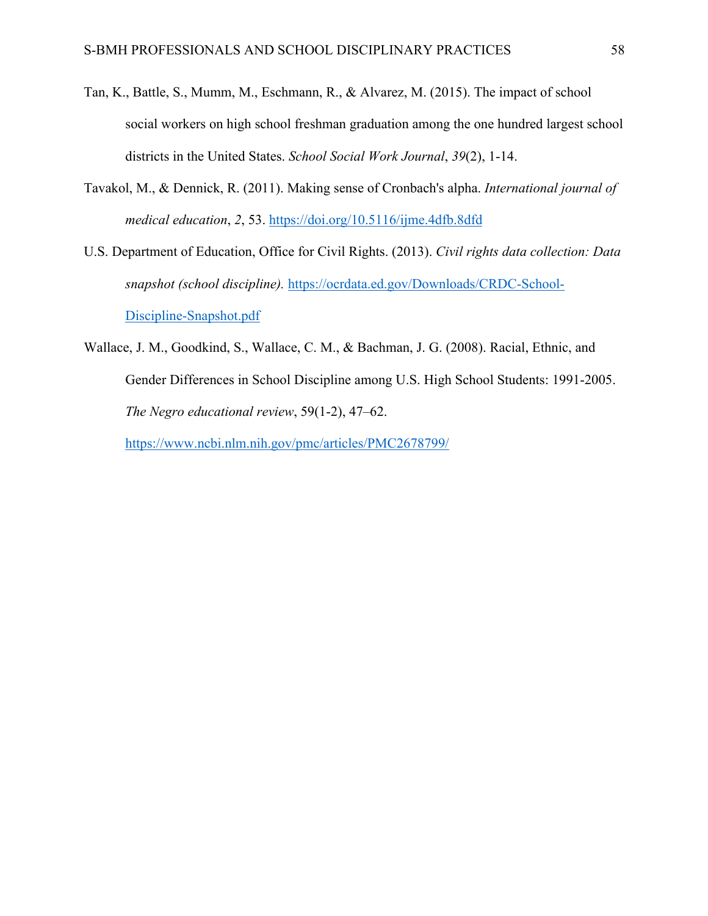Tan, K., Battle, S., Mumm, M., Eschmann, R., & Alvarez, M. (2015). The impact of school social workers on high school freshman graduation among the one hundred largest school districts in the United States. *School Social Work Journal*, *39*(2), 1-14.

Tavakol, M., & Dennick, R. (2011). Making sense of Cronbach's alpha. *International journal of medical education*, *2*, 53. https://doi.org/10.5116/ijme.4dfb.8dfd

U.S. Department of Education, Office for Civil Rights. (2013). *Civil rights data collection: Data snapshot (school discipline).* https://ocrdata.ed.gov/Downloads/CRDC-School-Discipline-Snapshot.pdf

Wallace, J. M., Goodkind, S., Wallace, C. M., & Bachman, J. G. (2008). Racial, Ethnic, and Gender Differences in School Discipline among U.S. High School Students: 1991-2005. *The Negro educational review*, 59(1-2), 47–62. https://www.ncbi.nlm.nih.gov/pmc/articles/PMC2678799/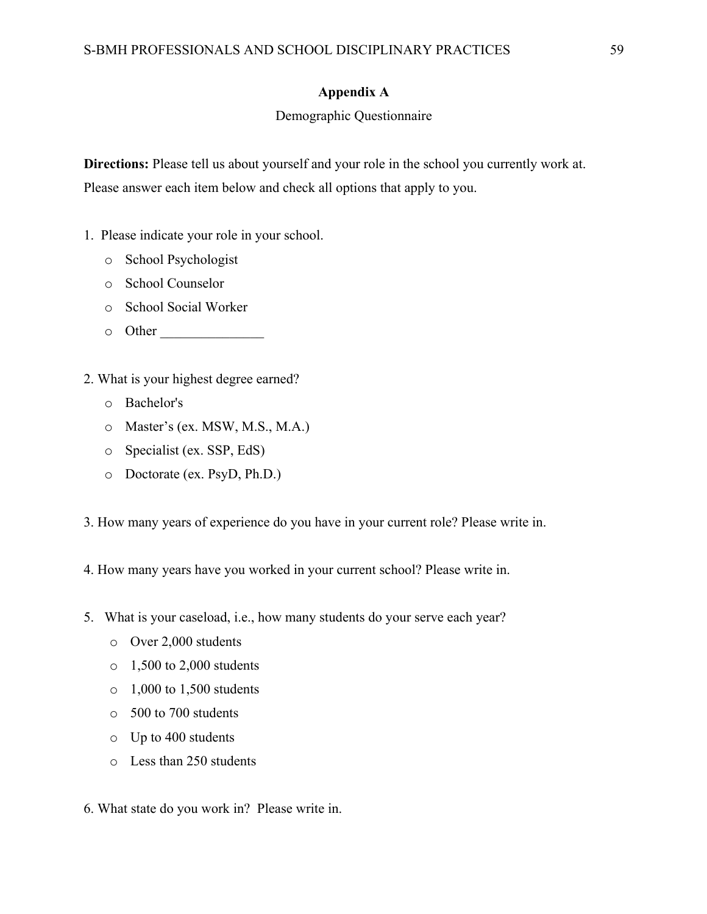# Appendix A

Demographic Questionnaire

**Directions:** Please tell us about yourself and your role in the school you currently work at. Please answer each item below and check all options that apply to you.

1. Please indicate your role in your school.
   - o School Psychologist
   - o School Counselor
   - o School Social Worker
   - o Other _______________

2. What is your highest degree earned?
   - o Bachelor's
   - o Master's (ex. MSW, M.S., M.A.)
   - o Specialist (ex. SSP, EdS)
   - o Doctorate (ex. PsyD, Ph.D.)

3. How many years of experience do you have in your current role? Please write in.

4. How many years have you worked in your current school? Please write in.

5. What is your caseload, i.e., how many students do your serve each year?
   - o Over 2,000 students
   - o 1,500 to 2,000 students
   - o 1,000 to 1,500 students
   - o 500 to 700 students
   - o Up to 400 students
   - o Less than 250 students

6. What state do you work in? Please write in.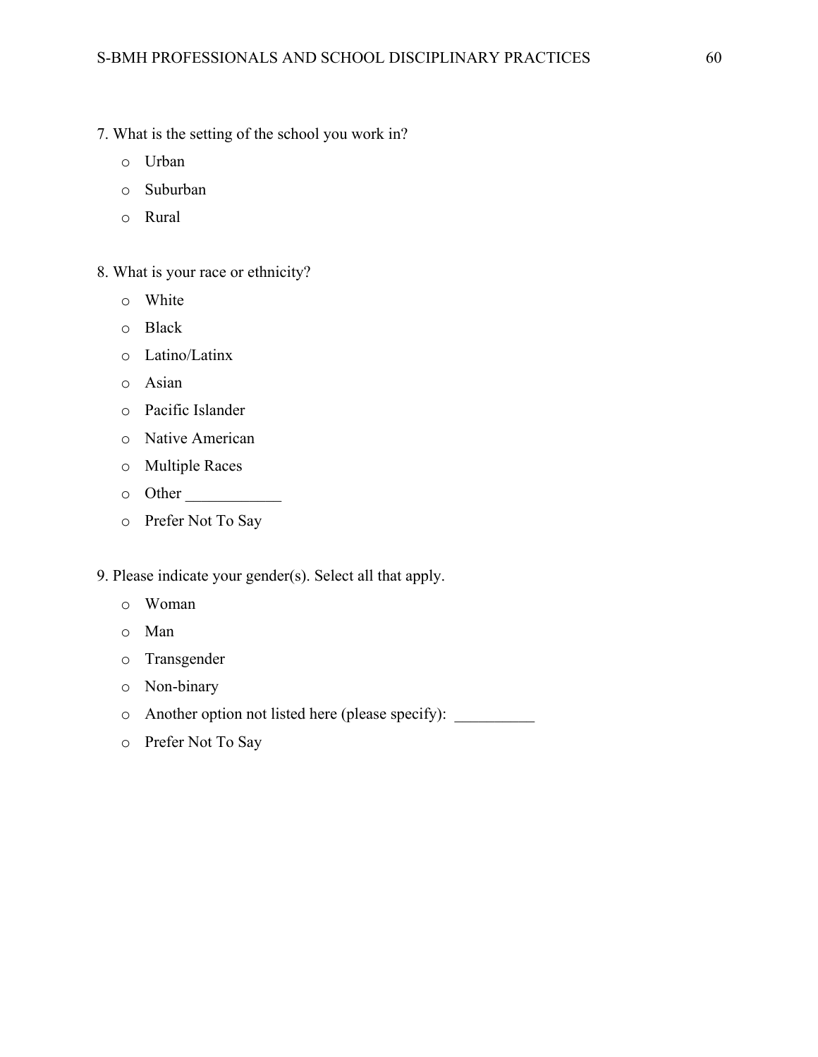7. What is the setting of the school you work in?

- o Urban
- o Suburban
- o Rural

8. What is your race or ethnicity?

- o White
- o Black
- o Latino/Latinx
- o Asian
- o Pacific Islander
- o Native American
- o Multiple Races
- o Other ____________
- o Prefer Not To Say

9. Please indicate your gender(s). Select all that apply.

- o Woman
- o Man
- o Transgender
- o Non-binary
- o Another option not listed here (please specify): __________
- o Prefer Not To Say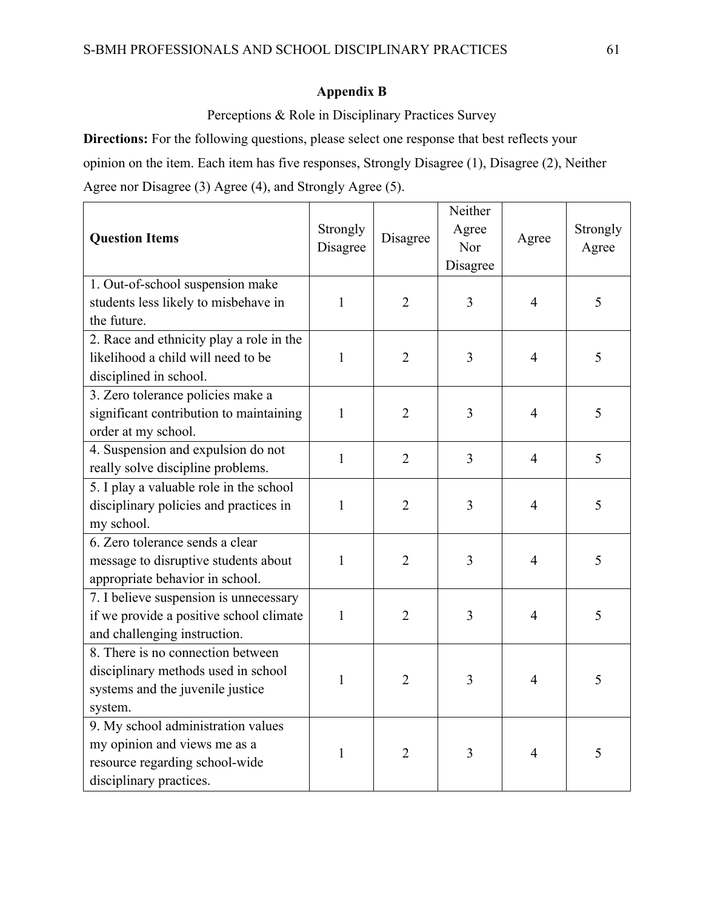## Appendix B

Perceptions & Role in Disciplinary Practices Survey

**Directions:** For the following questions, please select one response that best reflects your opinion on the item. Each item has five responses, Strongly Disagree (1), Disagree (2), Neither Agree nor Disagree (3) Agree (4), and Strongly Agree (5).

| **Question Items** | Strongly Disagree | Disagree | Neither Agree Nor Disagree | Agree | Strongly Agree |
|---|---|---|---|---|---|
| 1. Out-of-school suspension make students less likely to misbehave in the future. | 1 | 2 | 3 | 4 | 5 |
| 2. Race and ethnicity play a role in the likelihood a child will need to be disciplined in school. | 1 | 2 | 3 | 4 | 5 |
| 3. Zero tolerance policies make a significant contribution to maintaining order at my school. | 1 | 2 | 3 | 4 | 5 |
| 4. Suspension and expulsion do not really solve discipline problems. | 1 | 2 | 3 | 4 | 5 |
| 5. I play a valuable role in the school disciplinary policies and practices in my school. | 1 | 2 | 3 | 4 | 5 |
| 6. Zero tolerance sends a clear message to disruptive students about appropriate behavior in school. | 1 | 2 | 3 | 4 | 5 |
| 7. I believe suspension is unnecessary if we provide a positive school climate and challenging instruction. | 1 | 2 | 3 | 4 | 5 |
| 8. There is no connection between disciplinary methods used in school systems and the juvenile justice system. | 1 | 2 | 3 | 4 | 5 |
| 9. My school administration values my opinion and views me as a resource regarding school-wide disciplinary practices. | 1 | 2 | 3 | 4 | 5 |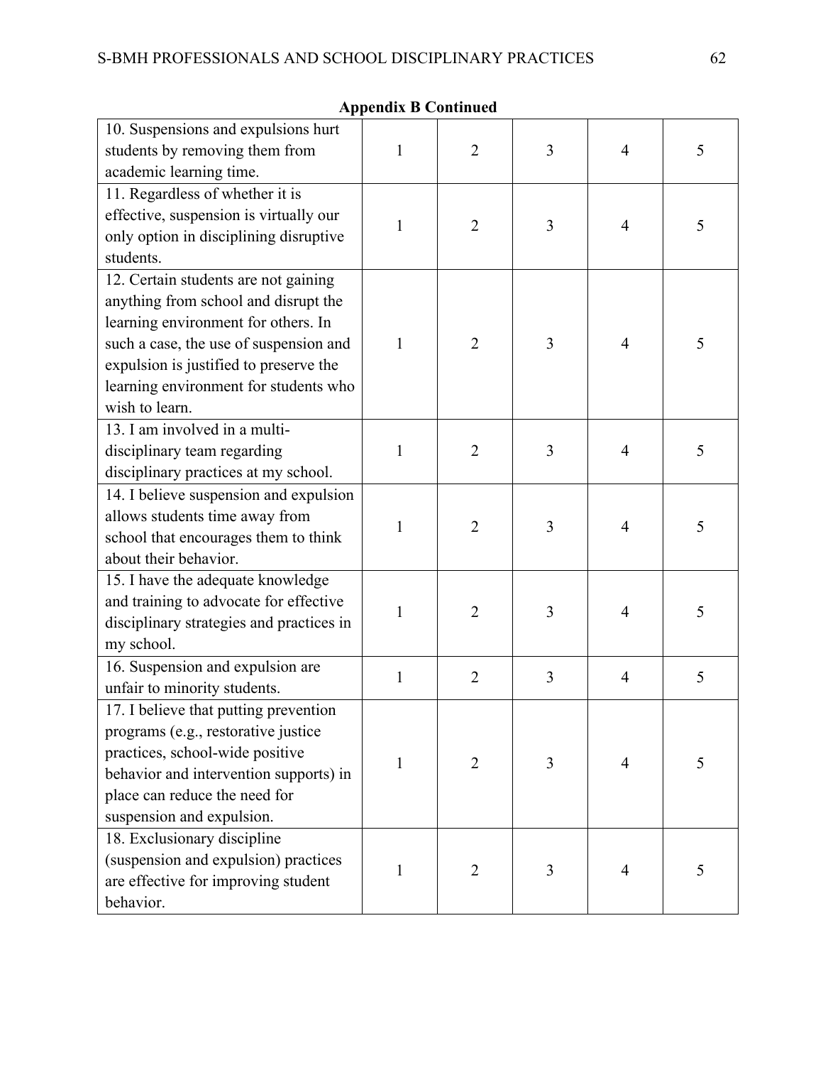**Appendix B Continued**

| | | | | | |
|---|---|---|---|---|---|
| 10. Suspensions and expulsions hurt students by removing them from academic learning time. | 1 | 2 | 3 | 4 | 5 |
| 11. Regardless of whether it is effective, suspension is virtually our only option in disciplining disruptive students. | 1 | 2 | 3 | 4 | 5 |
| 12. Certain students are not gaining anything from school and disrupt the learning environment for others. In such a case, the use of suspension and expulsion is justified to preserve the learning environment for students who wish to learn. | 1 | 2 | 3 | 4 | 5 |
| 13. I am involved in a multi-disciplinary team regarding disciplinary practices at my school. | 1 | 2 | 3 | 4 | 5 |
| 14. I believe suspension and expulsion allows students time away from school that encourages them to think about their behavior. | 1 | 2 | 3 | 4 | 5 |
| 15. I have the adequate knowledge and training to advocate for effective disciplinary strategies and practices in my school. | 1 | 2 | 3 | 4 | 5 |
| 16. Suspension and expulsion are unfair to minority students. | 1 | 2 | 3 | 4 | 5 |
| 17. I believe that putting prevention programs (e.g., restorative justice practices, school-wide positive behavior and intervention supports) in place can reduce the need for suspension and expulsion. | 1 | 2 | 3 | 4 | 5 |
| 18. Exclusionary discipline (suspension and expulsion) practices are effective for improving student behavior. | 1 | 2 | 3 | 4 | 5 |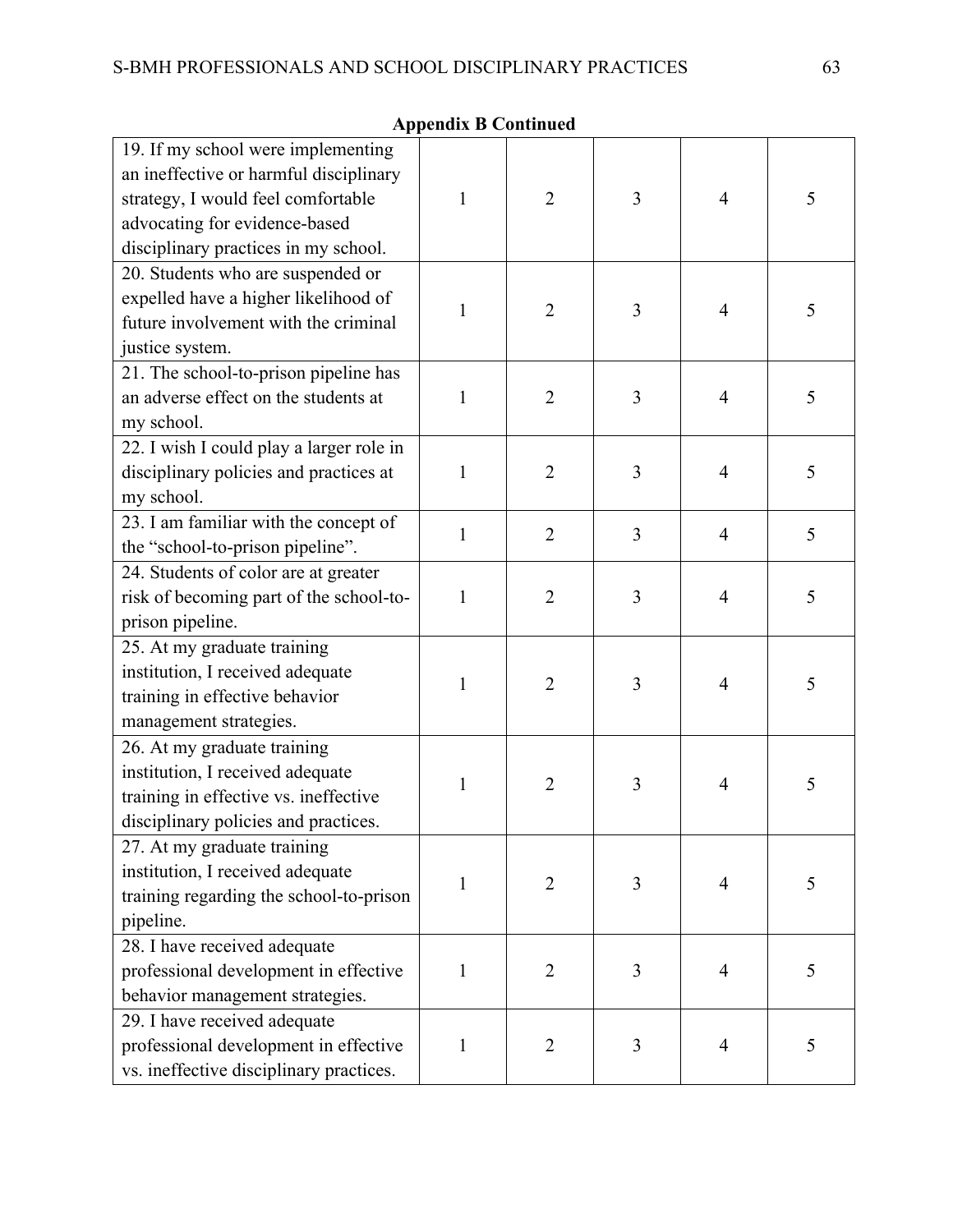**Appendix B Continued**

| | | | | | |
|---|---|---|---|---|---|
| 19. If my school were implementing an ineffective or harmful disciplinary strategy, I would feel comfortable advocating for evidence-based disciplinary practices in my school. | 1 | 2 | 3 | 4 | 5 |
| 20. Students who are suspended or expelled have a higher likelihood of future involvement with the criminal justice system. | 1 | 2 | 3 | 4 | 5 |
| 21. The school-to-prison pipeline has an adverse effect on the students at my school. | 1 | 2 | 3 | 4 | 5 |
| 22. I wish I could play a larger role in disciplinary policies and practices at my school. | 1 | 2 | 3 | 4 | 5 |
| 23. I am familiar with the concept of the "school-to-prison pipeline". | 1 | 2 | 3 | 4 | 5 |
| 24. Students of color are at greater risk of becoming part of the school-to-prison pipeline. | 1 | 2 | 3 | 4 | 5 |
| 25. At my graduate training institution, I received adequate training in effective behavior management strategies. | 1 | 2 | 3 | 4 | 5 |
| 26. At my graduate training institution, I received adequate training in effective vs. ineffective disciplinary policies and practices. | 1 | 2 | 3 | 4 | 5 |
| 27. At my graduate training institution, I received adequate training regarding the school-to-prison pipeline. | 1 | 2 | 3 | 4 | 5 |
| 28. I have received adequate professional development in effective behavior management strategies. | 1 | 2 | 3 | 4 | 5 |
| 29. I have received adequate professional development in effective vs. ineffective disciplinary practices. | 1 | 2 | 3 | 4 | 5 |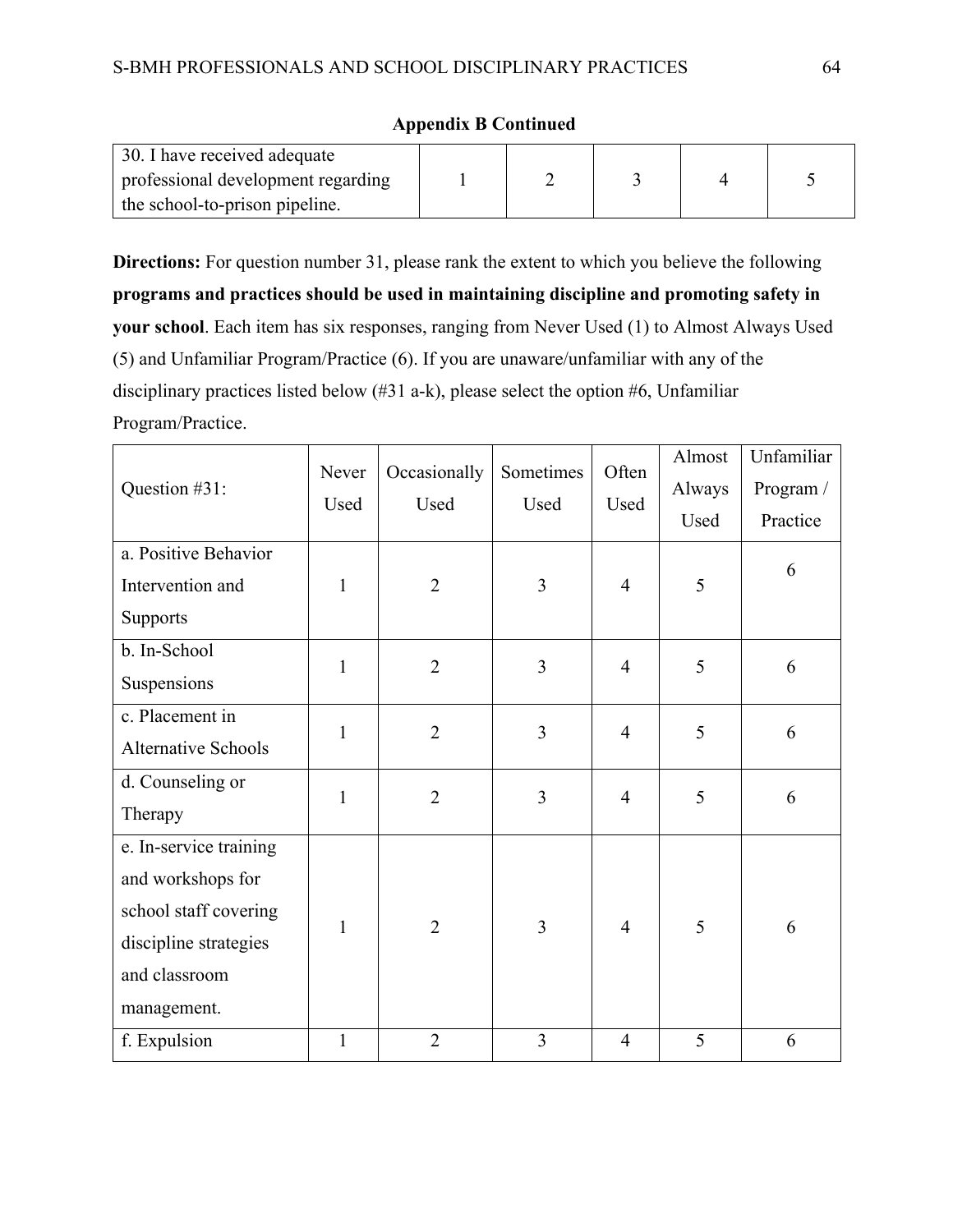**Appendix B Continued**

| 30. I have received adequate professional development regarding the school-to-prison pipeline. | 1 | 2 | 3 | 4 | 5 |
|---|---|---|---|---|---|

**Directions:** For question number 31, please rank the extent to which you believe the following **programs and practices should be used in maintaining discipline and promoting safety in your school**. Each item has six responses, ranging from Never Used (1) to Almost Always Used (5) and Unfamiliar Program/Practice (6). If you are unaware/unfamiliar with any of the disciplinary practices listed below (#31 a-k), please select the option #6, Unfamiliar Program/Practice.

| Question #31: | Never Used | Occasionally Used | Sometimes Used | Often Used | Almost Always Used | Unfamiliar Program / Practice |
|---|---|---|---|---|---|---|
| a. Positive Behavior Intervention and Supports | 1 | 2 | 3 | 4 | 5 | 6 |
| b. In-School Suspensions | 1 | 2 | 3 | 4 | 5 | 6 |
| c. Placement in Alternative Schools | 1 | 2 | 3 | 4 | 5 | 6 |
| d. Counseling or Therapy | 1 | 2 | 3 | 4 | 5 | 6 |
| e. In-service training and workshops for school staff covering discipline strategies and classroom management. | 1 | 2 | 3 | 4 | 5 | 6 |
| f. Expulsion | 1 | 2 | 3 | 4 | 5 | 6 |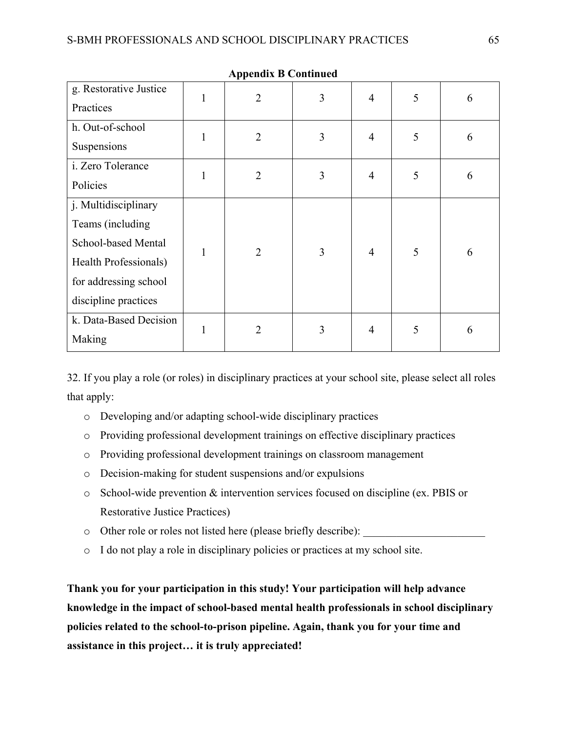**Appendix B Continued**

| | | | | | | |
|---|---|---|---|---|---|---|
| g. Restorative Justice Practices | 1 | 2 | 3 | 4 | 5 | 6 |
| h. Out-of-school Suspensions | 1 | 2 | 3 | 4 | 5 | 6 |
| i. Zero Tolerance Policies | 1 | 2 | 3 | 4 | 5 | 6 |
| j. Multidisciplinary Teams (including School-based Mental Health Professionals) for addressing school discipline practices | 1 | 2 | 3 | 4 | 5 | 6 |
| k. Data-Based Decision Making | 1 | 2 | 3 | 4 | 5 | 6 |

32. If you play a role (or roles) in disciplinary practices at your school site, please select all roles that apply:

- o Developing and/or adapting school-wide disciplinary practices
- o Providing professional development trainings on effective disciplinary practices
- o Providing professional development trainings on classroom management
- o Decision-making for student suspensions and/or expulsions
- o School-wide prevention & intervention services focused on discipline (ex. PBIS or Restorative Justice Practices)
- o Other role or roles not listed here (please briefly describe): ______________________
- o I do not play a role in disciplinary policies or practices at my school site.

**Thank you for your participation in this study! Your participation will help advance knowledge in the impact of school-based mental health professionals in school disciplinary policies related to the school-to-prison pipeline. Again, thank you for your time and assistance in this project… it is truly appreciated!**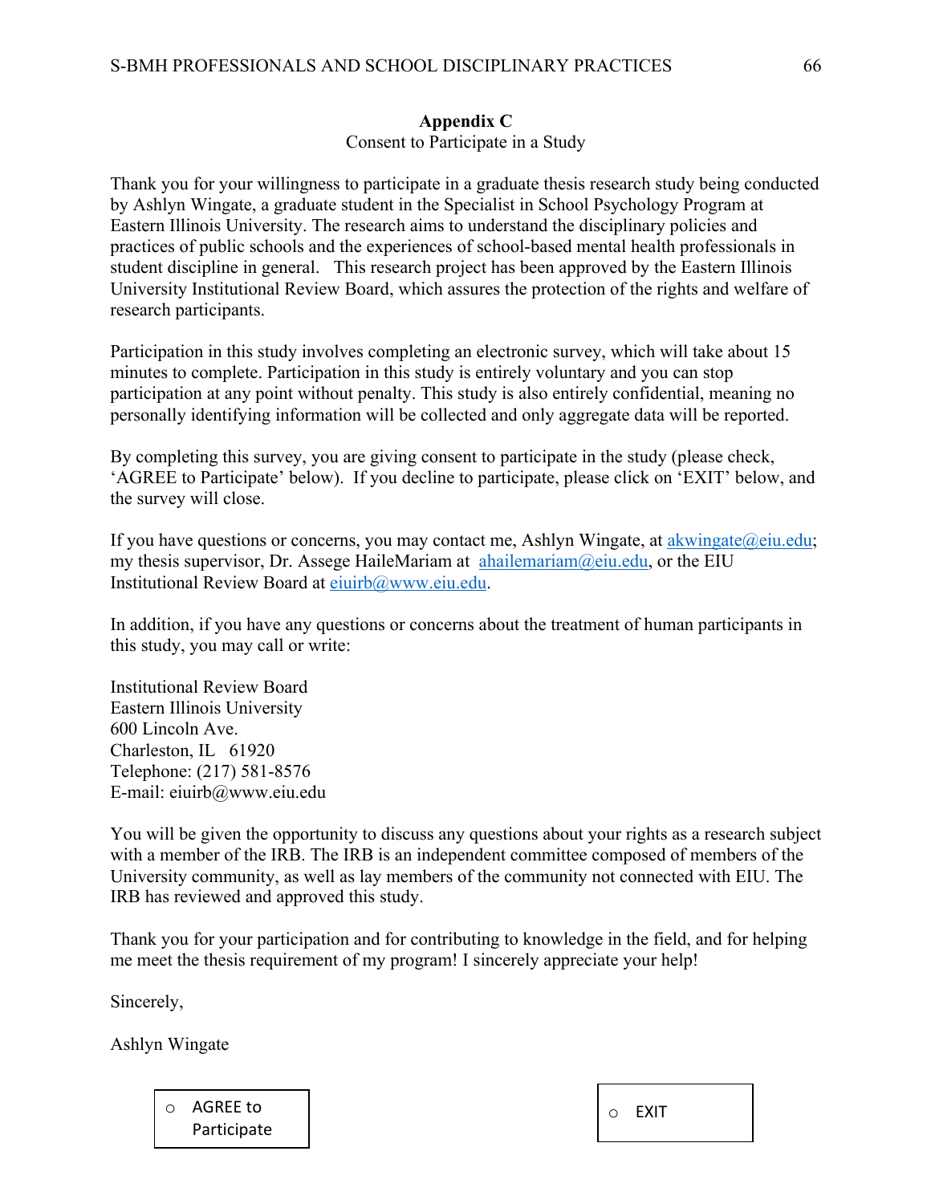## Appendix C

Consent to Participate in a Study

Thank you for your willingness to participate in a graduate thesis research study being conducted by Ashlyn Wingate, a graduate student in the Specialist in School Psychology Program at Eastern Illinois University. The research aims to understand the disciplinary policies and practices of public schools and the experiences of school-based mental health professionals in student discipline in general. This research project has been approved by the Eastern Illinois University Institutional Review Board, which assures the protection of the rights and welfare of research participants.

Participation in this study involves completing an electronic survey, which will take about 15 minutes to complete. Participation in this study is entirely voluntary and you can stop participation at any point without penalty. This study is also entirely confidential, meaning no personally identifying information will be collected and only aggregate data will be reported.

By completing this survey, you are giving consent to participate in the study (please check, 'AGREE to Participate' below). If you decline to participate, please click on 'EXIT' below, and the survey will close.

If you have questions or concerns, you may contact me, Ashlyn Wingate, at akwingate@eiu.edu; my thesis supervisor, Dr. Assege HaileMariam at ahailemariam@eiu.edu, or the EIU Institutional Review Board at eiuirb@www.eiu.edu.

In addition, if you have any questions or concerns about the treatment of human participants in this study, you may call or write:

Institutional Review Board
Eastern Illinois University
600 Lincoln Ave.
Charleston, IL 61920
Telephone: (217) 581-8576
E-mail: eiuirb@www.eiu.edu

You will be given the opportunity to discuss any questions about your rights as a research subject with a member of the IRB. The IRB is an independent committee composed of members of the University community, as well as lay members of the community not connected with EIU. The IRB has reviewed and approved this study.

Thank you for your participation and for contributing to knowledge in the field, and for helping me meet the thesis requirement of my program! I sincerely appreciate your help!

Sincerely,

Ashlyn Wingate

○ AGREE to Participate

○ EXIT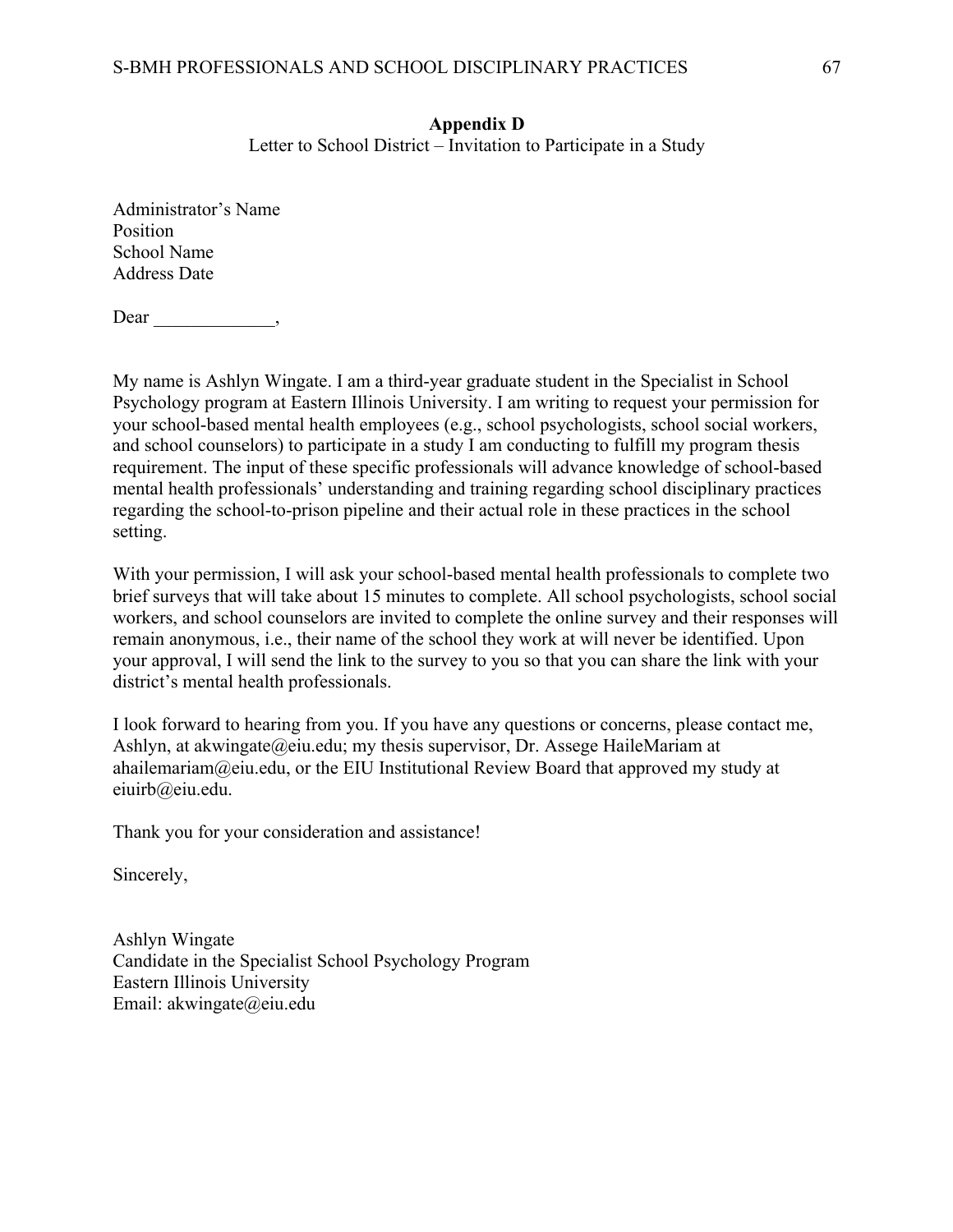**Appendix D**

Letter to School District – Invitation to Participate in a Study

Administrator's Name
Position
School Name
Address Date

Dear _____________,

My name is Ashlyn Wingate. I am a third-year graduate student in the Specialist in School Psychology program at Eastern Illinois University. I am writing to request your permission for your school-based mental health employees (e.g., school psychologists, school social workers, and school counselors) to participate in a study I am conducting to fulfill my program thesis requirement. The input of these specific professionals will advance knowledge of school-based mental health professionals' understanding and training regarding school disciplinary practices regarding the school-to-prison pipeline and their actual role in these practices in the school setting.

With your permission, I will ask your school-based mental health professionals to complete two brief surveys that will take about 15 minutes to complete. All school psychologists, school social workers, and school counselors are invited to complete the online survey and their responses will remain anonymous, i.e., their name of the school they work at will never be identified. Upon your approval, I will send the link to the survey to you so that you can share the link with your district's mental health professionals.

I look forward to hearing from you. If you have any questions or concerns, please contact me, Ashlyn, at akwingate@eiu.edu; my thesis supervisor, Dr. Assege HaileMariam at ahailemariam@eiu.edu, or the EIU Institutional Review Board that approved my study at eiuirb@eiu.edu.

Thank you for your consideration and assistance!

Sincerely,

Ashlyn Wingate
Candidate in the Specialist School Psychology Program
Eastern Illinois University
Email: akwingate@eiu.edu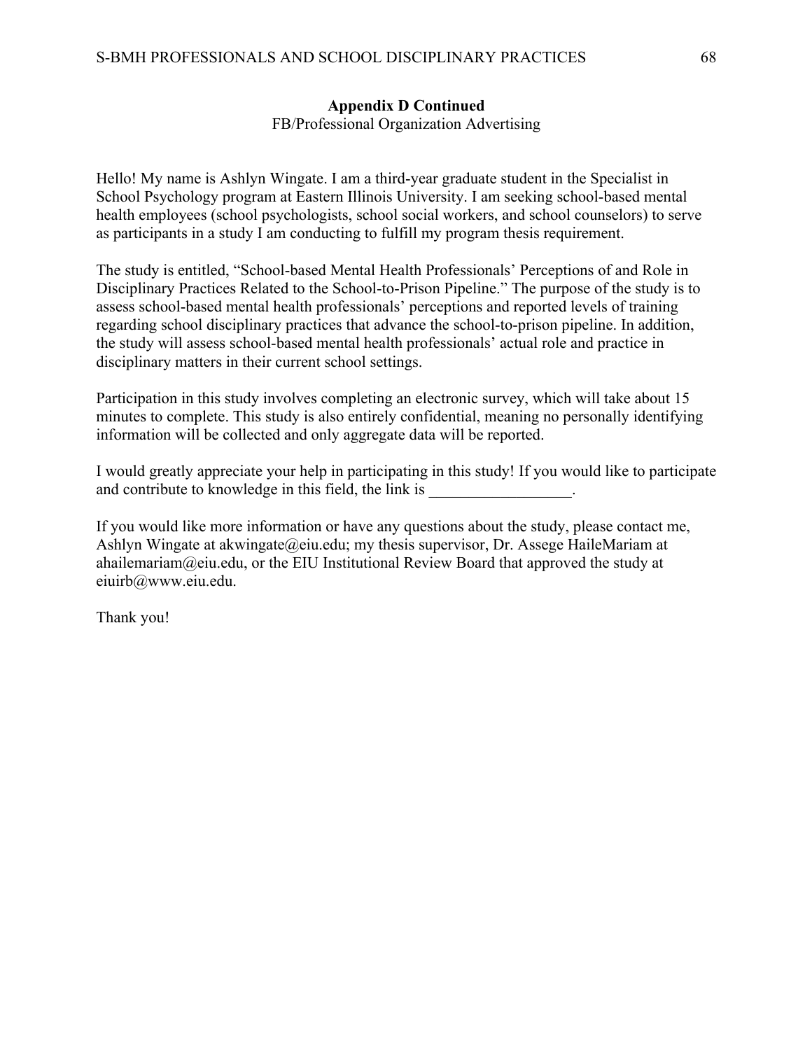**Appendix D Continued**

FB/Professional Organization Advertising

Hello! My name is Ashlyn Wingate. I am a third-year graduate student in the Specialist in School Psychology program at Eastern Illinois University. I am seeking school-based mental health employees (school psychologists, school social workers, and school counselors) to serve as participants in a study I am conducting to fulfill my program thesis requirement.

The study is entitled, "School-based Mental Health Professionals' Perceptions of and Role in Disciplinary Practices Related to the School-to-Prison Pipeline." The purpose of the study is to assess school-based mental health professionals' perceptions and reported levels of training regarding school disciplinary practices that advance the school-to-prison pipeline. In addition, the study will assess school-based mental health professionals' actual role and practice in disciplinary matters in their current school settings.

Participation in this study involves completing an electronic survey, which will take about 15 minutes to complete. This study is also entirely confidential, meaning no personally identifying information will be collected and only aggregate data will be reported.

I would greatly appreciate your help in participating in this study! If you would like to participate and contribute to knowledge in this field, the link is __________________.

If you would like more information or have any questions about the study, please contact me, Ashlyn Wingate at akwingate@eiu.edu; my thesis supervisor, Dr. Assege HaileMariam at ahailemariam@eiu.edu, or the EIU Institutional Review Board that approved the study at eiuirb@www.eiu.edu.

Thank you!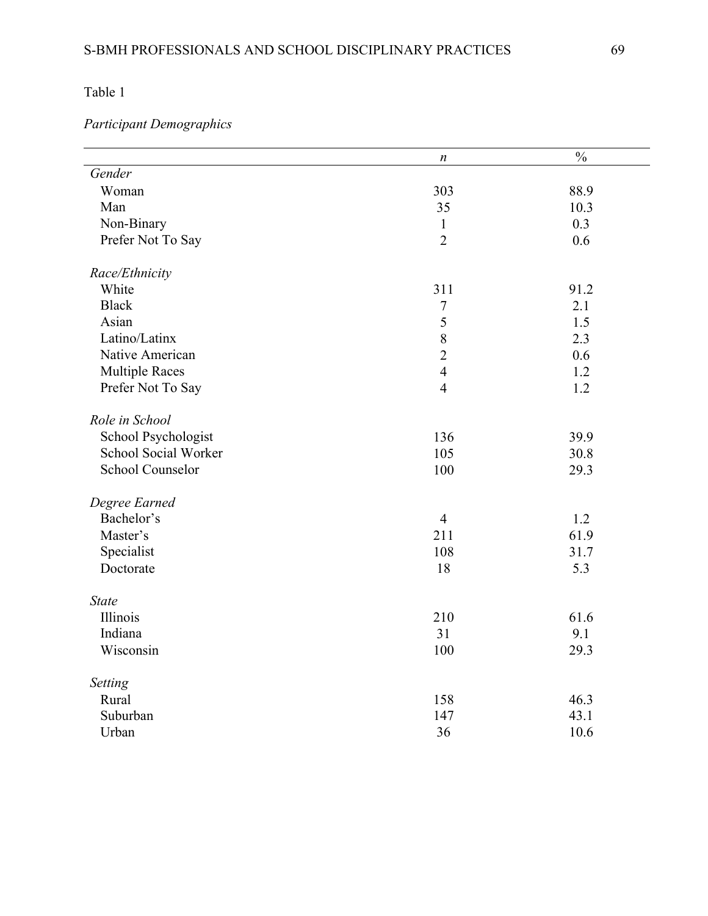Table 1

*Participant Demographics*

| | *n* | % |
|---|---|---|
| *Gender* | | |
| Woman | 303 | 88.9 |
| Man | 35 | 10.3 |
| Non-Binary | 1 | 0.3 |
| Prefer Not To Say | 2 | 0.6 |
| *Race/Ethnicity* | | |
| White | 311 | 91.2 |
| Black | 7 | 2.1 |
| Asian | 5 | 1.5 |
| Latino/Latinx | 8 | 2.3 |
| Native American | 2 | 0.6 |
| Multiple Races | 4 | 1.2 |
| Prefer Not To Say | 4 | 1.2 |
| *Role in School* | | |
| School Psychologist | 136 | 39.9 |
| School Social Worker | 105 | 30.8 |
| School Counselor | 100 | 29.3 |
| *Degree Earned* | | |
| Bachelor's | 4 | 1.2 |
| Master's | 211 | 61.9 |
| Specialist | 108 | 31.7 |
| Doctorate | 18 | 5.3 |
| *State* | | |
| Illinois | 210 | 61.6 |
| Indiana | 31 | 9.1 |
| Wisconsin | 100 | 29.3 |
| *Setting* | | |
| Rural | 158 | 46.3 |
| Suburban | 147 | 43.1 |
| Urban | 36 | 10.6 |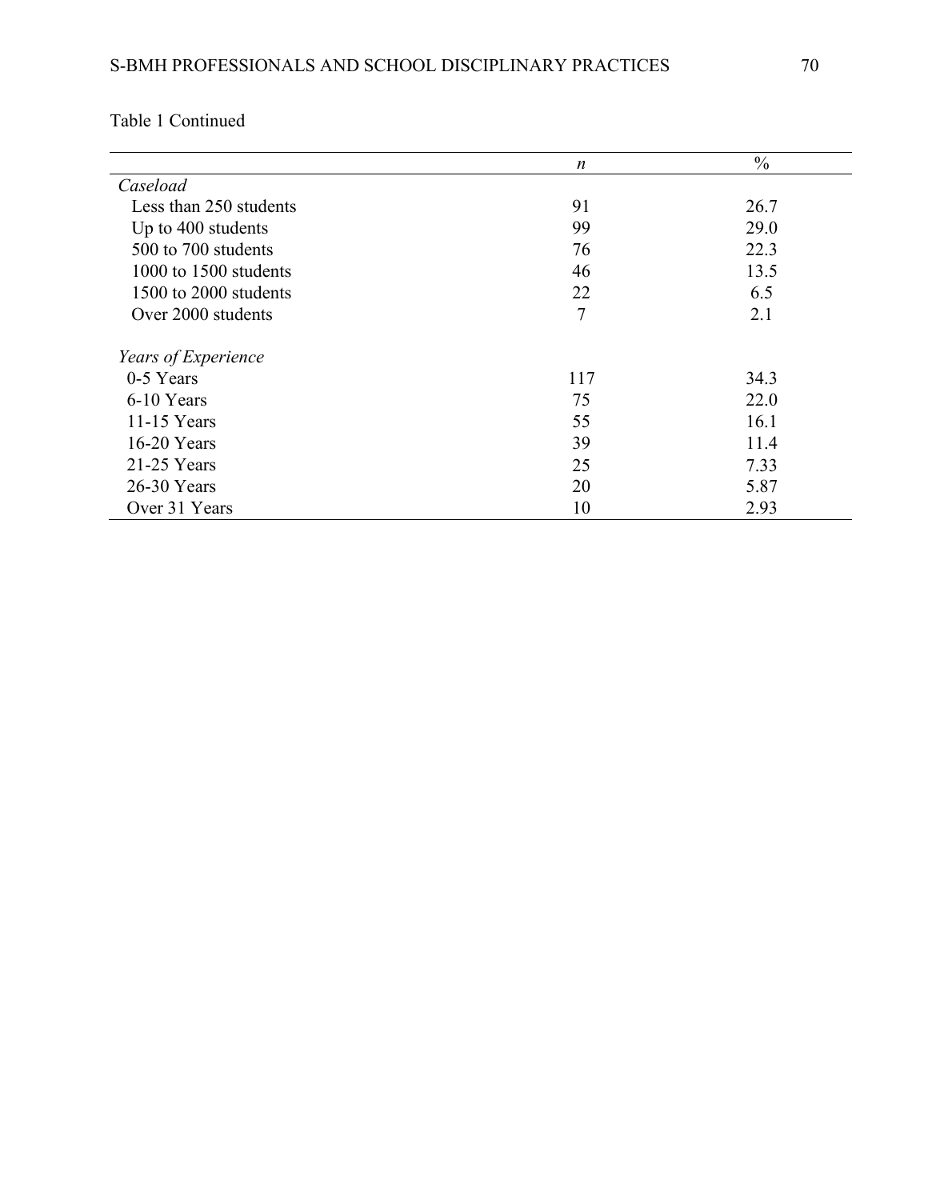Table 1 Continued

| | *n* | % |
|---|---|---|
| *Caseload* | | |
| Less than 250 students | 91 | 26.7 |
| Up to 400 students | 99 | 29.0 |
| 500 to 700 students | 76 | 22.3 |
| 1000 to 1500 students | 46 | 13.5 |
| 1500 to 2000 students | 22 | 6.5 |
| Over 2000 students | 7 | 2.1 |
| *Years of Experience* | | |
| 0-5 Years | 117 | 34.3 |
| 6-10 Years | 75 | 22.0 |
| 11-15 Years | 55 | 16.1 |
| 16-20 Years | 39 | 11.4 |
| 21-25 Years | 25 | 7.33 |
| 26-30 Years | 20 | 5.87 |
| Over 31 Years | 10 | 2.93 |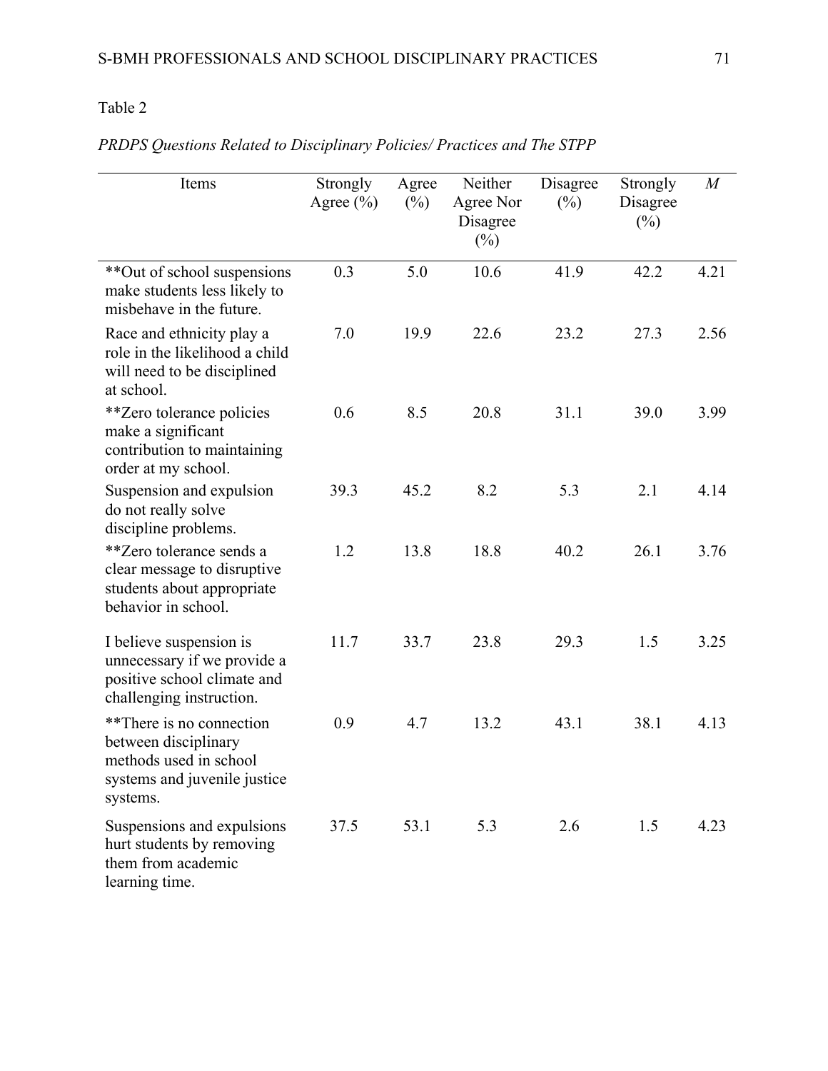Table 2

*PRDPS Questions Related to Disciplinary Policies/ Practices and The STPP*

| Items | Strongly Agree (%) | Agree (%) | Neither Agree Nor Disagree (%) | Disagree (%) | Strongly Disagree (%) | *M* |
|---|---|---|---|---|---|---|
| **Out of school suspensions make students less likely to misbehave in the future. | 0.3 | 5.0 | 10.6 | 41.9 | 42.2 | 4.21 |
| Race and ethnicity play a role in the likelihood a child will need to be disciplined at school. | 7.0 | 19.9 | 22.6 | 23.2 | 27.3 | 2.56 |
| **Zero tolerance policies make a significant contribution to maintaining order at my school. | 0.6 | 8.5 | 20.8 | 31.1 | 39.0 | 3.99 |
| Suspension and expulsion do not really solve discipline problems. | 39.3 | 45.2 | 8.2 | 5.3 | 2.1 | 4.14 |
| **Zero tolerance sends a clear message to disruptive students about appropriate behavior in school. | 1.2 | 13.8 | 18.8 | 40.2 | 26.1 | 3.76 |
| I believe suspension is unnecessary if we provide a positive school climate and challenging instruction. | 11.7 | 33.7 | 23.8 | 29.3 | 1.5 | 3.25 |
| **There is no connection between disciplinary methods used in school systems and juvenile justice systems. | 0.9 | 4.7 | 13.2 | 43.1 | 38.1 | 4.13 |
| Suspensions and expulsions hurt students by removing them from academic learning time. | 37.5 | 53.1 | 5.3 | 2.6 | 1.5 | 4.23 |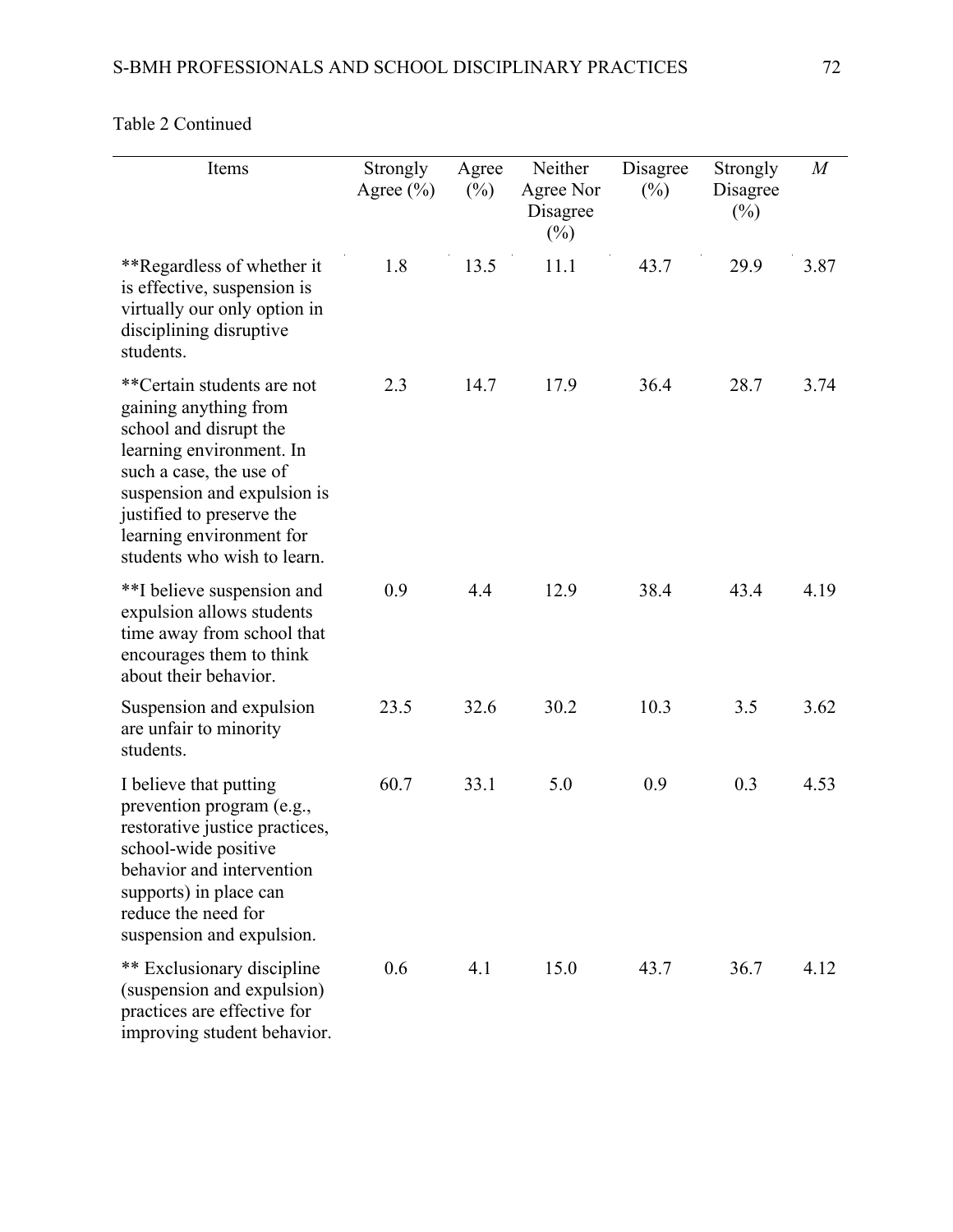Table 2 Continued

| Items | Strongly Agree (%) | Agree (%) | Neither Agree Nor Disagree (%) | Disagree (%) | Strongly Disagree (%) | *M* |
|---|---|---|---|---|---|---|
| **Regardless of whether it is effective, suspension is virtually our only option in disciplining disruptive students. | 1.8 | 13.5 | 11.1 | 43.7 | 29.9 | 3.87 |
| **Certain students are not gaining anything from school and disrupt the learning environment. In such a case, the use of suspension and expulsion is justified to preserve the learning environment for students who wish to learn. | 2.3 | 14.7 | 17.9 | 36.4 | 28.7 | 3.74 |
| **I believe suspension and expulsion allows students time away from school that encourages them to think about their behavior. | 0.9 | 4.4 | 12.9 | 38.4 | 43.4 | 4.19 |
| Suspension and expulsion are unfair to minority students. | 23.5 | 32.6 | 30.2 | 10.3 | 3.5 | 3.62 |
| I believe that putting prevention program (e.g., restorative justice practices, school-wide positive behavior and intervention supports) in place can reduce the need for suspension and expulsion. | 60.7 | 33.1 | 5.0 | 0.9 | 0.3 | 4.53 |
| ** Exclusionary discipline (suspension and expulsion) practices are effective for improving student behavior. | 0.6 | 4.1 | 15.0 | 43.7 | 36.7 | 4.12 |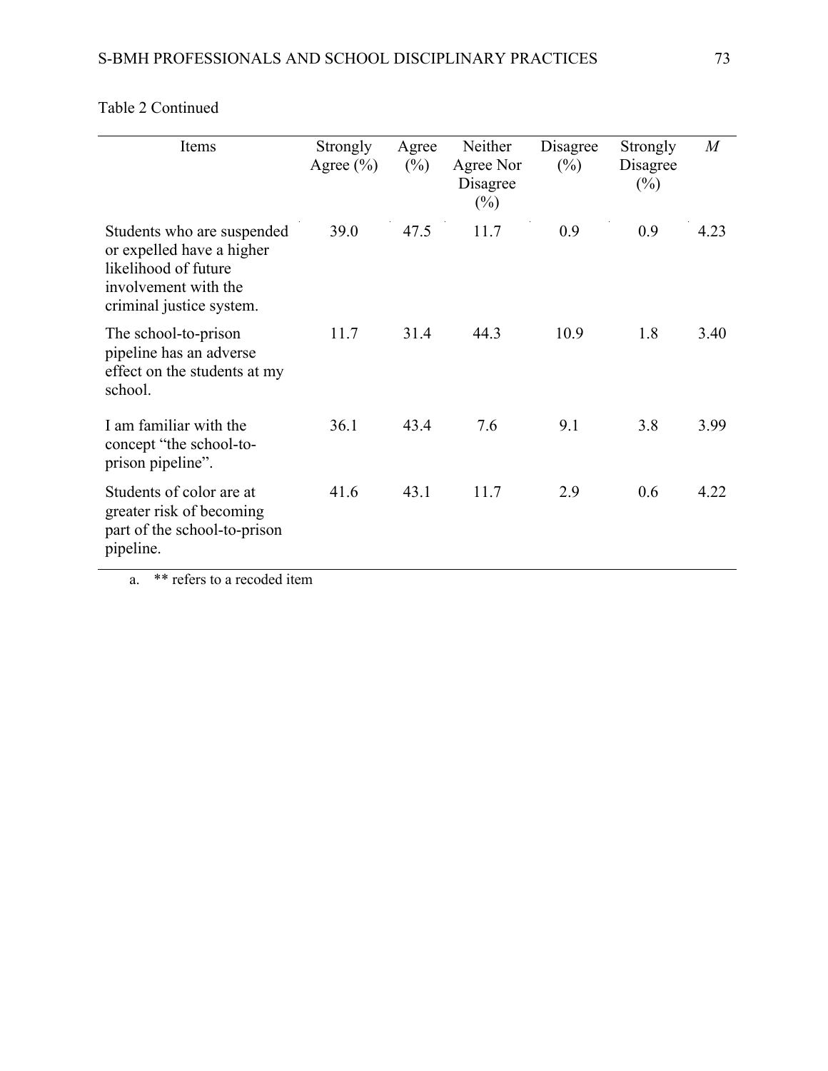Table 2 Continued

| Items | Strongly Agree (%) | Agree (%) | Neither Agree Nor Disagree (%) | Disagree (%) | Strongly Disagree (%) | *M* |
|---|---|---|---|---|---|---|
| Students who are suspended or expelled have a higher likelihood of future involvement with the criminal justice system. | 39.0 | 47.5 | 11.7 | 0.9 | 0.9 | 4.23 |
| The school-to-prison pipeline has an adverse effect on the students at my school. | 11.7 | 31.4 | 44.3 | 10.9 | 1.8 | 3.40 |
| I am familiar with the concept "the school-to-prison pipeline". | 36.1 | 43.4 | 7.6 | 9.1 | 3.8 | 3.99 |
| Students of color are at greater risk of becoming part of the school-to-prison pipeline. | 41.6 | 43.1 | 11.7 | 2.9 | 0.6 | 4.22 |

a. ** refers to a recoded item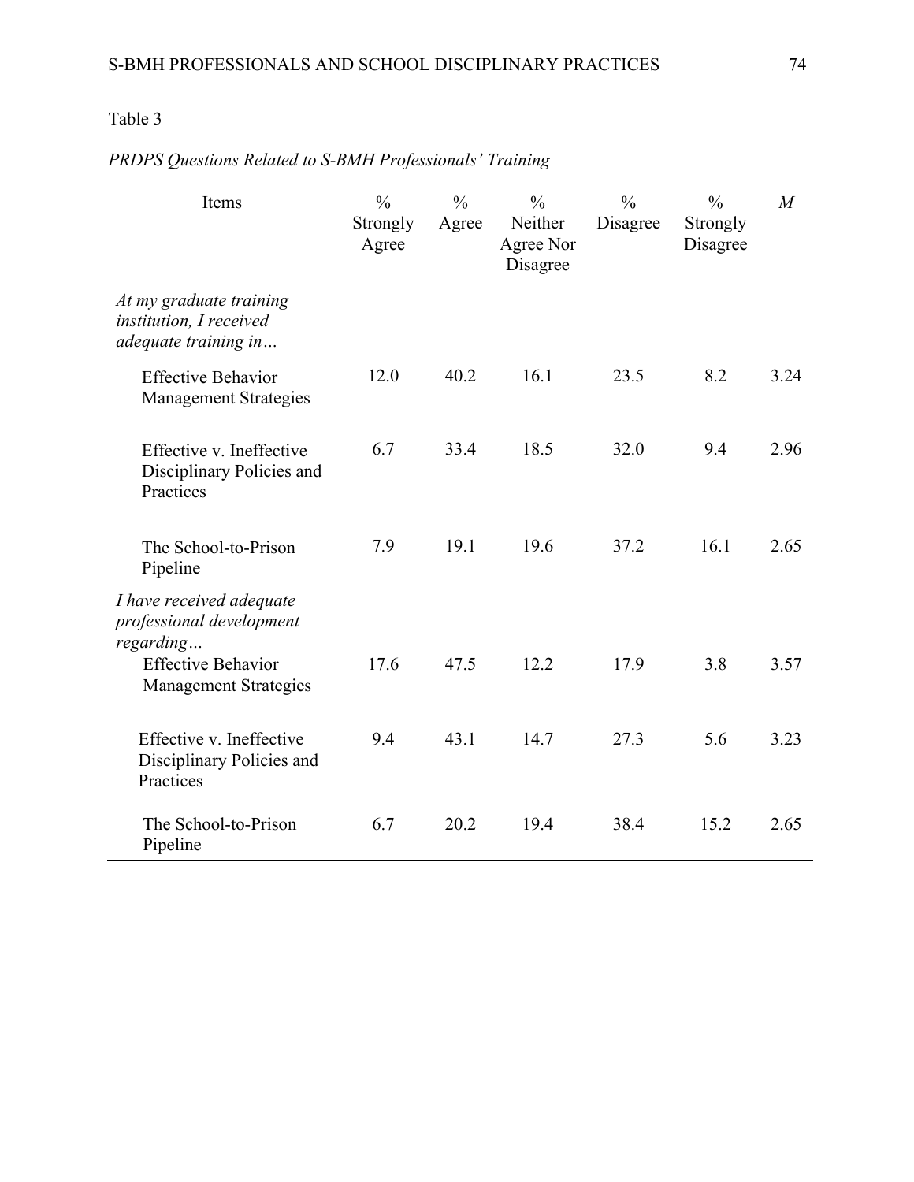Table 3

*PRDPS Questions Related to S-BMH Professionals' Training*

| Items | % Strongly Agree | % Agree | % Neither Agree Nor Disagree | % Disagree | % Strongly Disagree | *M* |
|---|---|---|---|---|---|---|
| *At my graduate training institution, I received adequate training in…* | | | | | | |
| Effective Behavior Management Strategies | 12.0 | 40.2 | 16.1 | 23.5 | 8.2 | 3.24 |
| Effective v. Ineffective Disciplinary Policies and Practices | 6.7 | 33.4 | 18.5 | 32.0 | 9.4 | 2.96 |
| The School-to-Prison Pipeline | 7.9 | 19.1 | 19.6 | 37.2 | 16.1 | 2.65 |
| *I have received adequate professional development regarding…* | | | | | | |
| Effective Behavior Management Strategies | 17.6 | 47.5 | 12.2 | 17.9 | 3.8 | 3.57 |
| Effective v. Ineffective Disciplinary Policies and Practices | 9.4 | 43.1 | 14.7 | 27.3 | 5.6 | 3.23 |
| The School-to-Prison Pipeline | 6.7 | 20.2 | 19.4 | 38.4 | 15.2 | 2.65 |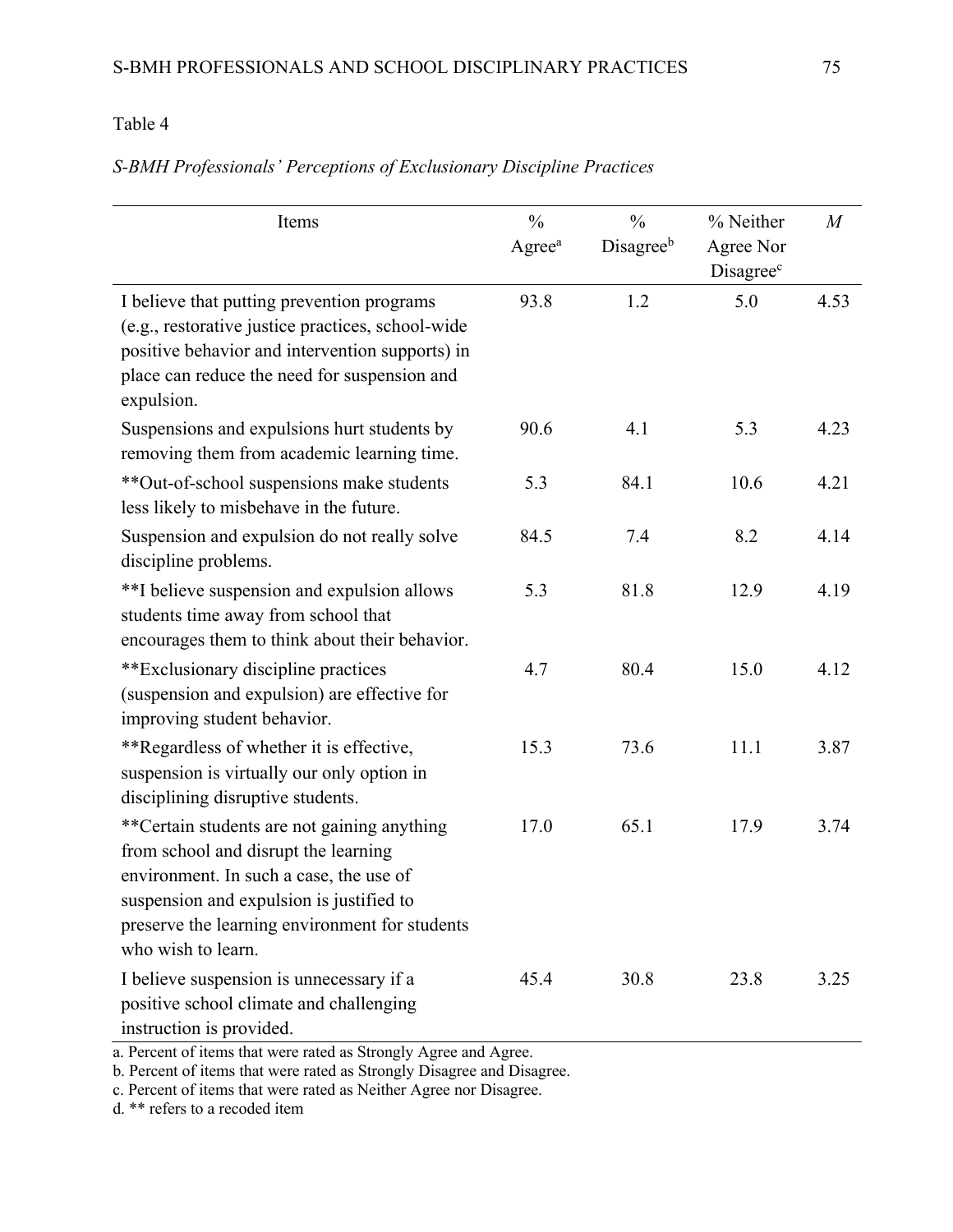Table 4

*S-BMH Professionals' Perceptions of Exclusionary Discipline Practices*

| Items | % Agree[a] | % Disagree[b] | % Neither Agree Nor Disagree[c] | *M* |
|---|---|---|---|---|
| I believe that putting prevention programs (e.g., restorative justice practices, school-wide positive behavior and intervention supports) in place can reduce the need for suspension and expulsion. | 93.8 | 1.2 | 5.0 | 4.53 |
| Suspensions and expulsions hurt students by removing them from academic learning time. | 90.6 | 4.1 | 5.3 | 4.23 |
| **Out-of-school suspensions make students less likely to misbehave in the future. | 5.3 | 84.1 | 10.6 | 4.21 |
| Suspension and expulsion do not really solve discipline problems. | 84.5 | 7.4 | 8.2 | 4.14 |
| **I believe suspension and expulsion allows students time away from school that encourages them to think about their behavior. | 5.3 | 81.8 | 12.9 | 4.19 |
| **Exclusionary discipline practices (suspension and expulsion) are effective for improving student behavior. | 4.7 | 80.4 | 15.0 | 4.12 |
| **Regardless of whether it is effective, suspension is virtually our only option in disciplining disruptive students. | 15.3 | 73.6 | 11.1 | 3.87 |
| **Certain students are not gaining anything from school and disrupt the learning environment. In such a case, the use of suspension and expulsion is justified to preserve the learning environment for students who wish to learn. | 17.0 | 65.1 | 17.9 | 3.74 |
| I believe suspension is unnecessary if a positive school climate and challenging instruction is provided. | 45.4 | 30.8 | 23.8 | 3.25 |

a. Percent of items that were rated as Strongly Agree and Agree.
b. Percent of items that were rated as Strongly Disagree and Disagree.
c. Percent of items that were rated as Neither Agree nor Disagree.
d. ** refers to a recoded item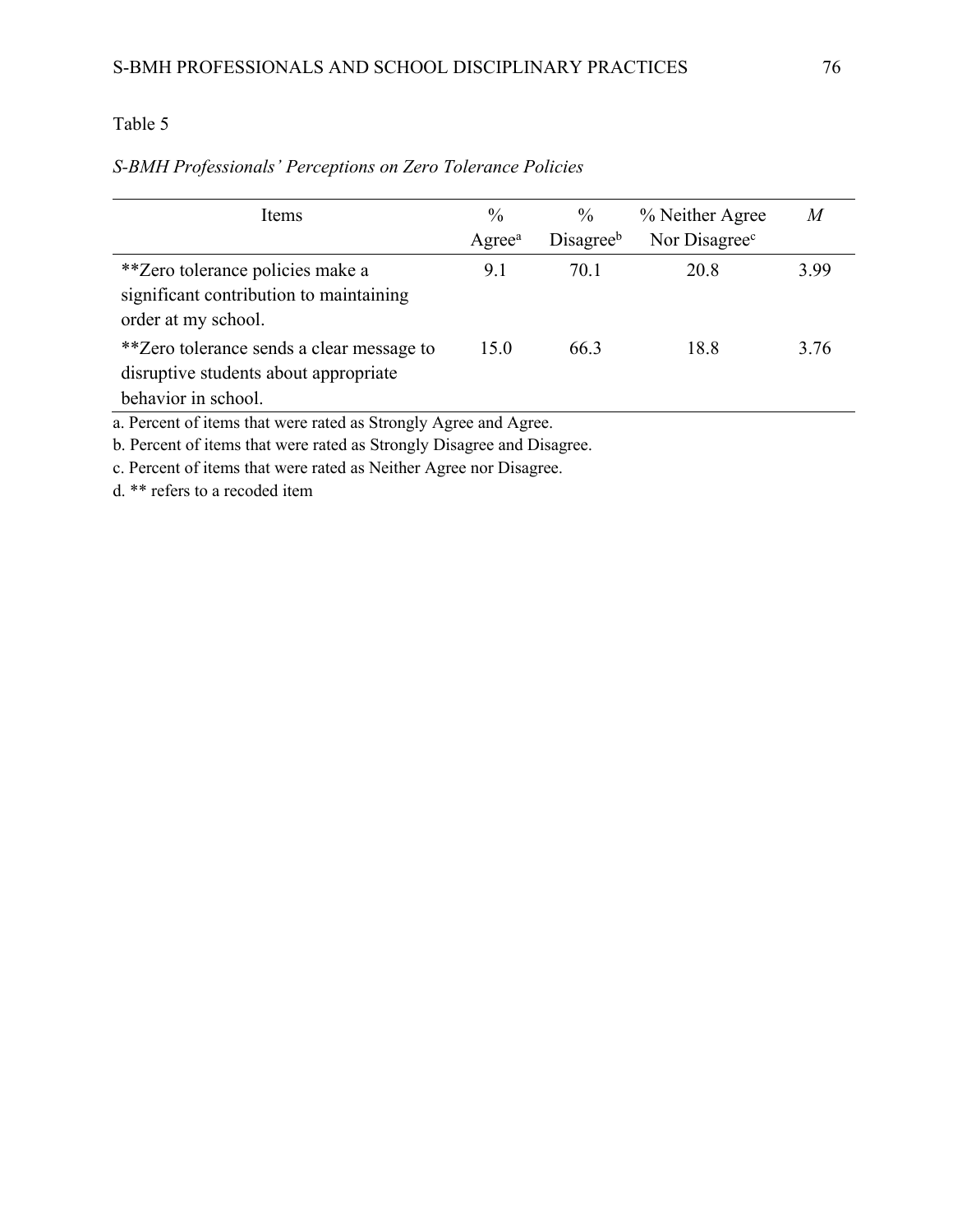Table 5

*S-BMH Professionals' Perceptions on Zero Tolerance Policies*

| Items | % Agree[a] | % Disagree[b] | % Neither Agree Nor Disagree[c] | *M* |
|---|---|---|---|---|
| **Zero tolerance policies make a significant contribution to maintaining order at my school. | 9.1 | 70.1 | 20.8 | 3.99 |
| **Zero tolerance sends a clear message to disruptive students about appropriate behavior in school. | 15.0 | 66.3 | 18.8 | 3.76 |

a. Percent of items that were rated as Strongly Agree and Agree.

b. Percent of items that were rated as Strongly Disagree and Disagree.

c. Percent of items that were rated as Neither Agree nor Disagree.

d. ** refers to a recoded item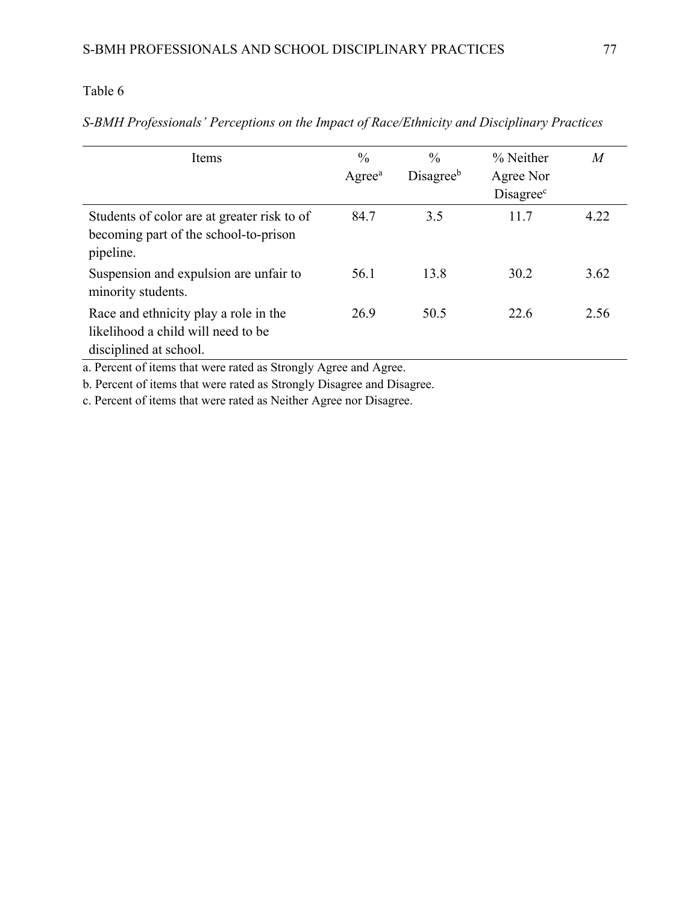Table 6

*S-BMH Professionals' Perceptions on the Impact of Race/Ethnicity and Disciplinary Practices*

| Items | % Agree[a] | % Disagree[b] | % Neither Agree Nor Disagree[c] | *M* |
|---|---|---|---|---|
| Students of color are at greater risk to of becoming part of the school-to-prison pipeline. | 84.7 | 3.5 | 11.7 | 4.22 |
| Suspension and expulsion are unfair to minority students. | 56.1 | 13.8 | 30.2 | 3.62 |
| Race and ethnicity play a role in the likelihood a child will need to be disciplined at school. | 26.9 | 50.5 | 22.6 | 2.56 |

a. Percent of items that were rated as Strongly Agree and Agree.

b. Percent of items that were rated as Strongly Disagree and Disagree.

c. Percent of items that were rated as Neither Agree nor Disagree.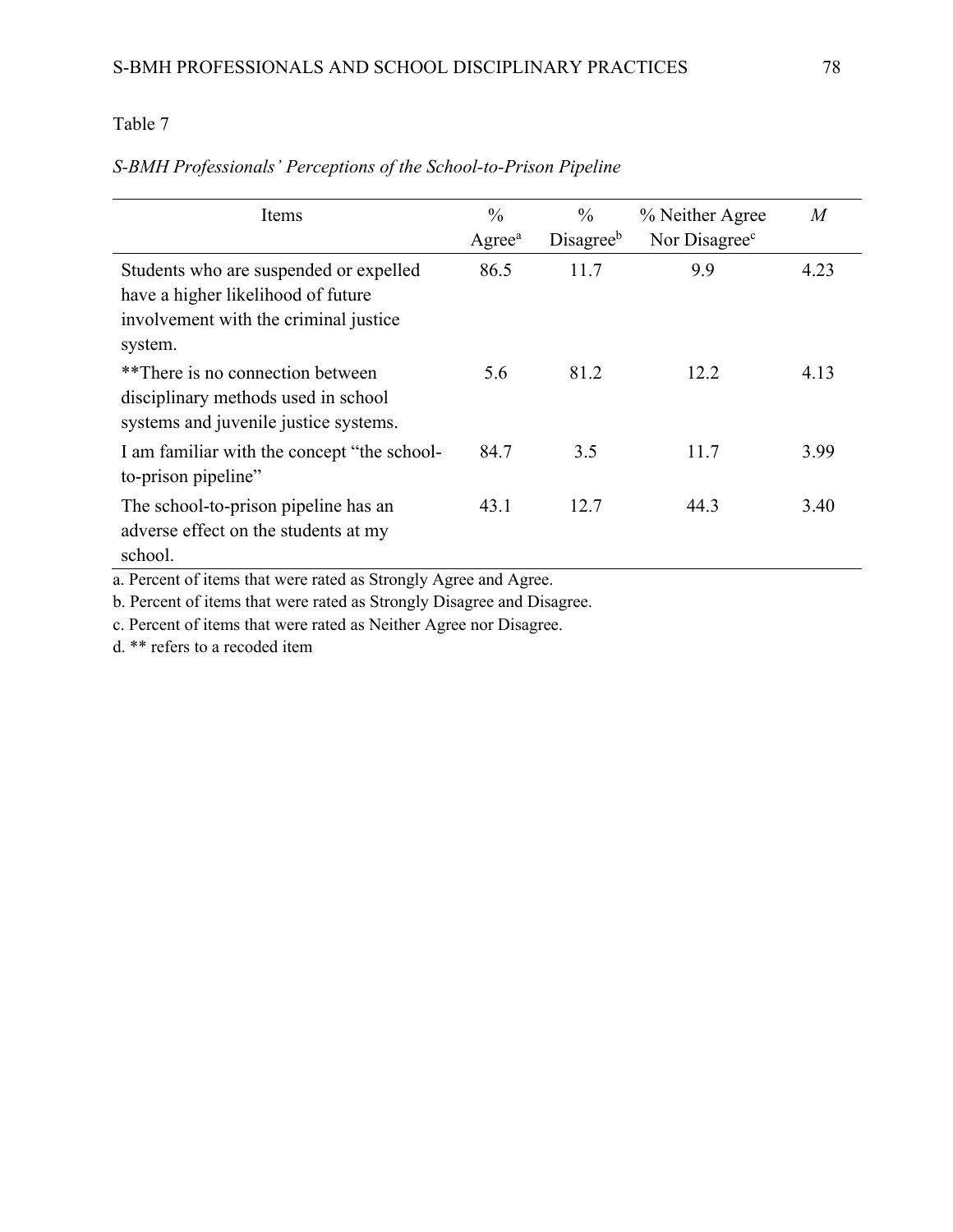Table 7

*S-BMH Professionals' Perceptions of the School-to-Prison Pipeline*

| Items | % Agree[a] | % Disagree[b] | % Neither Agree Nor Disagree[c] | *M* |
|---|---|---|---|---|
| Students who are suspended or expelled have a higher likelihood of future involvement with the criminal justice system. | 86.5 | 11.7 | 9.9 | 4.23 |
| **There is no connection between disciplinary methods used in school systems and juvenile justice systems. | 5.6 | 81.2 | 12.2 | 4.13 |
| I am familiar with the concept "the school-to-prison pipeline" | 84.7 | 3.5 | 11.7 | 3.99 |
| The school-to-prison pipeline has an adverse effect on the students at my school. | 43.1 | 12.7 | 44.3 | 3.40 |

a. Percent of items that were rated as Strongly Agree and Agree.

b. Percent of items that were rated as Strongly Disagree and Disagree.

c. Percent of items that were rated as Neither Agree nor Disagree.

d. ** refers to a recoded item